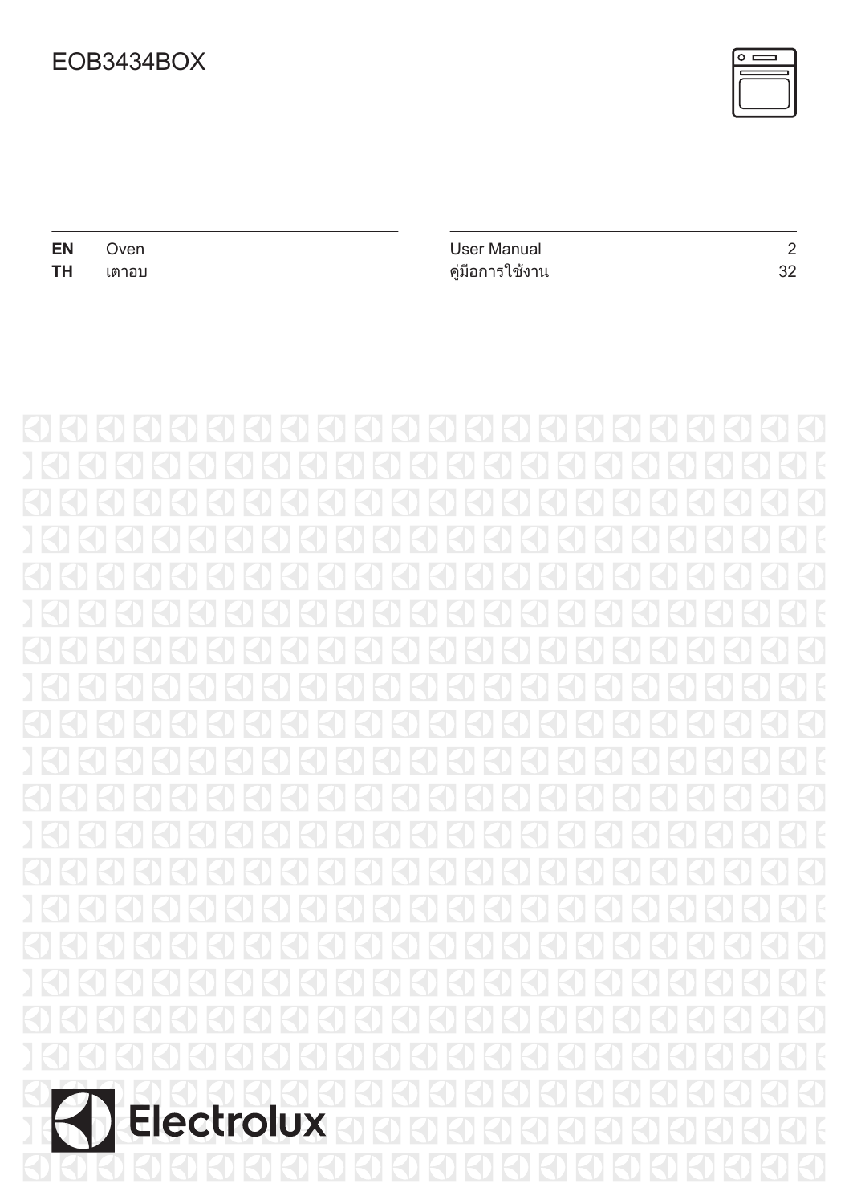# EOB3434BOX

| | | | |
|---|---|---|---|
| **EN** | Oven | User Manual | 2 |
| **TH** | เตาอบ | คู่มือการใช้งาน | 32 |

Electrolux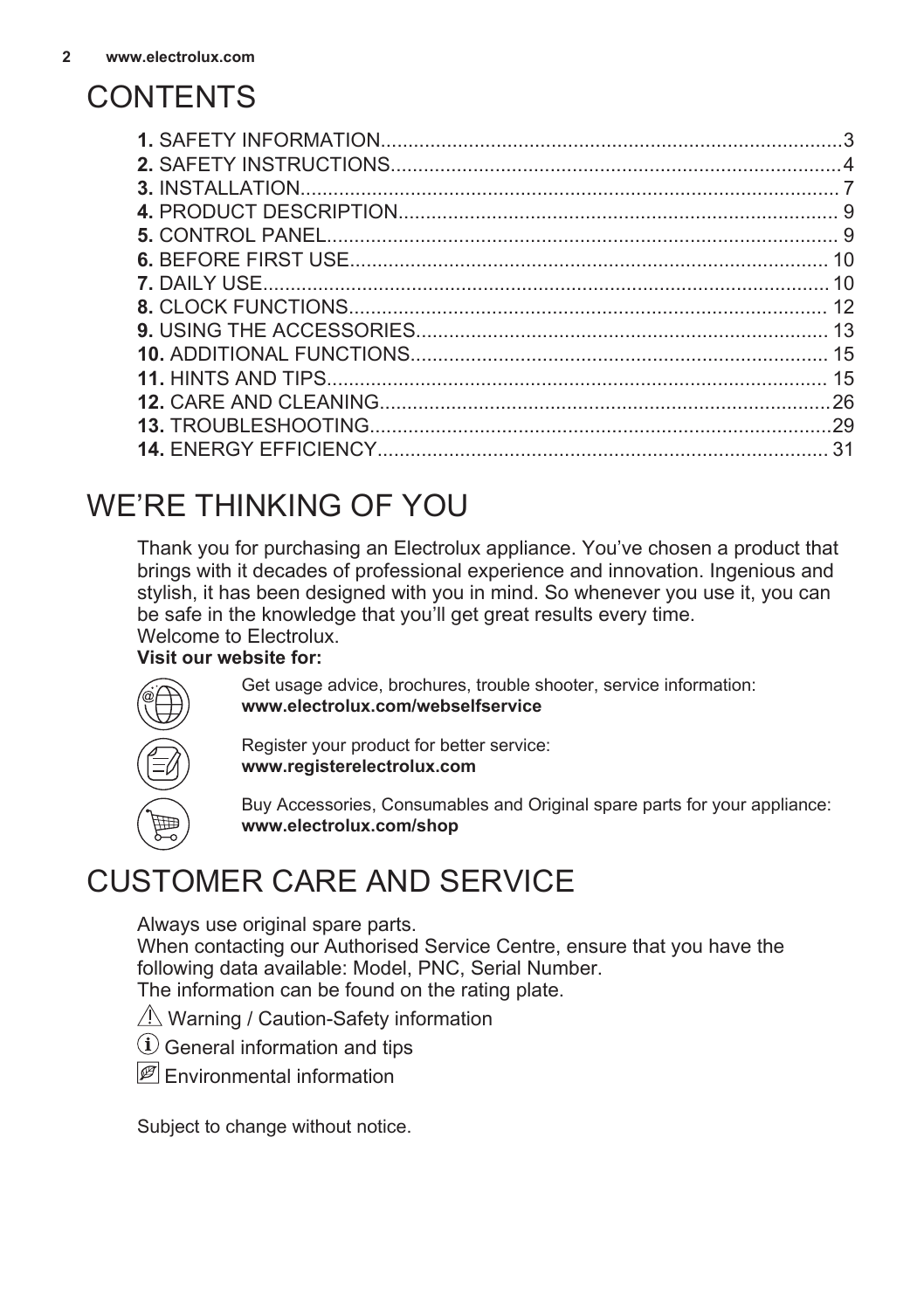# CONTENTS

**1.** SAFETY INFORMATION....................................................................................3
**2.** SAFETY INSTRUCTIONS.................................................................................4
**3.** INSTALLATION................................................................................................. 7
**4.** PRODUCT DESCRIPTION............................................................................... 9
**5.** CONTROL PANEL............................................................................................ 9
**6.** BEFORE FIRST USE...................................................................................... 10
**7.** DAILY USE...................................................................................................... 10
**8.** CLOCK FUNCTIONS...................................................................................... 12
**9.** USING THE ACCESSORIES.......................................................................... 13
**10.** ADDITIONAL FUNCTIONS........................................................................... 15
**11.** HINTS AND TIPS.......................................................................................... 15
**12.** CARE AND CLEANING.................................................................................26
**13.** TROUBLESHOOTING...................................................................................29
**14.** ENERGY EFFICIENCY................................................................................. 31

# WE'RE THINKING OF YOU

Thank you for purchasing an Electrolux appliance. You've chosen a product that brings with it decades of professional experience and innovation. Ingenious and stylish, it has been designed with you in mind. So whenever you use it, you can be safe in the knowledge that you'll get great results every time.
Welcome to Electrolux.

**Visit our website for:**

Get usage advice, brochures, trouble shooter, service information:
**www.electrolux.com/webselfservice**

Register your product for better service:
**www.registerelectrolux.com**

Buy Accessories, Consumables and Original spare parts for your appliance:
**www.electrolux.com/shop**

# CUSTOMER CARE AND SERVICE

Always use original spare parts.
When contacting our Authorised Service Centre, ensure that you have the following data available: Model, PNC, Serial Number.
The information can be found on the rating plate.

⚠ Warning / Caution-Safety information

ⓘ General information and tips

Environmental information

Subject to change without notice.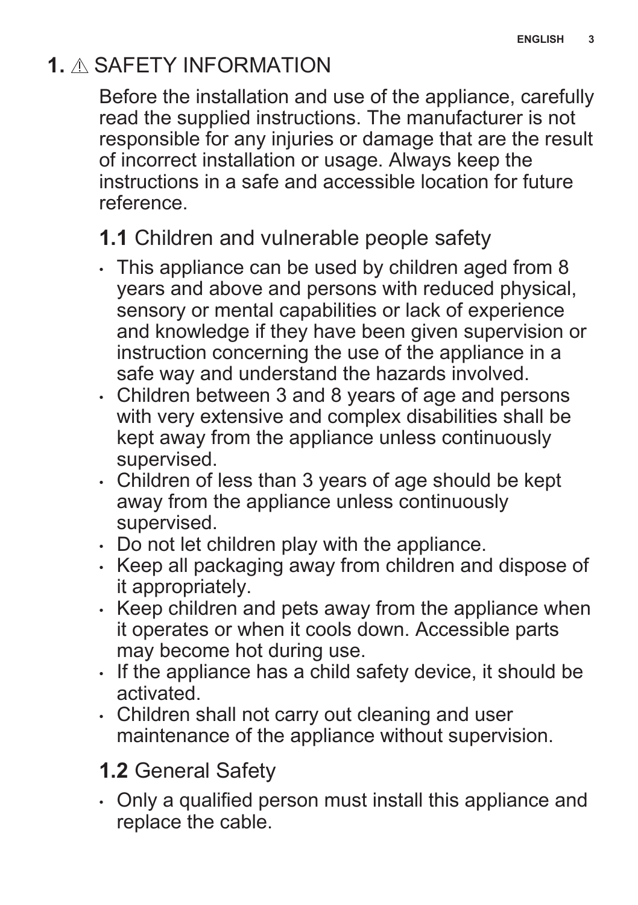# 1. ⚠ SAFETY INFORMATION

Before the installation and use of the appliance, carefully read the supplied instructions. The manufacturer is not responsible for any injuries or damage that are the result of incorrect installation or usage. Always keep the instructions in a safe and accessible location for future reference.

## 1.1 Children and vulnerable people safety

- This appliance can be used by children aged from 8 years and above and persons with reduced physical, sensory or mental capabilities or lack of experience and knowledge if they have been given supervision or instruction concerning the use of the appliance in a safe way and understand the hazards involved.
- Children between 3 and 8 years of age and persons with very extensive and complex disabilities shall be kept away from the appliance unless continuously supervised.
- Children of less than 3 years of age should be kept away from the appliance unless continuously supervised.
- Do not let children play with the appliance.
- Keep all packaging away from children and dispose of it appropriately.
- Keep children and pets away from the appliance when it operates or when it cools down. Accessible parts may become hot during use.
- If the appliance has a child safety device, it should be activated.
- Children shall not carry out cleaning and user maintenance of the appliance without supervision.

## 1.2 General Safety

- Only a qualified person must install this appliance and replace the cable.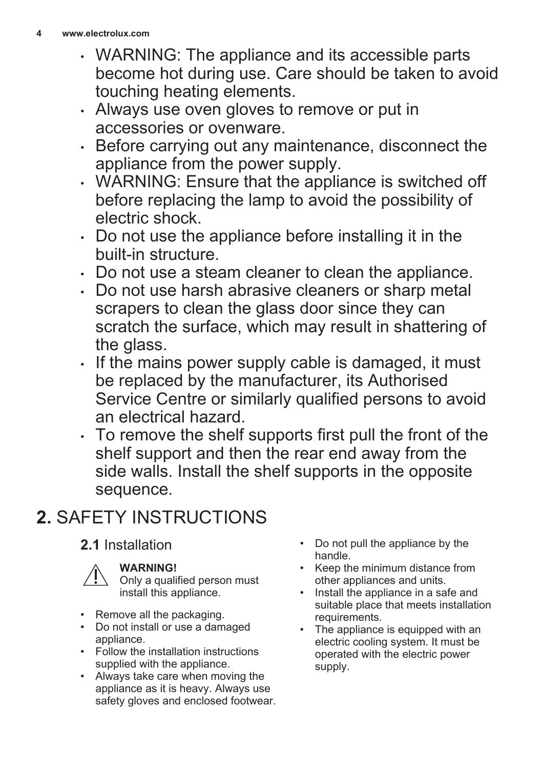- WARNING: The appliance and its accessible parts become hot during use. Care should be taken to avoid touching heating elements.
- Always use oven gloves to remove or put in accessories or ovenware.
- Before carrying out any maintenance, disconnect the appliance from the power supply.
- WARNING: Ensure that the appliance is switched off before replacing the lamp to avoid the possibility of electric shock.
- Do not use the appliance before installing it in the built-in structure.
- Do not use a steam cleaner to clean the appliance.
- Do not use harsh abrasive cleaners or sharp metal scrapers to clean the glass door since they can scratch the surface, which may result in shattering of the glass.
- If the mains power supply cable is damaged, it must be replaced by the manufacturer, its Authorised Service Centre or similarly qualified persons to avoid an electrical hazard.
- To remove the shelf supports first pull the front of the shelf support and then the rear end away from the side walls. Install the shelf supports in the opposite sequence.

# 2. SAFETY INSTRUCTIONS

## 2.1 Installation

**WARNING!**
Only a qualified person must install this appliance.

- Remove all the packaging.
- Do not install or use a damaged appliance.
- Follow the installation instructions supplied with the appliance.
- Always take care when moving the appliance as it is heavy. Always use safety gloves and enclosed footwear.
- Do not pull the appliance by the handle.
- Keep the minimum distance from other appliances and units.
- Install the appliance in a safe and suitable place that meets installation requirements.
- The appliance is equipped with an electric cooling system. It must be operated with the electric power supply.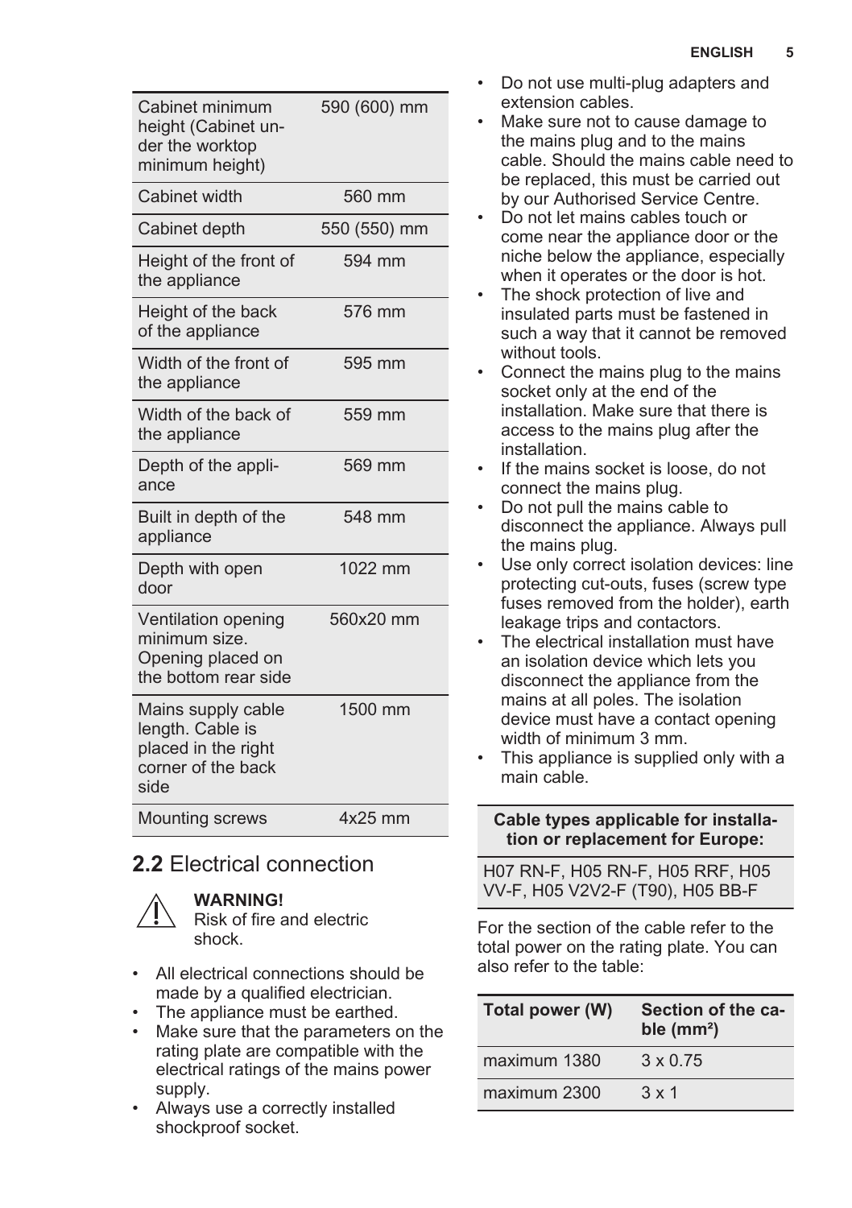| | |
|---|---|
| Cabinet minimum height (Cabinet under the worktop minimum height) | 590 (600) mm |
| Cabinet width | 560 mm |
| Cabinet depth | 550 (550) mm |
| Height of the front of the appliance | 594 mm |
| Height of the back of the appliance | 576 mm |
| Width of the front of the appliance | 595 mm |
| Width of the back of the appliance | 559 mm |
| Depth of the appliance | 569 mm |
| Built in depth of the appliance | 548 mm |
| Depth with open door | 1022 mm |
| Ventilation opening minimum size. Opening placed on the bottom rear side | 560x20 mm |
| Mains supply cable length. Cable is placed in the right corner of the back side | 1500 mm |
| Mounting screws | 4x25 mm |

## 2.2 Electrical connection

**WARNING!**
Risk of fire and electric shock.

- All electrical connections should be made by a qualified electrician.
- The appliance must be earthed.
- Make sure that the parameters on the rating plate are compatible with the electrical ratings of the mains power supply.
- Always use a correctly installed shockproof socket.
- Do not use multi-plug adapters and extension cables.
- Make sure not to cause damage to the mains plug and to the mains cable. Should the mains cable need to be replaced, this must be carried out by our Authorised Service Centre.
- Do not let mains cables touch or come near the appliance door or the niche below the appliance, especially when it operates or the door is hot.
- The shock protection of live and insulated parts must be fastened in such a way that it cannot be removed without tools.
- Connect the mains plug to the mains socket only at the end of the installation. Make sure that there is access to the mains plug after the installation.
- If the mains socket is loose, do not connect the mains plug.
- Do not pull the mains cable to disconnect the appliance. Always pull the mains plug.
- Use only correct isolation devices: line protecting cut-outs, fuses (screw type fuses removed from the holder), earth leakage trips and contactors.
- The electrical installation must have an isolation device which lets you disconnect the appliance from the mains at all poles. The isolation device must have a contact opening width of minimum 3 mm.
- This appliance is supplied only with a main cable.

| Cable types applicable for installation or replacement for Europe: |
|---|
| H07 RN-F, H05 RN-F, H05 RRF, H05 VV-F, H05 V2V2-F (T90), H05 BB-F |

For the section of the cable refer to the total power on the rating plate. You can also refer to the table:

| Total power (W) | Section of the cable ($mm^2$) |
|---|---|
| maximum 1380 | 3 x 0.75 |
| maximum 2300 | 3 x 1 |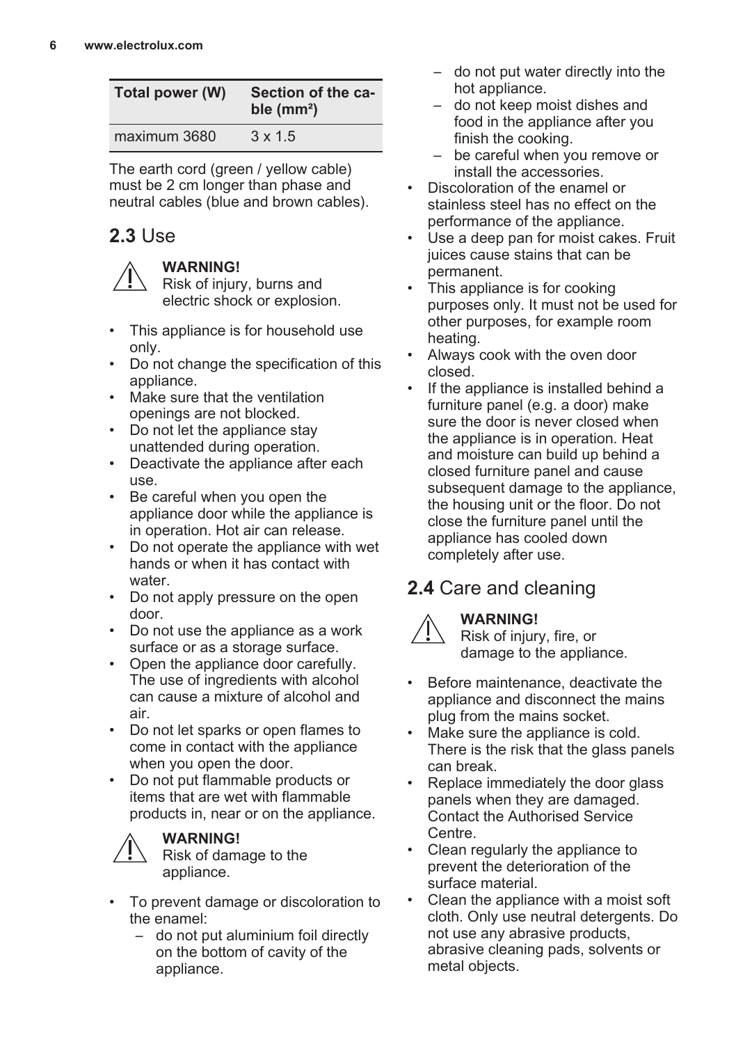| Total power (W) | Section of the cable (mm²) |
|---|---|
| maximum 3680 | 3 x 1.5 |

The earth cord (green / yellow cable) must be 2 cm longer than phase and neutral cables (blue and brown cables).

## 2.3 Use

**WARNING!**
Risk of injury, burns and electric shock or explosion.

- This appliance is for household use only.
- Do not change the specification of this appliance.
- Make sure that the ventilation openings are not blocked.
- Do not let the appliance stay unattended during operation.
- Deactivate the appliance after each use.
- Be careful when you open the appliance door while the appliance is in operation. Hot air can release.
- Do not operate the appliance with wet hands or when it has contact with water.
- Do not apply pressure on the open door.
- Do not use the appliance as a work surface or as a storage surface.
- Open the appliance door carefully. The use of ingredients with alcohol can cause a mixture of alcohol and air.
- Do not let sparks or open flames to come in contact with the appliance when you open the door.
- Do not put flammable products or items that are wet with flammable products in, near or on the appliance.

**WARNING!**
Risk of damage to the appliance.

- To prevent damage or discoloration to the enamel:
  – do not put aluminium foil directly on the bottom of cavity of the appliance.
  – do not put water directly into the hot appliance.
  – do not keep moist dishes and food in the appliance after you finish the cooking.
  – be careful when you remove or install the accessories.
- Discoloration of the enamel or stainless steel has no effect on the performance of the appliance.
- Use a deep pan for moist cakes. Fruit juices cause stains that can be permanent.
- This appliance is for cooking purposes only. It must not be used for other purposes, for example room heating.
- Always cook with the oven door closed.
- If the appliance is installed behind a furniture panel (e.g. a door) make sure the door is never closed when the appliance is in operation. Heat and moisture can build up behind a closed furniture panel and cause subsequent damage to the appliance, the housing unit or the floor. Do not close the furniture panel until the appliance has cooled down completely after use.

## 2.4 Care and cleaning

**WARNING!**
Risk of injury, fire, or damage to the appliance.

- Before maintenance, deactivate the appliance and disconnect the mains plug from the mains socket.
- Make sure the appliance is cold. There is the risk that the glass panels can break.
- Replace immediately the door glass panels when they are damaged. Contact the Authorised Service Centre.
- Clean regularly the appliance to prevent the deterioration of the surface material.
- Clean the appliance with a moist soft cloth. Only use neutral detergents. Do not use any abrasive products, abrasive cleaning pads, solvents or metal objects.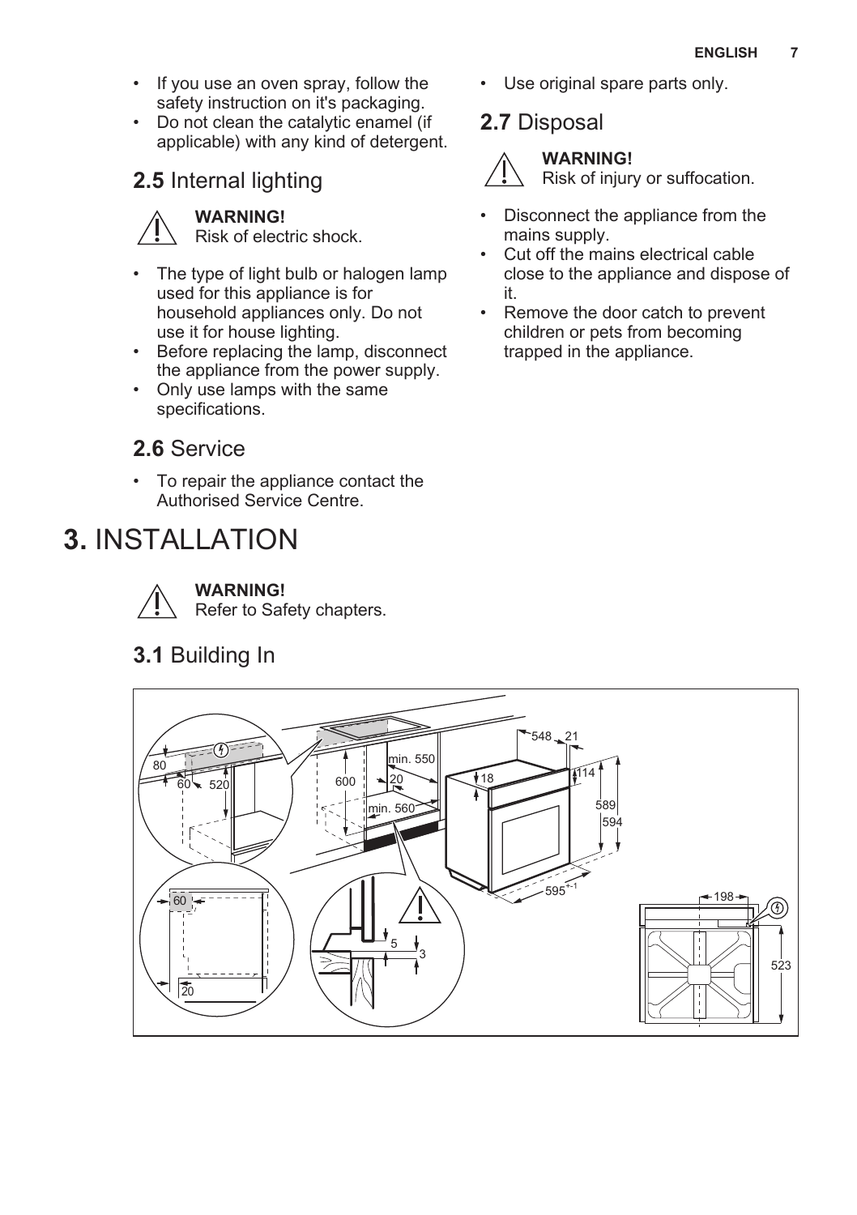- If you use an oven spray, follow the safety instruction on it's packaging.
- Do not clean the catalytic enamel (if applicable) with any kind of detergent.

## 2.5 Internal lighting

**WARNING!**
Risk of electric shock.

- The type of light bulb or halogen lamp used for this appliance is for household appliances only. Do not use it for house lighting.
- Before replacing the lamp, disconnect the appliance from the power supply.
- Only use lamps with the same specifications.

## 2.6 Service

- To repair the appliance contact the Authorised Service Centre.
- Use original spare parts only.

## 2.7 Disposal

**WARNING!**
Risk of injury or suffocation.

- Disconnect the appliance from the mains supply.
- Cut off the mains electrical cable close to the appliance and dispose of it.
- Remove the door catch to prevent children or pets from becoming trapped in the appliance.

# 3. INSTALLATION

**WARNING!**
Refer to Safety chapters.

## 3.1 Building In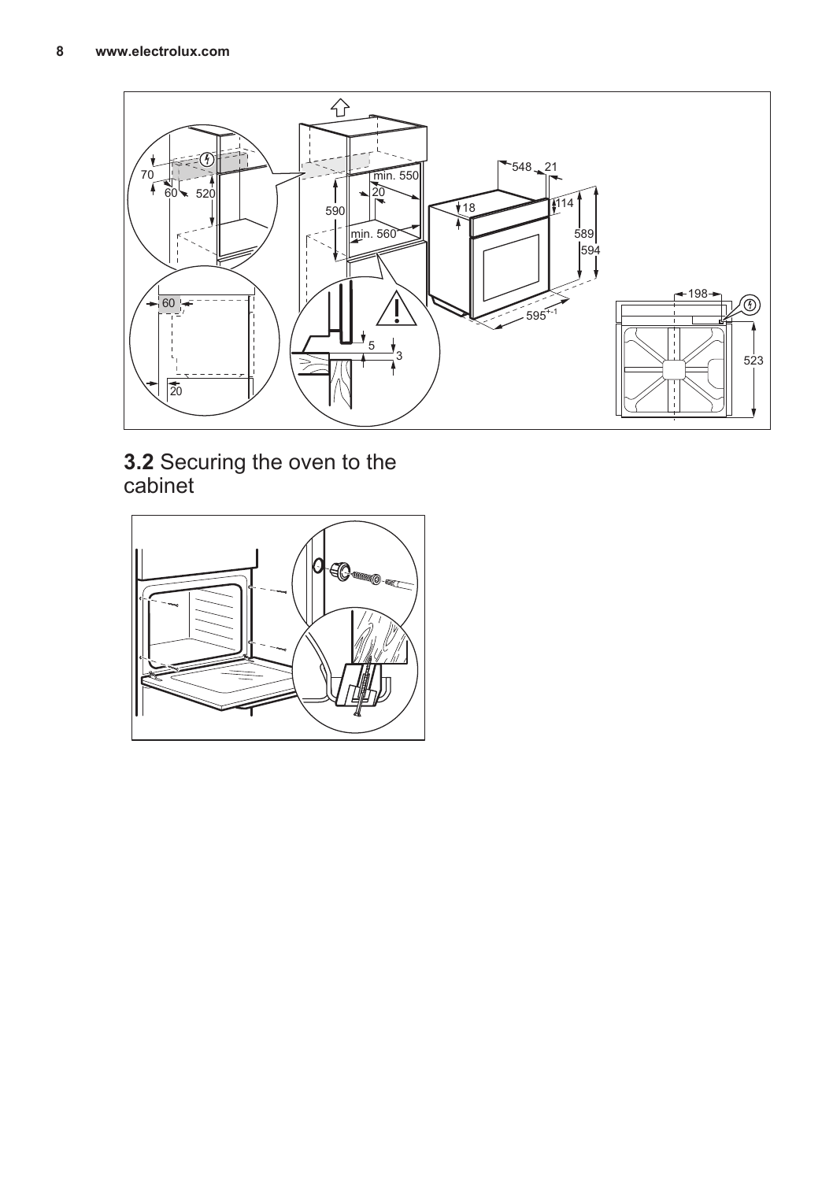## 3.2 Securing the oven to the cabinet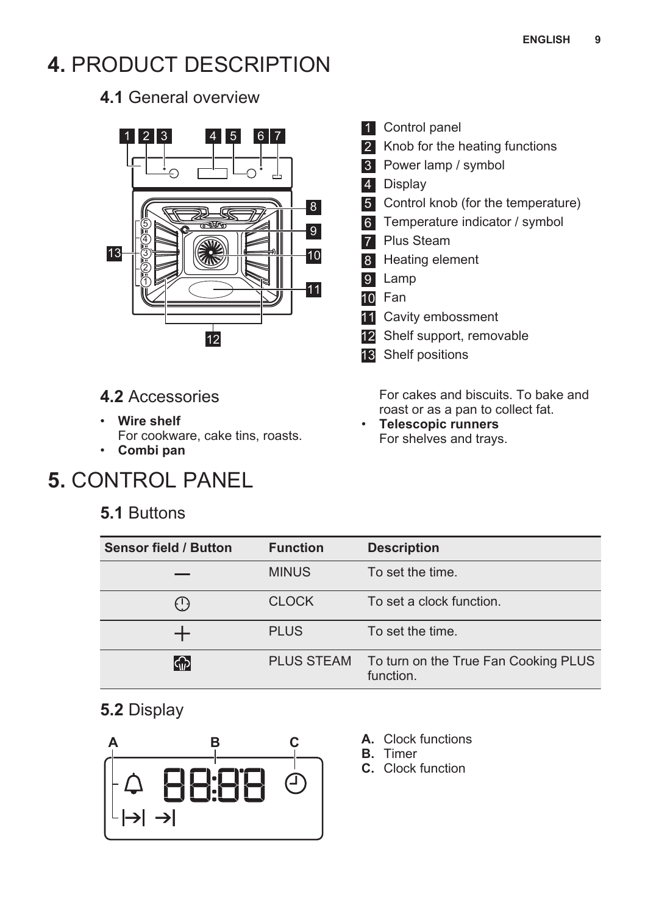# 4. PRODUCT DESCRIPTION

## 4.1 General overview

1. Control panel
2. Knob for the heating functions
3. Power lamp / symbol
4. Display
5. Control knob (for the temperature)
6. Temperature indicator / symbol
7. Plus Steam
8. Heating element
9. Lamp
10. Fan
11. Cavity embossment
12. Shelf support, removable
13. Shelf positions

## 4.2 Accessories

- **Wire shelf**
  For cookware, cake tins, roasts.
- **Combi pan**
  For cakes and biscuits. To bake and roast or as a pan to collect fat.
- **Telescopic runners**
  For shelves and trays.

# 5. CONTROL PANEL

## 5.1 Buttons

| Sensor field / Button | Function | Description |
|---|---|---|
| — | MINUS | To set the time. |
| ⏱ | CLOCK | To set a clock function. |
| + | PLUS | To set the time. |
| ♨ | PLUS STEAM | To turn on the True Fan Cooking PLUS function. |

## 5.2 Display

**A.** Clock functions
**B.** Timer
**C.** Clock function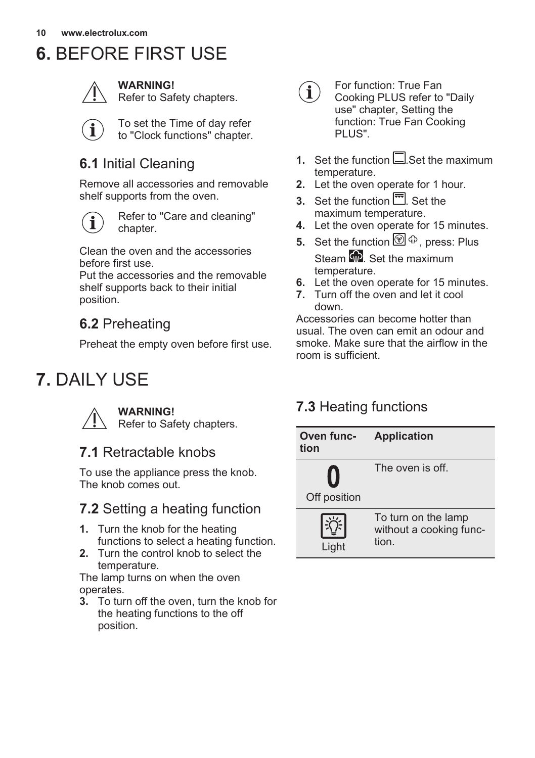# 6. BEFORE FIRST USE

**WARNING!**
Refer to Safety chapters.

To set the Time of day refer to "Clock functions" chapter.

## 6.1 Initial Cleaning

Remove all accessories and removable shelf supports from the oven.

Refer to "Care and cleaning" chapter.

Clean the oven and the accessories before first use.
Put the accessories and the removable shelf supports back to their initial position.

## 6.2 Preheating

Preheat the empty oven before first use.

For function: True Fan Cooking PLUS refer to "Daily use" chapter, Setting the function: True Fan Cooking PLUS".

1. Set the function . Set the maximum temperature.
2. Let the oven operate for 1 hour.
3. Set the function . Set the maximum temperature.
4. Let the oven operate for 15 minutes.
5. Set the function , press: Plus Steam . Set the maximum temperature.
6. Let the oven operate for 15 minutes.
7. Turn off the oven and let it cool down.

Accessories can become hotter than usual. The oven can emit an odour and smoke. Make sure that the airflow in the room is sufficient.

# 7. DAILY USE

**WARNING!**
Refer to Safety chapters.

## 7.1 Retractable knobs

To use the appliance press the knob. The knob comes out.

## 7.2 Setting a heating function

1. Turn the knob for the heating functions to select a heating function.
2. Turn the control knob to select the temperature.

The lamp turns on when the oven operates.

3. To turn off the oven, turn the knob for the heating functions to the off position.

## 7.3 Heating functions

| Oven function | Application |
|---|---|
| 0 Off position | The oven is off. |
| Light | To turn on the lamp without a cooking function. |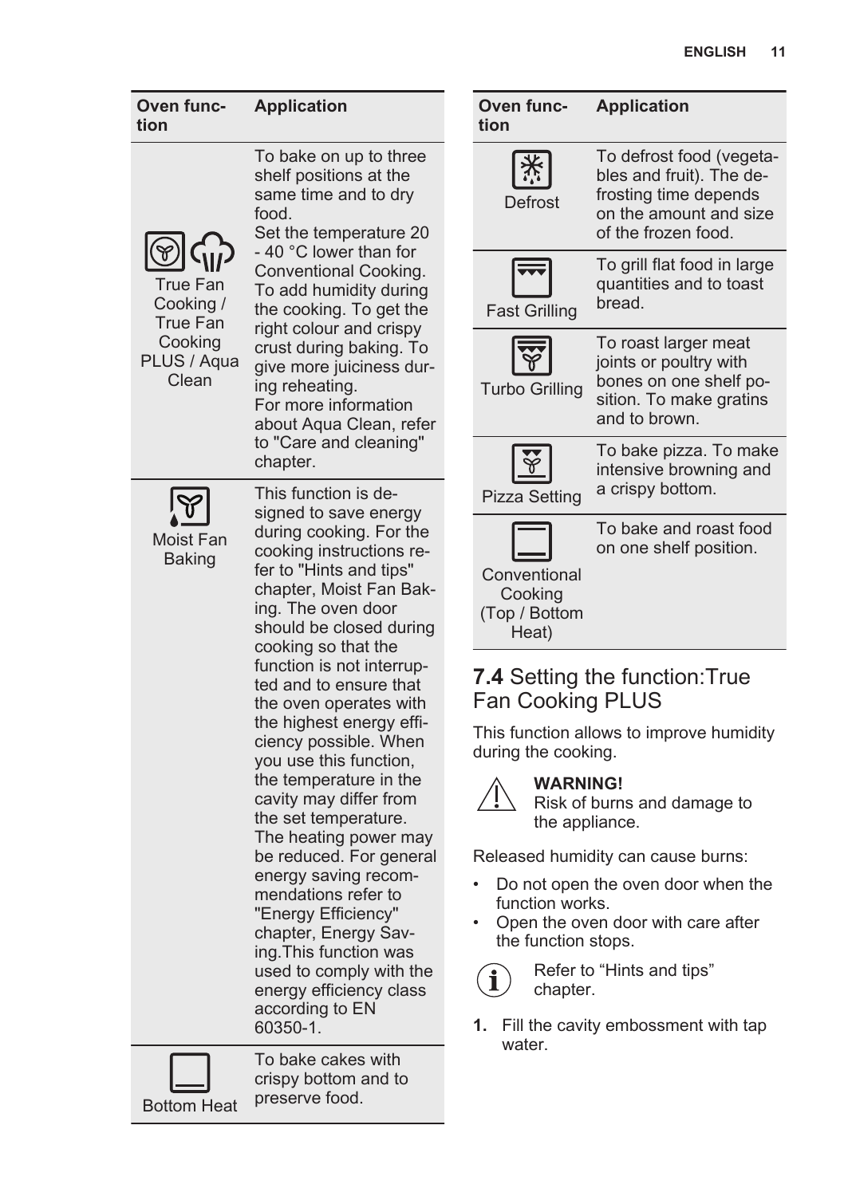| Oven function | Application |
|---|---|
| True Fan Cooking / True Fan Cooking PLUS / Aqua Clean | To bake on up to three shelf positions at the same time and to dry food.<br>Set the temperature 20 - 40 °C lower than for Conventional Cooking.<br>To add humidity during the cooking. To get the right colour and crispy crust during baking. To give more juiciness during reheating.<br>For more information about Aqua Clean, refer to "Care and cleaning" chapter. |
| Moist Fan Baking | This function is designed to save energy during cooking. For the cooking instructions refer to "Hints and tips" chapter, Moist Fan Baking. The oven door should be closed during cooking so that the function is not interrupted and to ensure that the oven operates with the highest energy efficiency possible. When you use this function, the temperature in the cavity may differ from the set temperature. The heating power may be reduced. For general energy saving recommendations refer to "Energy Efficiency" chapter, Energy Saving.This function was used to comply with the energy efficiency class according to EN 60350-1. |
| Bottom Heat | To bake cakes with crispy bottom and to preserve food. |
| Defrost | To defrost food (vegetables and fruit). The defrosting time depends on the amount and size of the frozen food. |
| Fast Grilling | To grill flat food in large quantities and to toast bread. |
| Turbo Grilling | To roast larger meat joints or poultry with bones on one shelf position. To make gratins and to brown. |
| Pizza Setting | To bake pizza. To make intensive browning and a crispy bottom. |
| Conventional Cooking (Top / Bottom Heat) | To bake and roast food on one shelf position. |

## 7.4 Setting the function:True Fan Cooking PLUS

This function allows to improve humidity during the cooking.

**WARNING!**
Risk of burns and damage to the appliance.

Released humidity can cause burns:

- Do not open the oven door when the function works.
- Open the oven door with care after the function stops.

Refer to “Hints and tips” chapter.

1. Fill the cavity embossment with tap water.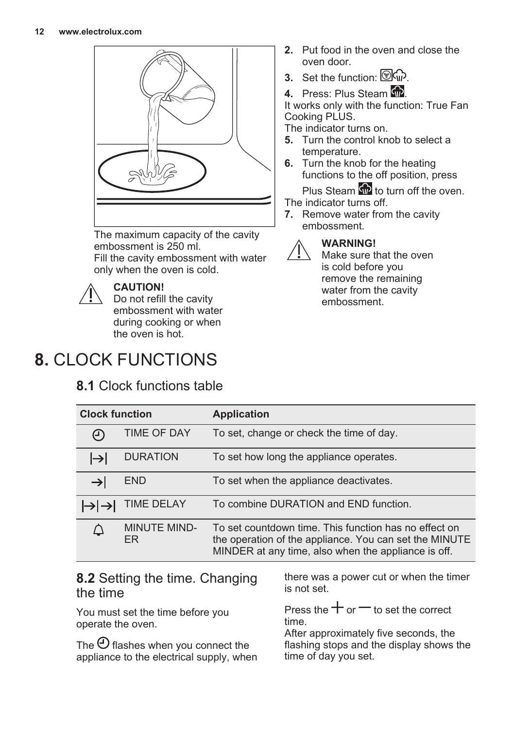The maximum capacity of the cavity embossment is 250 ml.
Fill the cavity embossment with water only when the oven is cold.

**CAUTION!**
Do not refill the cavity embossment with water during cooking or when the oven is hot.

2. Put food in the oven and close the oven door.
3. Set the function: .
4. Press: Plus Steam .

It works only with the function: True Fan Cooking PLUS.
The indicator turns on.

5. Turn the control knob to select a temperature.
6. Turn the knob for the heating functions to the off position, press Plus Steam  to turn off the oven.

The indicator turns off.

7. Remove water from the cavity embossment.

**WARNING!**
Make sure that the oven is cold before you remove the remaining water from the cavity embossment.

# 8. CLOCK FUNCTIONS

## 8.1 Clock functions table

| Clock function | | Application |
|---|---|---|
| ⌚ | TIME OF DAY | To set, change or check the time of day. |
| \|→\| | DURATION | To set how long the appliance operates. |
| →\| | END | To set when the appliance deactivates. |
| \|→\|→\| | TIME DELAY | To combine DURATION and END function. |
| 🔔 | MINUTE MINDER | To set countdown time. This function has no effect on the operation of the appliance. You can set the MINUTE MINDER at any time, also when the appliance is off. |

## 8.2 Setting the time. Changing the time

You must set the time before you operate the oven.

The ⌚ flashes when you connect the appliance to the electrical supply, when there was a power cut or when the timer is not set.

Press the + or − to set the correct time.
After approximately five seconds, the flashing stops and the display shows the time of day you set.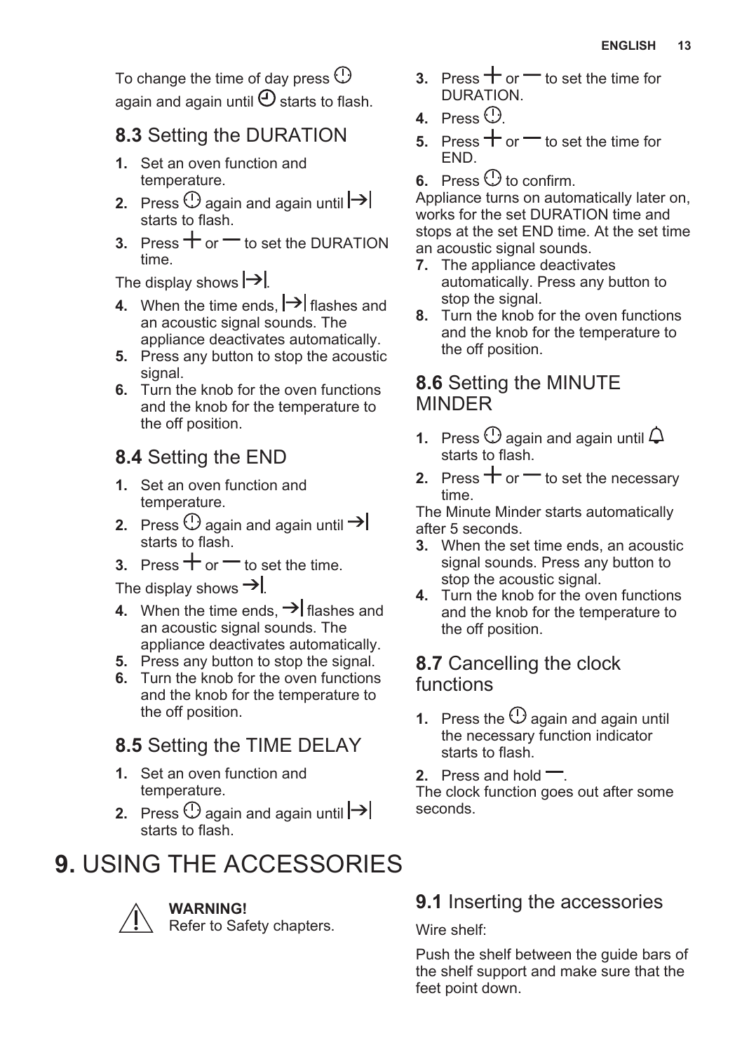To change the time of day press ⏻ again and again until 🕘 starts to flash.

### 8.3 Setting the DURATION

1. Set an oven function and temperature.
2. Press ⏻ again and again until |→| starts to flash.
3. Press + or — to set the DURATION time.

The display shows |→|.

4. When the time ends, |→| flashes and an acoustic signal sounds. The appliance deactivates automatically.
5. Press any button to stop the acoustic signal.
6. Turn the knob for the oven functions and the knob for the temperature to the off position.

### 8.4 Setting the END

1. Set an oven function and temperature.
2. Press ⏻ again and again until →| starts to flash.
3. Press + or — to set the time.

The display shows →|.

4. When the time ends, →| flashes and an acoustic signal sounds. The appliance deactivates automatically.
5. Press any button to stop the signal.
6. Turn the knob for the oven functions and the knob for the temperature to the off position.

### 8.5 Setting the TIME DELAY

1. Set an oven function and temperature.
2. Press ⏻ again and again until |→| starts to flash.
3. Press + or — to set the time for DURATION.
4. Press ⏻.
5. Press + or — to set the time for END.
6. Press ⏻ to confirm.

Appliance turns on automatically later on, works for the set DURATION time and stops at the set END time. At the set time an acoustic signal sounds.

7. The appliance deactivates automatically. Press any button to stop the signal.
8. Turn the knob for the oven functions and the knob for the temperature to the off position.

### 8.6 Setting the MINUTE MINDER

1. Press ⏻ again and again until 🔔 starts to flash.
2. Press + or — to set the necessary time.

The Minute Minder starts automatically after 5 seconds.

3. When the set time ends, an acoustic signal sounds. Press any button to stop the acoustic signal.
4. Turn the knob for the oven functions and the knob for the temperature to the off position.

### 8.7 Cancelling the clock functions

1. Press the ⏻ again and again until the necessary function indicator starts to flash.
2. Press and hold —.

The clock function goes out after some seconds.

## 9. USING THE ACCESSORIES

**WARNING!**
Refer to Safety chapters.

### 9.1 Inserting the accessories

Wire shelf:

Push the shelf between the guide bars of the shelf support and make sure that the feet point down.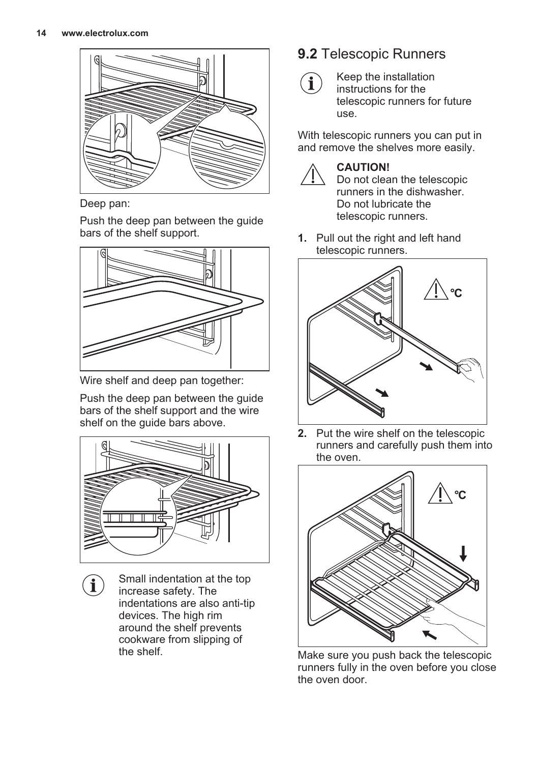Deep pan:

Push the deep pan between the guide bars of the shelf support.

Wire shelf and deep pan together:

Push the deep pan between the guide bars of the shelf support and the wire shelf on the guide bars above.

Small indentation at the top increase safety. The indentations are also anti-tip devices. The high rim around the shelf prevents cookware from slipping of the shelf.

## 9.2 Telescopic Runners

Keep the installation instructions for the telescopic runners for future use.

With telescopic runners you can put in and remove the shelves more easily.

**CAUTION!**
Do not clean the telescopic runners in the dishwasher. Do not lubricate the telescopic runners.

1. Pull out the right and left hand telescopic runners.

2. Put the wire shelf on the telescopic runners and carefully push them into the oven.

Make sure you push back the telescopic runners fully in the oven before you close the oven door.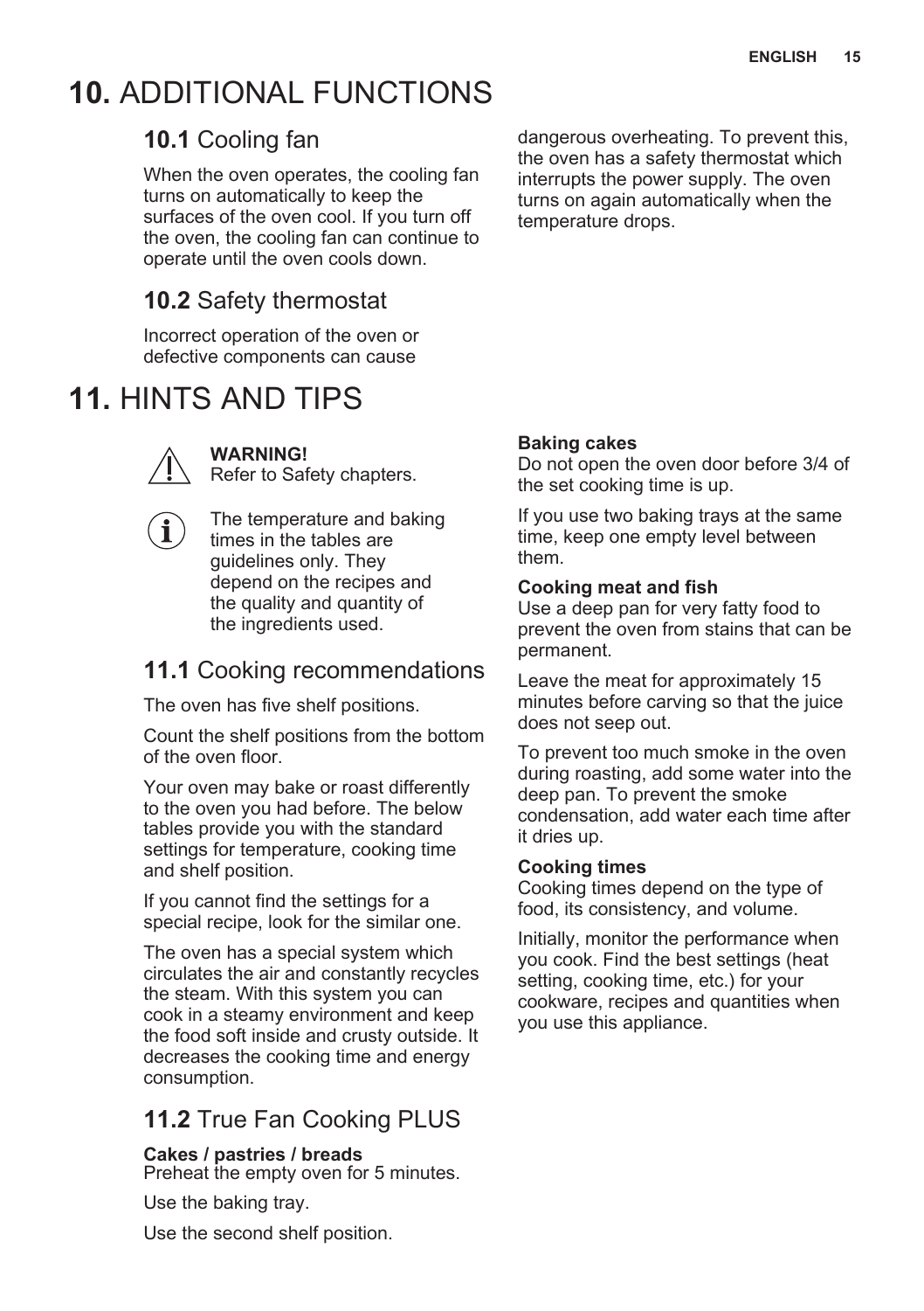# 10. ADDITIONAL FUNCTIONS

## 10.1 Cooling fan

When the oven operates, the cooling fan turns on automatically to keep the surfaces of the oven cool. If you turn off the oven, the cooling fan can continue to operate until the oven cools down.

## 10.2 Safety thermostat

Incorrect operation of the oven or defective components can cause dangerous overheating. To prevent this, the oven has a safety thermostat which interrupts the power supply. The oven turns on again automatically when the temperature drops.

# 11. HINTS AND TIPS

**WARNING!**
Refer to Safety chapters.

The temperature and baking times in the tables are guidelines only. They depend on the recipes and the quality and quantity of the ingredients used.

## 11.1 Cooking recommendations

The oven has five shelf positions.

Count the shelf positions from the bottom of the oven floor.

Your oven may bake or roast differently to the oven you had before. The below tables provide you with the standard settings for temperature, cooking time and shelf position.

If you cannot find the settings for a special recipe, look for the similar one.

The oven has a special system which circulates the air and constantly recycles the steam. With this system you can cook in a steamy environment and keep the food soft inside and crusty outside. It decreases the cooking time and energy consumption.

**Baking cakes**
Do not open the oven door before 3/4 of the set cooking time is up.

If you use two baking trays at the same time, keep one empty level between them.

**Cooking meat and fish**
Use a deep pan for very fatty food to prevent the oven from stains that can be permanent.

Leave the meat for approximately 15 minutes before carving so that the juice does not seep out.

To prevent too much smoke in the oven during roasting, add some water into the deep pan. To prevent the smoke condensation, add water each time after it dries up.

**Cooking times**
Cooking times depend on the type of food, its consistency, and volume.

Initially, monitor the performance when you cook. Find the best settings (heat setting, cooking time, etc.) for your cookware, recipes and quantities when you use this appliance.

## 11.2 True Fan Cooking PLUS

**Cakes / pastries / breads**
Preheat the empty oven for 5 minutes.

Use the baking tray.

Use the second shelf position.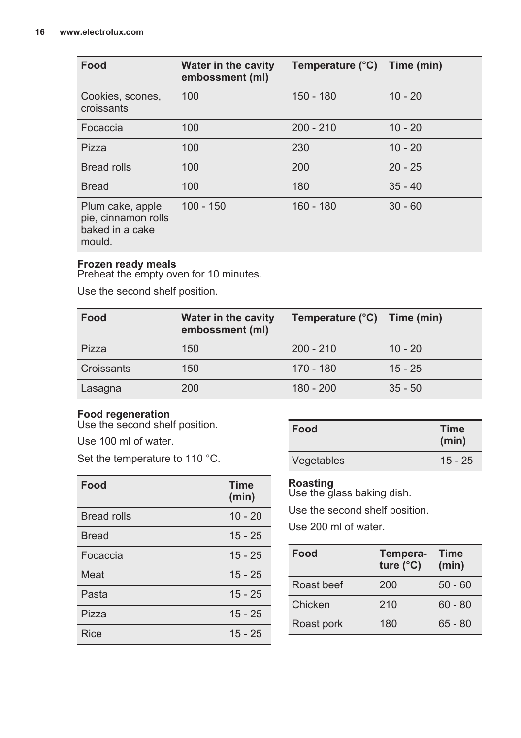| Food | Water in the cavity embossment (ml) | Temperature (°C) | Time (min) |
|---|---|---|---|
| Cookies, scones, croissants | 100 | 150 - 180 | 10 - 20 |
| Focaccia | 100 | 200 - 210 | 10 - 20 |
| Pizza | 100 | 230 | 10 - 20 |
| Bread rolls | 100 | 200 | 20 - 25 |
| Bread | 100 | 180 | 35 - 40 |
| Plum cake, apple pie, cinnamon rolls baked in a cake mould. | 100 - 150 | 160 - 180 | 30 - 60 |

**Frozen ready meals**
Preheat the empty oven for 10 minutes.

Use the second shelf position.

| Food | Water in the cavity embossment (ml) | Temperature (°C) | Time (min) |
|---|---|---|---|
| Pizza | 150 | 200 - 210 | 10 - 20 |
| Croissants | 150 | 170 - 180 | 15 - 25 |
| Lasagna | 200 | 180 - 200 | 35 - 50 |

**Food regeneration**
Use the second shelf position.

Use 100 ml of water.

Set the temperature to 110 °C.

| Food | Time (min) |
|---|---|
| Bread rolls | 10 - 20 |
| Bread | 15 - 25 |
| Focaccia | 15 - 25 |
| Meat | 15 - 25 |
| Pasta | 15 - 25 |
| Pizza | 15 - 25 |
| Rice | 15 - 25 |
| Vegetables | 15 - 25 |

**Roasting**
Use the glass baking dish.

Use the second shelf position.

Use 200 ml of water.

| Food | Temperature (°C) | Time (min) |
|---|---|---|
| Roast beef | 200 | 50 - 60 |
| Chicken | 210 | 60 - 80 |
| Roast pork | 180 | 65 - 80 |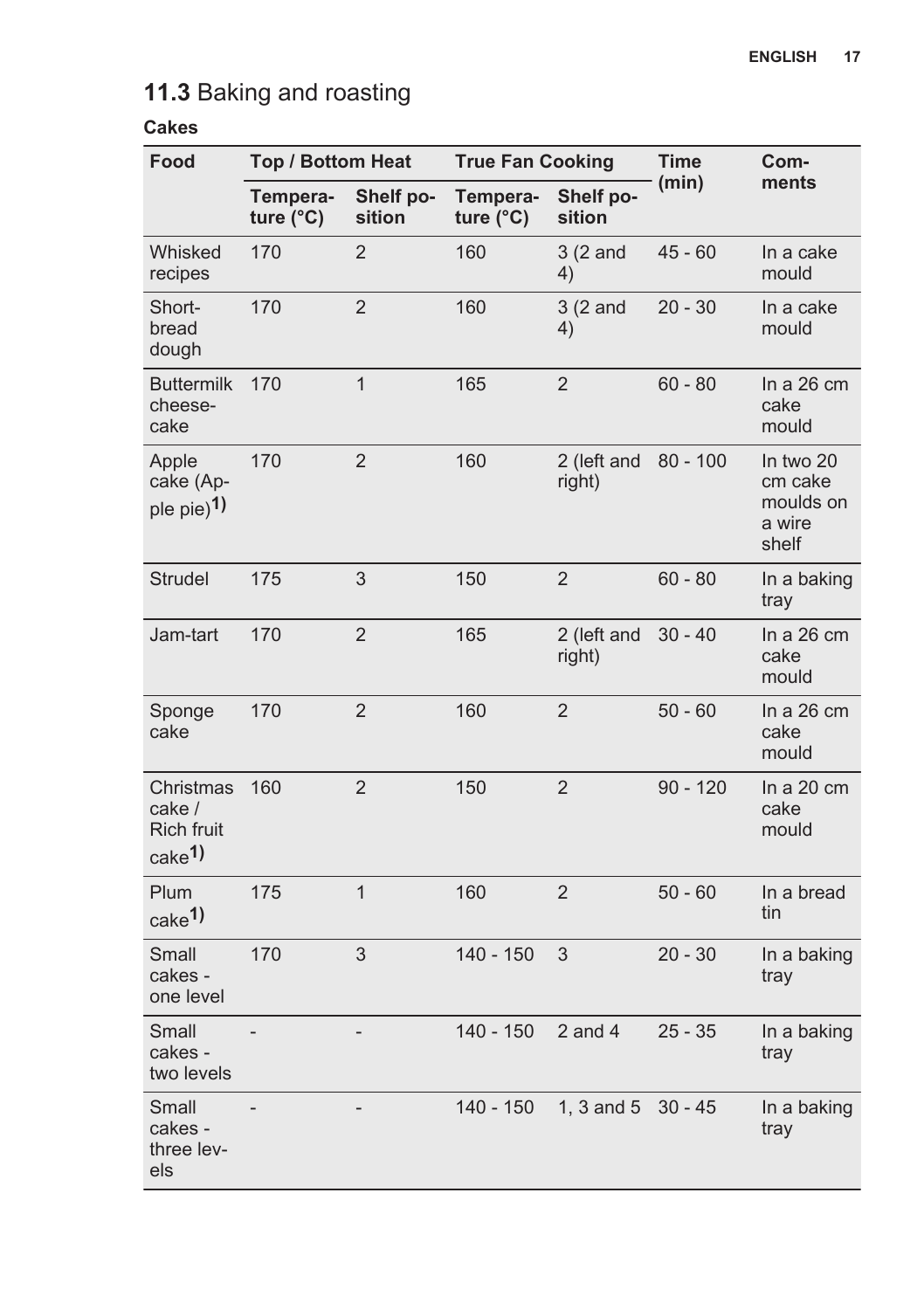## 11.3 Baking and roasting

**Cakes**

| Food | Top / Bottom Heat | | True Fan Cooking | | Time (min) | Comments |
|---|---|---|---|---|---|---|
| | Temperature (°C) | Shelf position | Temperature (°C) | Shelf position | | |
| Whisked recipes | 170 | 2 | 160 | 3 (2 and 4) | 45 - 60 | In a cake mould |
| Shortbread dough | 170 | 2 | 160 | 3 (2 and 4) | 20 - 30 | In a cake mould |
| Buttermilk cheesecake | 170 | 1 | 165 | 2 | 60 - 80 | In a 26 cm cake mould |
| Apple cake (Apple pie)[1)] | 170 | 2 | 160 | 2 (left and right) | 80 - 100 | In two 20 cm cake moulds on a wire shelf |
| Strudel | 175 | 3 | 150 | 2 | 60 - 80 | In a baking tray |
| Jam-tart | 170 | 2 | 165 | 2 (left and right) | 30 - 40 | In a 26 cm cake mould |
| Sponge cake | 170 | 2 | 160 | 2 | 50 - 60 | In a 26 cm cake mould |
| Christmas cake / Rich fruit cake[1)] | 160 | 2 | 150 | 2 | 90 - 120 | In a 20 cm cake mould |
| Plum cake[1)] | 175 | 1 | 160 | 2 | 50 - 60 | In a bread tin |
| Small cakes - one level | 170 | 3 | 140 - 150 | 3 | 20 - 30 | In a baking tray |
| Small cakes - two levels | - | - | 140 - 150 | 2 and 4 | 25 - 35 | In a baking tray |
| Small cakes - three levels | - | - | 140 - 150 | 1, 3 and 5 | 30 - 45 | In a baking tray |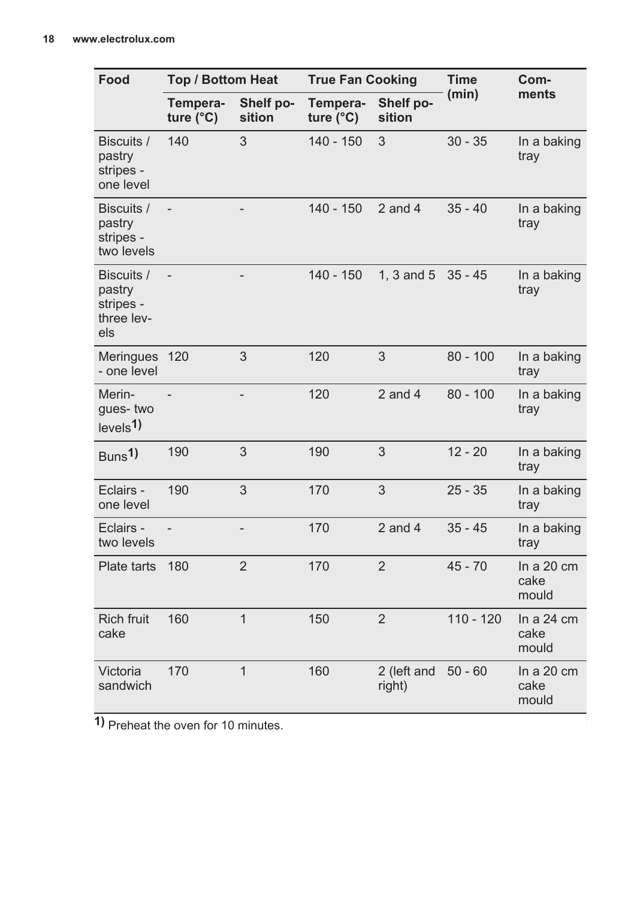| Food | Top / Bottom Heat | | True Fan Cooking | | Time (min) | Comments |
|---|---|---|---|---|---|---|
| | Temperature (°C) | Shelf position | Temperature (°C) | Shelf position | | |
| Biscuits / pastry stripes - one level | 140 | 3 | 140 - 150 | 3 | 30 - 35 | In a baking tray |
| Biscuits / pastry stripes - two levels | - | - | 140 - 150 | 2 and 4 | 35 - 40 | In a baking tray |
| Biscuits / pastry stripes - three levels | - | - | 140 - 150 | 1, 3 and 5 | 35 - 45 | In a baking tray |
| Meringues - one level | 120 | 3 | 120 | 3 | 80 - 100 | In a baking tray |
| Meringues- two levels[1)] | - | - | 120 | 2 and 4 | 80 - 100 | In a baking tray |
| Buns[1)] | 190 | 3 | 190 | 3 | 12 - 20 | In a baking tray |
| Eclairs - one level | 190 | 3 | 170 | 3 | 25 - 35 | In a baking tray |
| Eclairs - two levels | - | - | 170 | 2 and 4 | 35 - 45 | In a baking tray |
| Plate tarts | 180 | 2 | 170 | 2 | 45 - 70 | In a 20 cm cake mould |
| Rich fruit cake | 160 | 1 | 150 | 2 | 110 - 120 | In a 24 cm cake mould |
| Victoria sandwich | 170 | 1 | 160 | 2 (left and right) | 50 - 60 | In a 20 cm cake mould |

1) Preheat the oven for 10 minutes.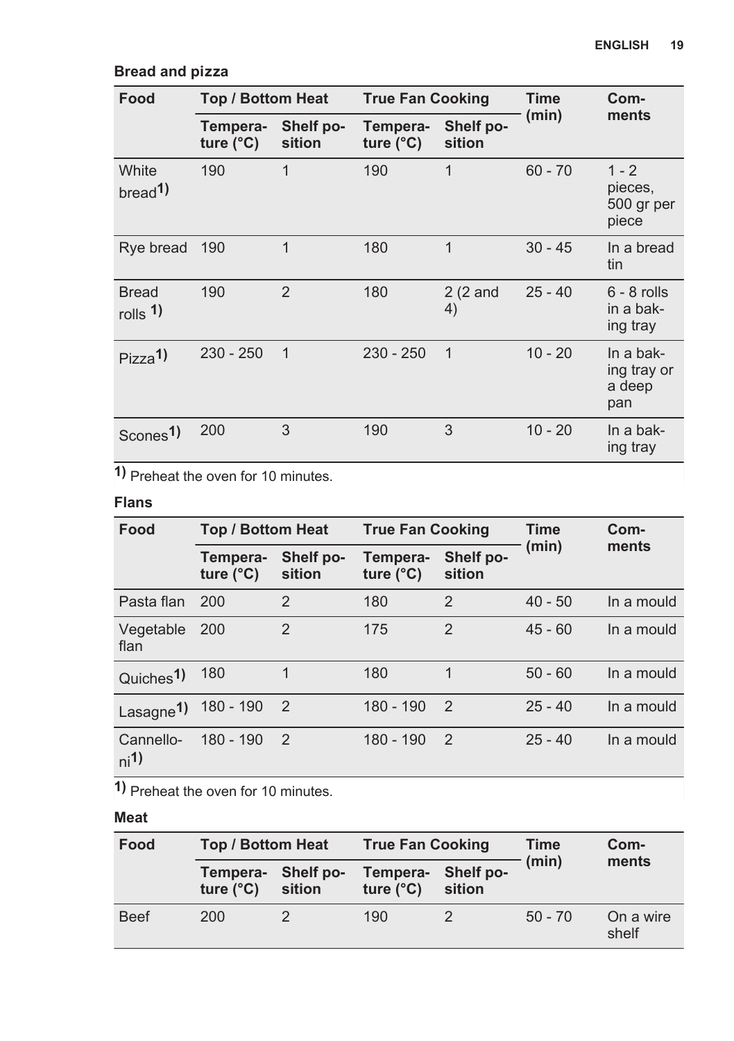### Bread and pizza

| Food | Top / Bottom Heat | | True Fan Cooking | | Time (min) | Comments |
|---|---|---|---|---|---|---|
| | Temperature (°C) | Shelf position | Temperature (°C) | Shelf position | | |
| White bread[1)] | 190 | 1 | 190 | 1 | 60 - 70 | 1 - 2 pieces, 500 gr per piece |
| Rye bread | 190 | 1 | 180 | 1 | 30 - 45 | In a bread tin |
| Bread rolls [1)] | 190 | 2 | 180 | 2 (2 and 4) | 25 - 40 | 6 - 8 rolls in a baking tray |
| Pizza[1)] | 230 - 250 | 1 | 230 - 250 | 1 | 10 - 20 | In a baking tray or a deep pan |
| Scones[1)] | 200 | 3 | 190 | 3 | 10 - 20 | In a baking tray |

[1)] Preheat the oven for 10 minutes.

### Flans

| Food | Top / Bottom Heat | | True Fan Cooking | | Time (min) | Comments |
|---|---|---|---|---|---|---|
| | Temperature (°C) | Shelf position | Temperature (°C) | Shelf position | | |
| Pasta flan | 200 | 2 | 180 | 2 | 40 - 50 | In a mould |
| Vegetable flan | 200 | 2 | 175 | 2 | 45 - 60 | In a mould |
| Quiches[1)] | 180 | 1 | 180 | 1 | 50 - 60 | In a mould |
| Lasagne[1)] | 180 - 190 | 2 | 180 - 190 | 2 | 25 - 40 | In a mould |
| Cannelloni[1)] | 180 - 190 | 2 | 180 - 190 | 2 | 25 - 40 | In a mould |

[1)] Preheat the oven for 10 minutes.

### Meat

| Food | Top / Bottom Heat | | True Fan Cooking | | Time (min) | Comments |
|---|---|---|---|---|---|---|
| | Temperature (°C) | Shelf position | Temperature (°C) | Shelf position | | |
| Beef | 200 | 2 | 190 | 2 | 50 - 70 | On a wire shelf |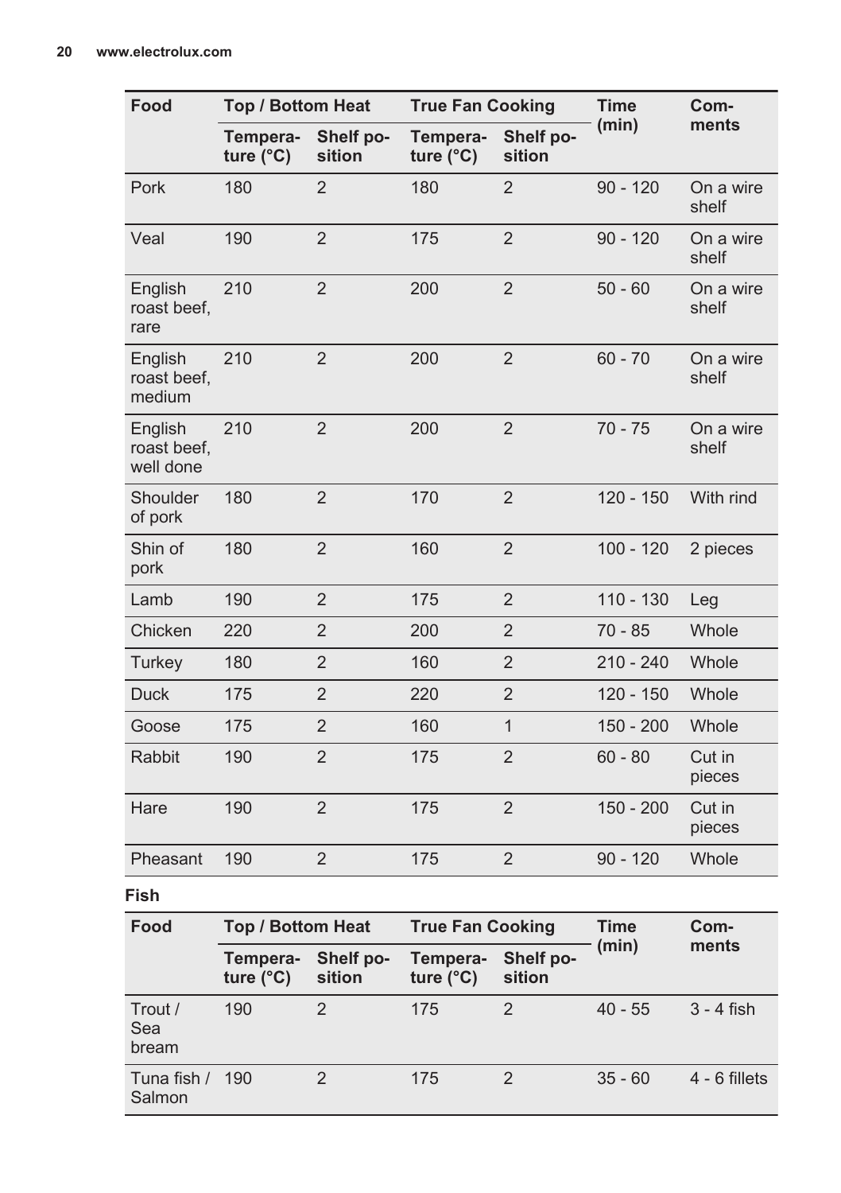| Food | Top / Bottom Heat | | True Fan Cooking | | Time (min) | Comments |
|---|---|---|---|---|---|---|
| | Temperature (°C) | Shelf position | Temperature (°C) | Shelf position | | |
| Pork | 180 | 2 | 180 | 2 | 90 - 120 | On a wire shelf |
| Veal | 190 | 2 | 175 | 2 | 90 - 120 | On a wire shelf |
| English roast beef, rare | 210 | 2 | 200 | 2 | 50 - 60 | On a wire shelf |
| English roast beef, medium | 210 | 2 | 200 | 2 | 60 - 70 | On a wire shelf |
| English roast beef, well done | 210 | 2 | 200 | 2 | 70 - 75 | On a wire shelf |
| Shoulder of pork | 180 | 2 | 170 | 2 | 120 - 150 | With rind |
| Shin of pork | 180 | 2 | 160 | 2 | 100 - 120 | 2 pieces |
| Lamb | 190 | 2 | 175 | 2 | 110 - 130 | Leg |
| Chicken | 220 | 2 | 200 | 2 | 70 - 85 | Whole |
| Turkey | 180 | 2 | 160 | 2 | 210 - 240 | Whole |
| Duck | 175 | 2 | 220 | 2 | 120 - 150 | Whole |
| Goose | 175 | 2 | 160 | 1 | 150 - 200 | Whole |
| Rabbit | 190 | 2 | 175 | 2 | 60 - 80 | Cut in pieces |
| Hare | 190 | 2 | 175 | 2 | 150 - 200 | Cut in pieces |
| Pheasant | 190 | 2 | 175 | 2 | 90 - 120 | Whole |

**Fish**

| Food | Top / Bottom Heat | | True Fan Cooking | | Time (min) | Comments |
|---|---|---|---|---|---|---|
| | Temperature (°C) | Shelf position | Temperature (°C) | Shelf position | | |
| Trout / Sea bream | 190 | 2 | 175 | 2 | 40 - 55 | 3 - 4 fish |
| Tuna fish / Salmon | 190 | 2 | 175 | 2 | 35 - 60 | 4 - 6 fillets |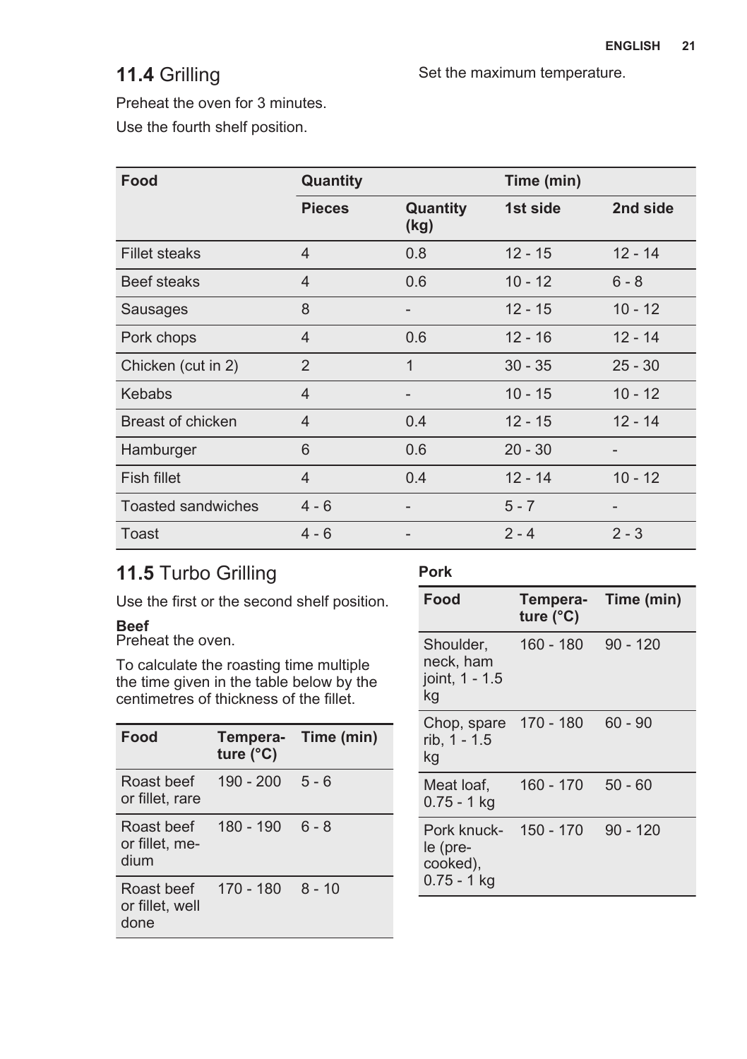## 11.4 Grilling

Preheat the oven for 3 minutes.

Use the fourth shelf position.

Set the maximum temperature.

| Food | Quantity | | Time (min) | |
|---|---|---|---|---|
| | Pieces | Quantity (kg) | 1st side | 2nd side |
| Fillet steaks | 4 | 0.8 | 12 - 15 | 12 - 14 |
| Beef steaks | 4 | 0.6 | 10 - 12 | 6 - 8 |
| Sausages | 8 | - | 12 - 15 | 10 - 12 |
| Pork chops | 4 | 0.6 | 12 - 16 | 12 - 14 |
| Chicken (cut in 2) | 2 | 1 | 30 - 35 | 25 - 30 |
| Kebabs | 4 | - | 10 - 15 | 10 - 12 |
| Breast of chicken | 4 | 0.4 | 12 - 15 | 12 - 14 |
| Hamburger | 6 | 0.6 | 20 - 30 | - |
| Fish fillet | 4 | 0.4 | 12 - 14 | 10 - 12 |
| Toasted sandwiches | 4 - 6 | - | 5 - 7 | - |
| Toast | 4 - 6 | - | 2 - 4 | 2 - 3 |

## 11.5 Turbo Grilling

Use the first or the second shelf position.

**Beef**
Preheat the oven.

To calculate the roasting time multiple the time given in the table below by the centimetres of thickness of the fillet.

| Food | Temperature (°C) | Time (min) |
|---|---|---|
| Roast beef or fillet, rare | 190 - 200 | 5 - 6 |
| Roast beef or fillet, medium | 180 - 190 | 6 - 8 |
| Roast beef or fillet, well done | 170 - 180 | 8 - 10 |

**Pork**

| Food | Temperature (°C) | Time (min) |
|---|---|---|
| Shoulder, neck, ham joint, 1 - 1.5 kg | 160 - 180 | 90 - 120 |
| Chop, spare rib, 1 - 1.5 kg | 170 - 180 | 60 - 90 |
| Meat loaf, 0.75 - 1 kg | 160 - 170 | 50 - 60 |
| Pork knuckle (precooked), 0.75 - 1 kg | 150 - 170 | 90 - 120 |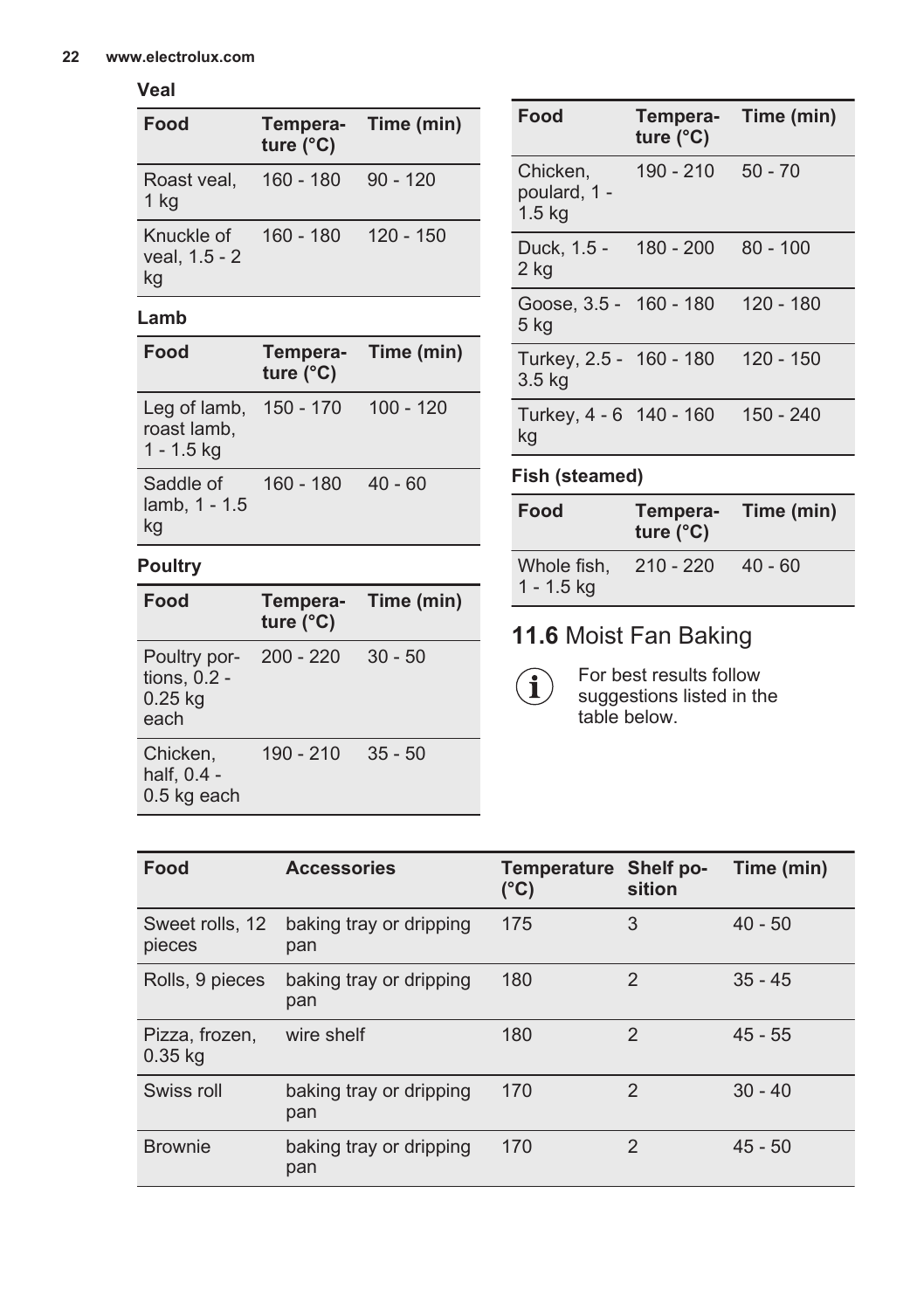**Veal**

| Food | Temperature (°C) | Time (min) |
| --- | --- | --- |
| Roast veal, 1 kg | 160 - 180 | 90 - 120 |
| Knuckle of veal, 1.5 - 2 kg | 160 - 180 | 120 - 150 |

**Lamb**

| Food | Temperature (°C) | Time (min) |
| --- | --- | --- |
| Leg of lamb, roast lamb, 1 - 1.5 kg | 150 - 170 | 100 - 120 |
| Saddle of lamb, 1 - 1.5 kg | 160 - 180 | 40 - 60 |

**Poultry**

| Food | Temperature (°C) | Time (min) |
| --- | --- | --- |
| Poultry portions, 0.2 - 0.25 kg each | 200 - 220 | 30 - 50 |
| Chicken, half, 0.4 - 0.5 kg each | 190 - 210 | 35 - 50 |
| Chicken, poulard, 1 - 1.5 kg | 190 - 210 | 50 - 70 |
| Duck, 1.5 - 2 kg | 180 - 200 | 80 - 100 |
| Goose, 3.5 - 5 kg | 160 - 180 | 120 - 180 |
| Turkey, 2.5 - 3.5 kg | 160 - 180 | 120 - 150 |
| Turkey, 4 - 6 kg | 140 - 160 | 150 - 240 |

**Fish (steamed)**

| Food | Temperature (°C) | Time (min) |
| --- | --- | --- |
| Whole fish, 1 - 1.5 kg | 210 - 220 | 40 - 60 |

## 11.6 Moist Fan Baking

For best results follow suggestions listed in the table below.

| Food | Accessories | Temperature (°C) | Shelf position | Time (min) |
| --- | --- | --- | --- | --- |
| Sweet rolls, 12 pieces | baking tray or dripping pan | 175 | 3 | 40 - 50 |
| Rolls, 9 pieces | baking tray or dripping pan | 180 | 2 | 35 - 45 |
| Pizza, frozen, 0.35 kg | wire shelf | 180 | 2 | 45 - 55 |
| Swiss roll | baking tray or dripping pan | 170 | 2 | 30 - 40 |
| Brownie | baking tray or dripping pan | 170 | 2 | 45 - 50 |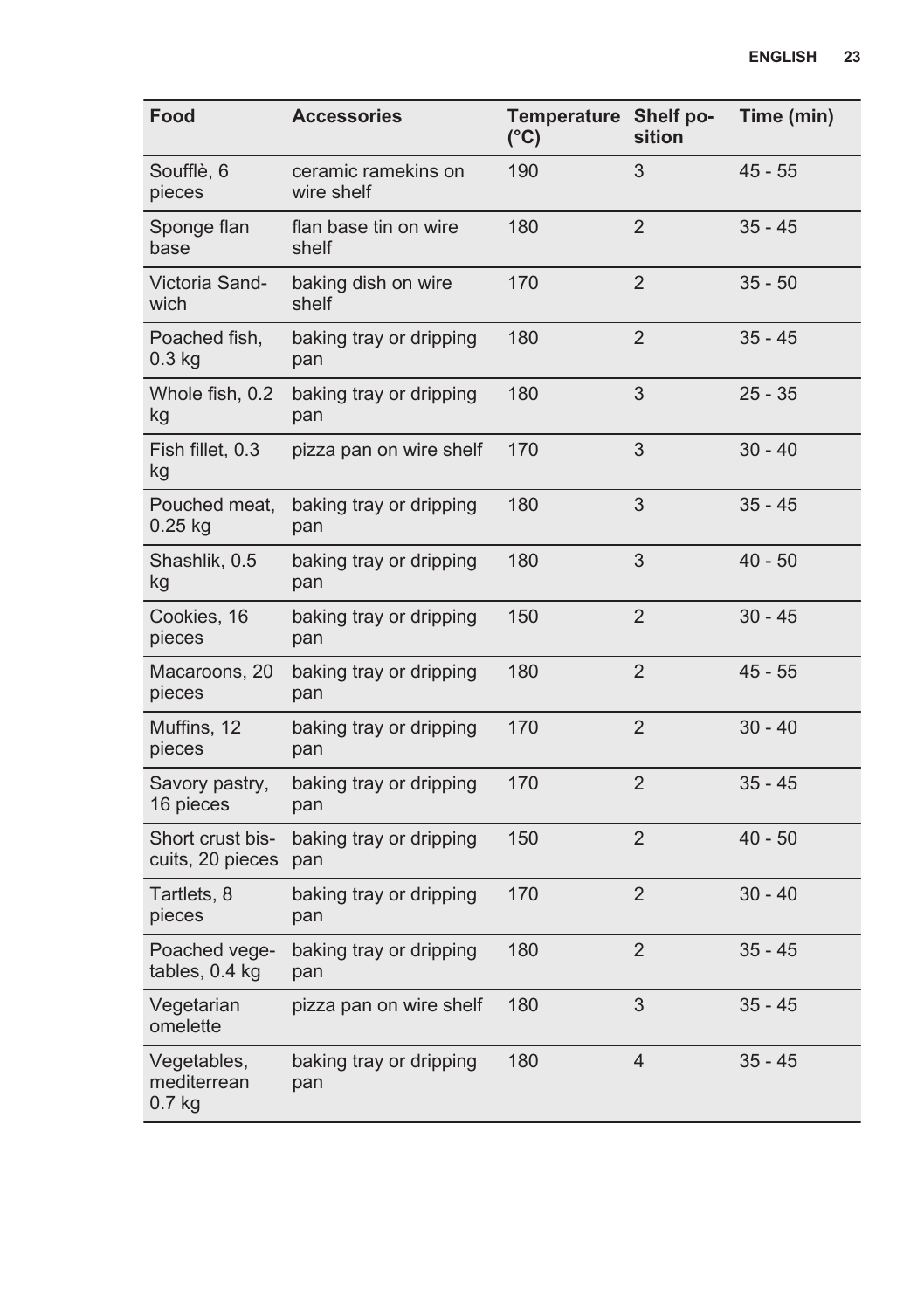| Food | Accessories | Temperature (°C) | Shelf position | Time (min) |
|---|---|---|---|---|
| Soufflè, 6 pieces | ceramic ramekins on wire shelf | 190 | 3 | 45 - 55 |
| Sponge flan base | flan base tin on wire shelf | 180 | 2 | 35 - 45 |
| Victoria Sandwich | baking dish on wire shelf | 170 | 2 | 35 - 50 |
| Poached fish, 0.3 kg | baking tray or dripping pan | 180 | 2 | 35 - 45 |
| Whole fish, 0.2 kg | baking tray or dripping pan | 180 | 3 | 25 - 35 |
| Fish fillet, 0.3 kg | pizza pan on wire shelf | 170 | 3 | 30 - 40 |
| Pouched meat, 0.25 kg | baking tray or dripping pan | 180 | 3 | 35 - 45 |
| Shashlik, 0.5 kg | baking tray or dripping pan | 180 | 3 | 40 - 50 |
| Cookies, 16 pieces | baking tray or dripping pan | 150 | 2 | 30 - 45 |
| Macaroons, 20 pieces | baking tray or dripping pan | 180 | 2 | 45 - 55 |
| Muffins, 12 pieces | baking tray or dripping pan | 170 | 2 | 30 - 40 |
| Savory pastry, 16 pieces | baking tray or dripping pan | 170 | 2 | 35 - 45 |
| Short crust biscuits, 20 pieces | baking tray or dripping pan | 150 | 2 | 40 - 50 |
| Tartlets, 8 pieces | baking tray or dripping pan | 170 | 2 | 30 - 40 |
| Poached vegetables, 0.4 kg | baking tray or dripping pan | 180 | 2 | 35 - 45 |
| Vegetarian omelette | pizza pan on wire shelf | 180 | 3 | 35 - 45 |
| Vegetables, mediterrean 0.7 kg | baking tray or dripping pan | 180 | 4 | 35 - 45 |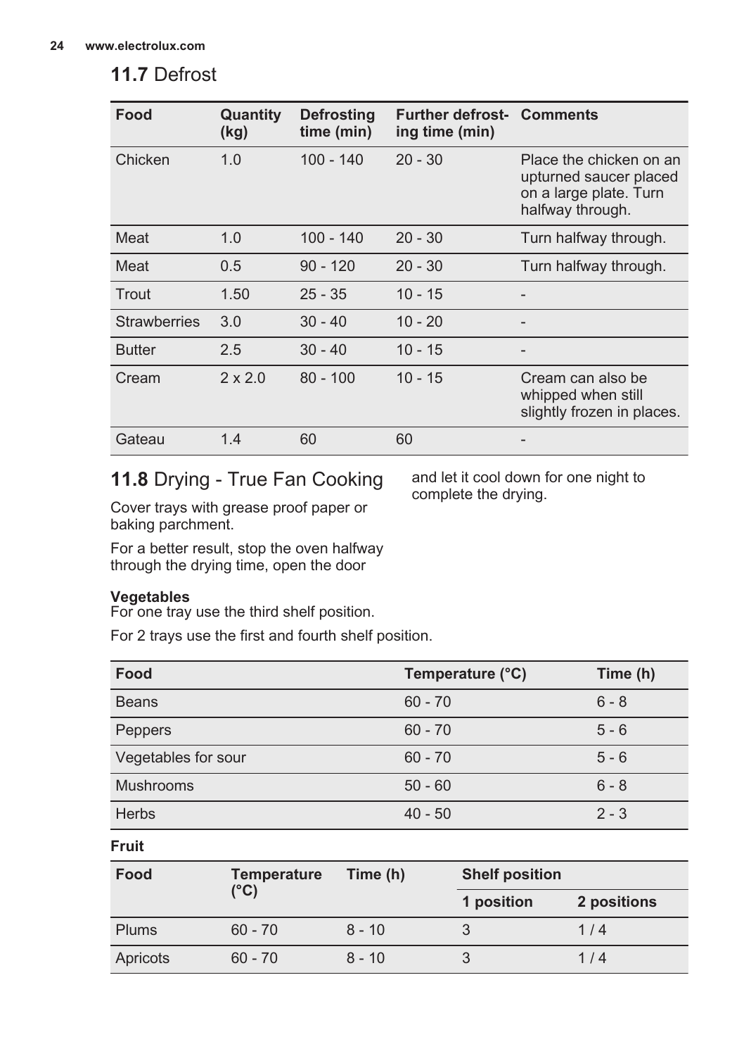## 11.7 Defrost

| Food | Quantity (kg) | Defrosting time (min) | Further defrosting time (min) | Comments |
|---|---|---|---|---|
| Chicken | 1.0 | 100 - 140 | 20 - 30 | Place the chicken on an upturned saucer placed on a large plate. Turn halfway through. |
| Meat | 1.0 | 100 - 140 | 20 - 30 | Turn halfway through. |
| Meat | 0.5 | 90 - 120 | 20 - 30 | Turn halfway through. |
| Trout | 1.50 | 25 - 35 | 10 - 15 | - |
| Strawberries | 3.0 | 30 - 40 | 10 - 20 | - |
| Butter | 2.5 | 30 - 40 | 10 - 15 | - |
| Cream | 2 x 2.0 | 80 - 100 | 10 - 15 | Cream can also be whipped when still slightly frozen in places. |
| Gateau | 1.4 | 60 | 60 | - |

## 11.8 Drying - True Fan Cooking

Cover trays with grease proof paper or baking parchment.

For a better result, stop the oven halfway through the drying time, open the door and let it cool down for one night to complete the drying.

**Vegetables**

For one tray use the third shelf position.

For 2 trays use the first and fourth shelf position.

| Food | Temperature (°C) | Time (h) |
|---|---|---|
| Beans | 60 - 70 | 6 - 8 |
| Peppers | 60 - 70 | 5 - 6 |
| Vegetables for sour | 60 - 70 | 5 - 6 |
| Mushrooms | 50 - 60 | 6 - 8 |
| Herbs | 40 - 50 | 2 - 3 |

**Fruit**

| Food | Temperature (°C) | Time (h) | Shelf position | |
|---|---|---|---|---|
| | | | 1 position | 2 positions |
| Plums | 60 - 70 | 8 - 10 | 3 | 1 / 4 |
| Apricots | 60 - 70 | 8 - 10 | 3 | 1 / 4 |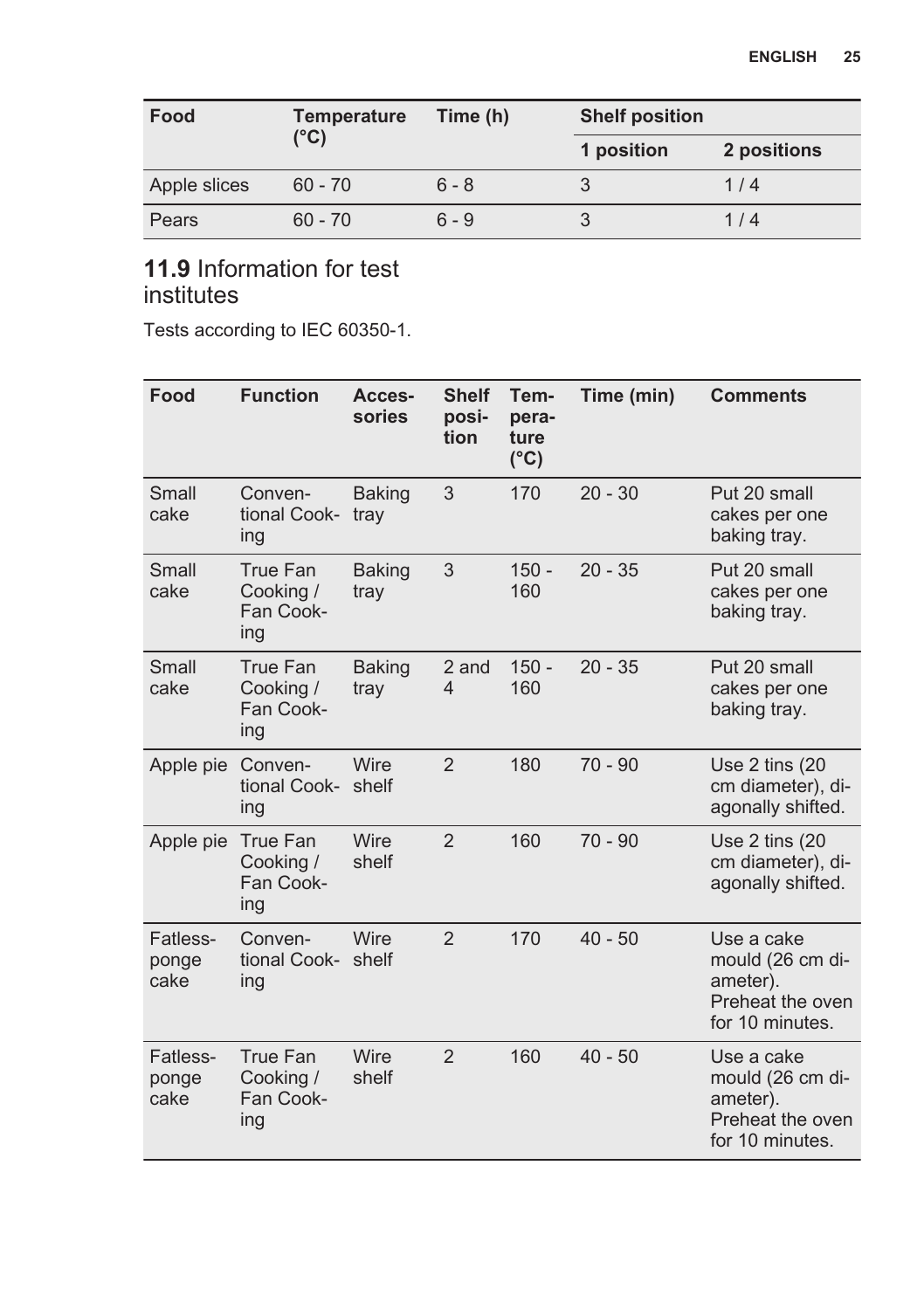| Food | Temperature (°C) | Time (h) | Shelf position | |
|---|---|---|---|---|
| | | | 1 position | 2 positions |
| Apple slices | 60 - 70 | 6 - 8 | 3 | 1 / 4 |
| Pears | 60 - 70 | 6 - 9 | 3 | 1 / 4 |

## 11.9 Information for test institutes

Tests according to IEC 60350-1.

| Food | Function | Accessories | Shelf position | Temperature (°C) | Time (min) | Comments |
|---|---|---|---|---|---|---|
| Small cake | Conventional Cooking | Baking tray | 3 | 170 | 20 - 30 | Put 20 small cakes per one baking tray. |
| Small cake | True Fan Cooking / Fan Cooking | Baking tray | 3 | 150 - 160 | 20 - 35 | Put 20 small cakes per one baking tray. |
| Small cake | True Fan Cooking / Fan Cooking | Baking tray | 2 and 4 | 150 - 160 | 20 - 35 | Put 20 small cakes per one baking tray. |
| Apple pie | Conventional Cooking | Wire shelf | 2 | 180 | 70 - 90 | Use 2 tins (20 cm diameter), diagonally shifted. |
| Apple pie | True Fan Cooking / Fan Cooking | Wire shelf | 2 | 160 | 70 - 90 | Use 2 tins (20 cm diameter), diagonally shifted. |
| Fatless-ponge cake | Conventional Cooking | Wire shelf | 2 | 170 | 40 - 50 | Use a cake mould (26 cm diameter). Preheat the oven for 10 minutes. |
| Fatless-ponge cake | True Fan Cooking / Fan Cooking | Wire shelf | 2 | 160 | 40 - 50 | Use a cake mould (26 cm diameter). Preheat the oven for 10 minutes. |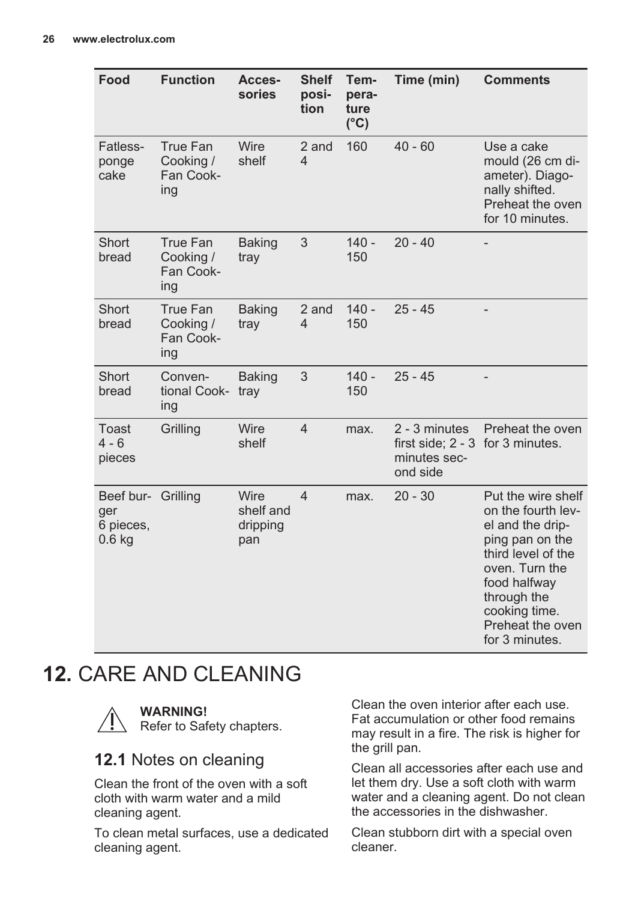| Food | Function | Accessories | Shelf position | Temperature (°C) | Time (min) | Comments |
|---|---|---|---|---|---|---|
| Fatless-ponge cake | True Fan Cooking / Fan Cooking | Wire shelf | 2 and 4 | 160 | 40 - 60 | Use a cake mould (26 cm diameter). Diagonally shifted. Preheat the oven for 10 minutes. |
| Short bread | True Fan Cooking / Fan Cooking | Baking tray | 3 | 140 - 150 | 20 - 40 | - |
| Short bread | True Fan Cooking / Fan Cooking | Baking tray | 2 and 4 | 140 - 150 | 25 - 45 | - |
| Short bread | Conventional Cooking | Baking tray | 3 | 140 - 150 | 25 - 45 | - |
| Toast 4 - 6 pieces | Grilling | Wire shelf | 4 | max. | 2 - 3 minutes first side; 2 - 3 minutes second side | Preheat the oven for 3 minutes. |
| Beef burger 6 pieces, 0.6 kg | Grilling | Wire shelf and dripping pan | 4 | max. | 20 - 30 | Put the wire shelf on the fourth level and the dripping pan on the third level of the oven. Turn the food halfway through the cooking time. Preheat the oven for 3 minutes. |

# 12. CARE AND CLEANING

**WARNING!**
Refer to Safety chapters.

## 12.1 Notes on cleaning

Clean the front of the oven with a soft cloth with warm water and a mild cleaning agent.

To clean metal surfaces, use a dedicated cleaning agent.

Clean the oven interior after each use. Fat accumulation or other food remains may result in a fire. The risk is higher for the grill pan.

Clean all accessories after each use and let them dry. Use a soft cloth with warm water and a cleaning agent. Do not clean the accessories in the dishwasher.

Clean stubborn dirt with a special oven cleaner.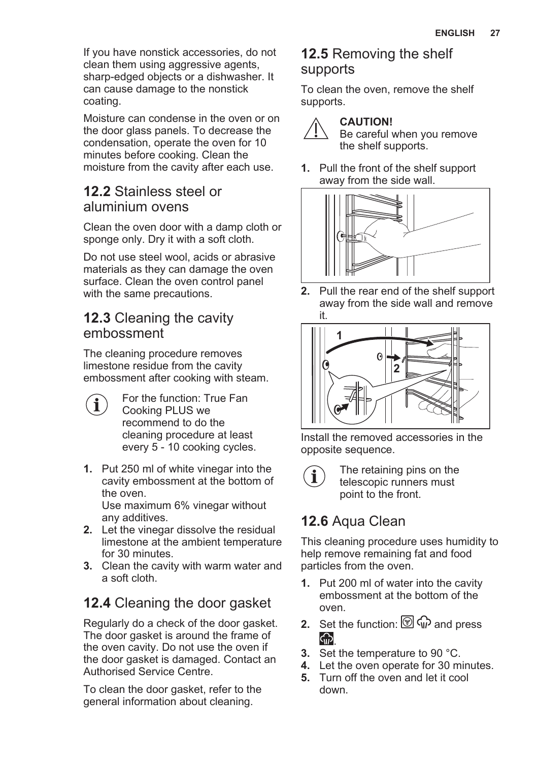If you have nonstick accessories, do not clean them using aggressive agents, sharp-edged objects or a dishwasher. It can cause damage to the nonstick coating.

Moisture can condense in the oven or on the door glass panels. To decrease the condensation, operate the oven for 10 minutes before cooking. Clean the moisture from the cavity after each use.

## 12.2 Stainless steel or aluminium ovens

Clean the oven door with a damp cloth or sponge only. Dry it with a soft cloth.

Do not use steel wool, acids or abrasive materials as they can damage the oven surface. Clean the oven control panel with the same precautions.

## 12.3 Cleaning the cavity embossment

The cleaning procedure removes limestone residue from the cavity embossment after cooking with steam.

For the function: True Fan Cooking PLUS we recommend to do the cleaning procedure at least every 5 - 10 cooking cycles.

1. Put 250 ml of white vinegar into the cavity embossment at the bottom of the oven.
   Use maximum 6% vinegar without any additives.
2. Let the vinegar dissolve the residual limestone at the ambient temperature for 30 minutes.
3. Clean the cavity with warm water and a soft cloth.

## 12.4 Cleaning the door gasket

Regularly do a check of the door gasket. The door gasket is around the frame of the oven cavity. Do not use the oven if the door gasket is damaged. Contact an Authorised Service Centre.

To clean the door gasket, refer to the general information about cleaning.

## 12.5 Removing the shelf supports

To clean the oven, remove the shelf supports.

**CAUTION!**
Be careful when you remove the shelf supports.

1. Pull the front of the shelf support away from the side wall.
2. Pull the rear end of the shelf support away from the side wall and remove it.

Install the removed accessories in the opposite sequence.

The retaining pins on the telescopic runners must point to the front.

## 12.6 Aqua Clean

This cleaning procedure uses humidity to help remove remaining fat and food particles from the oven.

1. Put 200 ml of water into the cavity embossment at the bottom of the oven.
2. Set the function: and press .
3. Set the temperature to 90 °C.
4. Let the oven operate for 30 minutes.
5. Turn off the oven and let it cool down.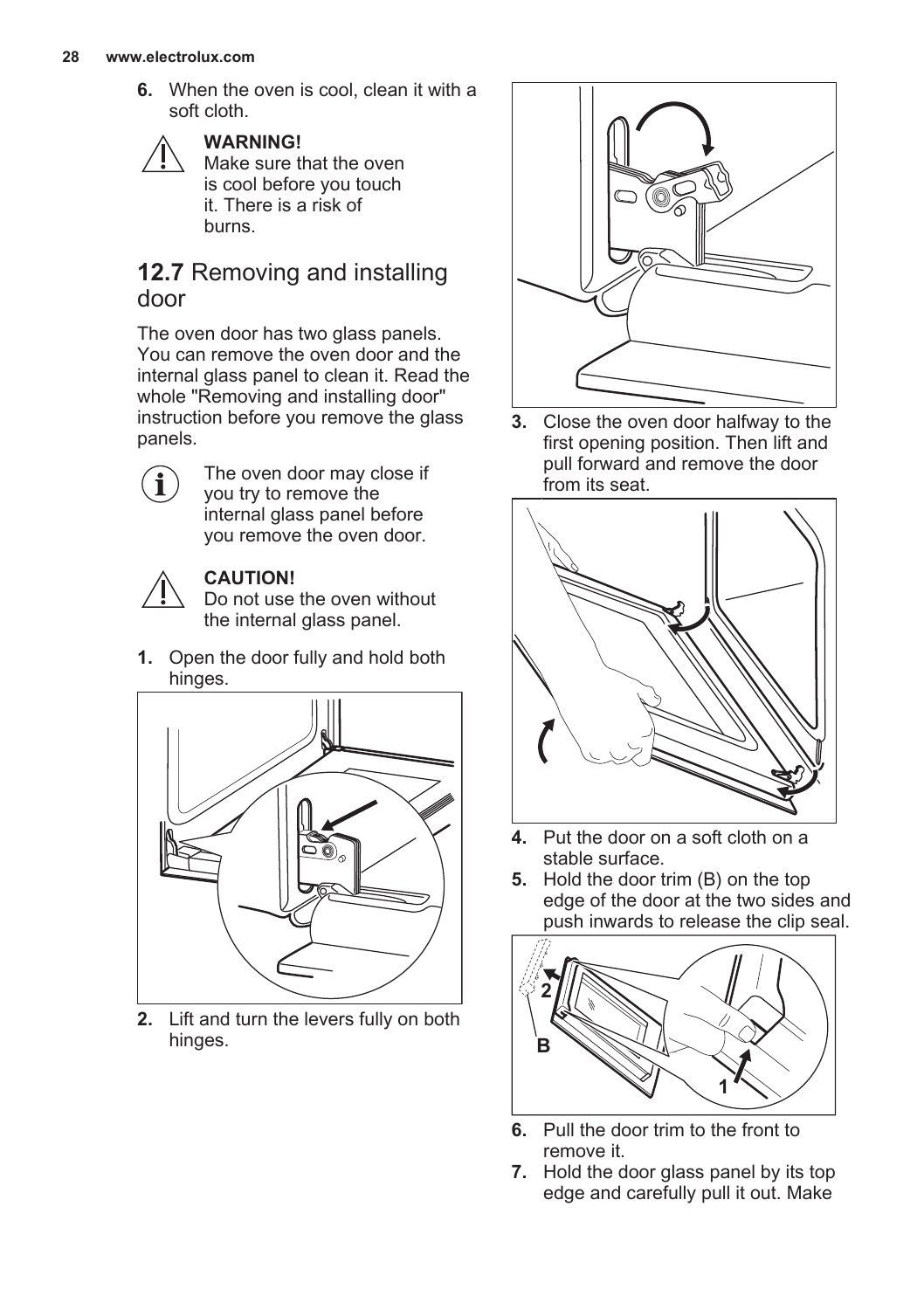6. When the oven is cool, clean it with a soft cloth.

**WARNING!**
Make sure that the oven is cool before you touch it. There is a risk of burns.

## 12.7 Removing and installing door

The oven door has two glass panels. You can remove the oven door and the internal glass panel to clean it. Read the whole "Removing and installing door" instruction before you remove the glass panels.

The oven door may close if you try to remove the internal glass panel before you remove the oven door.

**CAUTION!**
Do not use the oven without the internal glass panel.

1. Open the door fully and hold both hinges.

2. Lift and turn the levers fully on both hinges.

3. Close the oven door halfway to the first opening position. Then lift and pull forward and remove the door from its seat.

4. Put the door on a soft cloth on a stable surface.
5. Hold the door trim (B) on the top edge of the door at the two sides and push inwards to release the clip seal.

6. Pull the door trim to the front to remove it.
7. Hold the door glass panel by its top edge and carefully pull it out. Make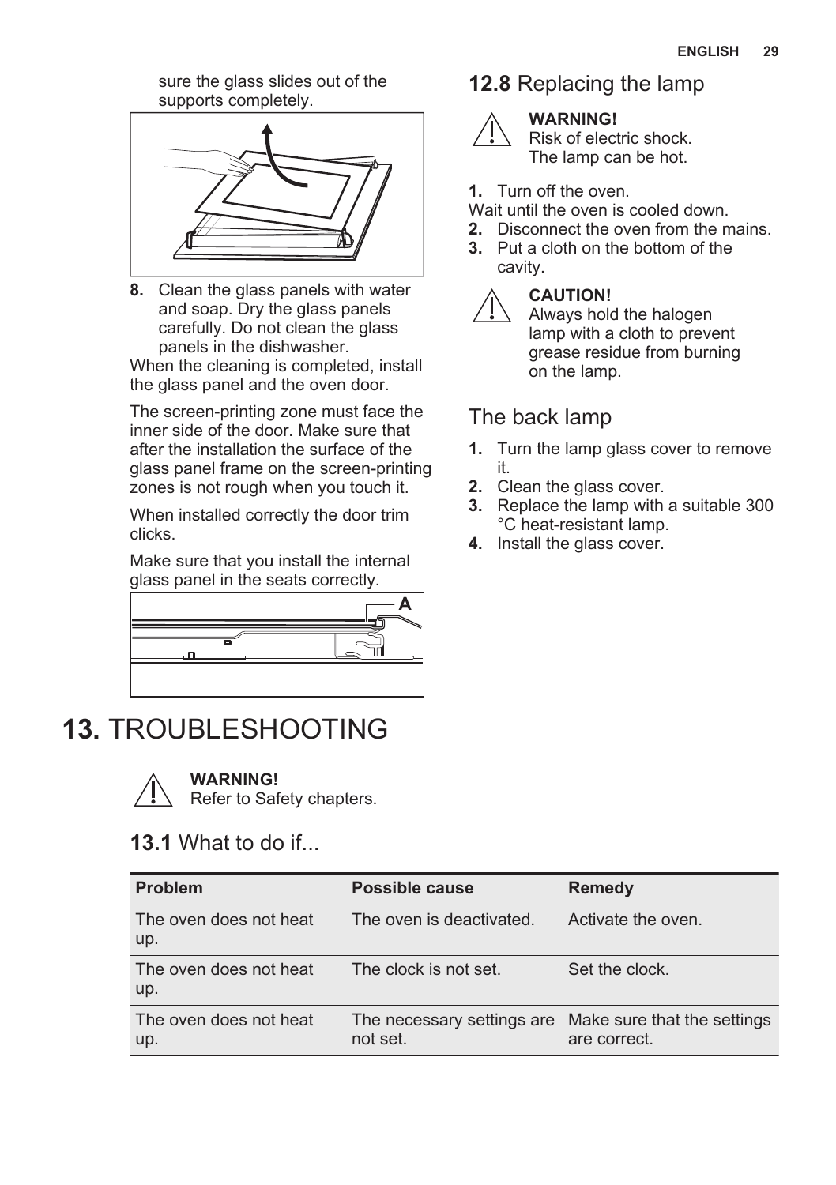sure the glass slides out of the supports completely.

8. Clean the glass panels with water and soap. Dry the glass panels carefully. Do not clean the glass panels in the dishwasher.

When the cleaning is completed, install the glass panel and the oven door.

The screen-printing zone must face the inner side of the door. Make sure that after the installation the surface of the glass panel frame on the screen-printing zones is not rough when you touch it.

When installed correctly the door trim clicks.

Make sure that you install the internal glass panel in the seats correctly.

A

## 12.8 Replacing the lamp

**WARNING!**
Risk of electric shock.
The lamp can be hot.

1. Turn off the oven.

Wait until the oven is cooled down.

2. Disconnect the oven from the mains.
3. Put a cloth on the bottom of the cavity.

**CAUTION!**
Always hold the halogen lamp with a cloth to prevent grease residue from burning on the lamp.

### The back lamp

1. Turn the lamp glass cover to remove it.
2. Clean the glass cover.
3. Replace the lamp with a suitable 300 °C heat-resistant lamp.
4. Install the glass cover.

# 13. TROUBLESHOOTING

**WARNING!**
Refer to Safety chapters.

## 13.1 What to do if...

| Problem | Possible cause | Remedy |
| --- | --- | --- |
| The oven does not heat up. | The oven is deactivated. | Activate the oven. |
| The oven does not heat up. | The clock is not set. | Set the clock. |
| The oven does not heat up. | The necessary settings are not set. | Make sure that the settings are correct. |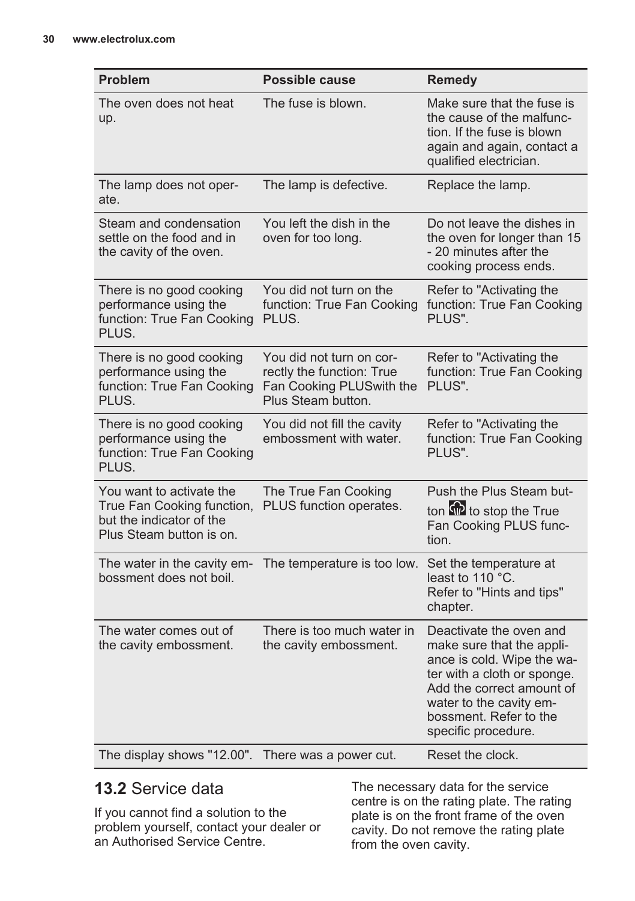| Problem | Possible cause | Remedy |
| --- | --- | --- |
| The oven does not heat up. | The fuse is blown. | Make sure that the fuse is the cause of the malfunction. If the fuse is blown again and again, contact a qualified electrician. |
| The lamp does not operate. | The lamp is defective. | Replace the lamp. |
| Steam and condensation settle on the food and in the cavity of the oven. | You left the dish in the oven for too long. | Do not leave the dishes in the oven for longer than 15 - 20 minutes after the cooking process ends. |
| There is no good cooking performance using the function: True Fan Cooking PLUS. | You did not turn on the function: True Fan Cooking PLUS. | Refer to "Activating the function: True Fan Cooking PLUS". |
| There is no good cooking performance using the function: True Fan Cooking PLUS. | You did not turn on correctly the function: True Fan Cooking PLUSwith the Plus Steam button. | Refer to "Activating the function: True Fan Cooking PLUS". |
| There is no good cooking performance using the function: True Fan Cooking PLUS. | You did not fill the cavity embossment with water. | Refer to "Activating the function: True Fan Cooking PLUS". |
| You want to activate the True Fan Cooking function, but the indicator of the Plus Steam button is on. | The True Fan Cooking PLUS function operates. | Push the Plus Steam button to stop the True Fan Cooking PLUS function. |
| The water in the cavity embossment does not boil. | The temperature is too low. | Set the temperature at least to 110 °C. Refer to "Hints and tips" chapter. |
| The water comes out of the cavity embossment. | There is too much water in the cavity embossment. | Deactivate the oven and make sure that the appliance is cold. Wipe the water with a cloth or sponge. Add the correct amount of water to the cavity embossment. Refer to the specific procedure. |
| The display shows "12.00". | There was a power cut. | Reset the clock. |

## 13.2 Service data

If you cannot find a solution to the problem yourself, contact your dealer or an Authorised Service Centre.

The necessary data for the service centre is on the rating plate. The rating plate is on the front frame of the oven cavity. Do not remove the rating plate from the oven cavity.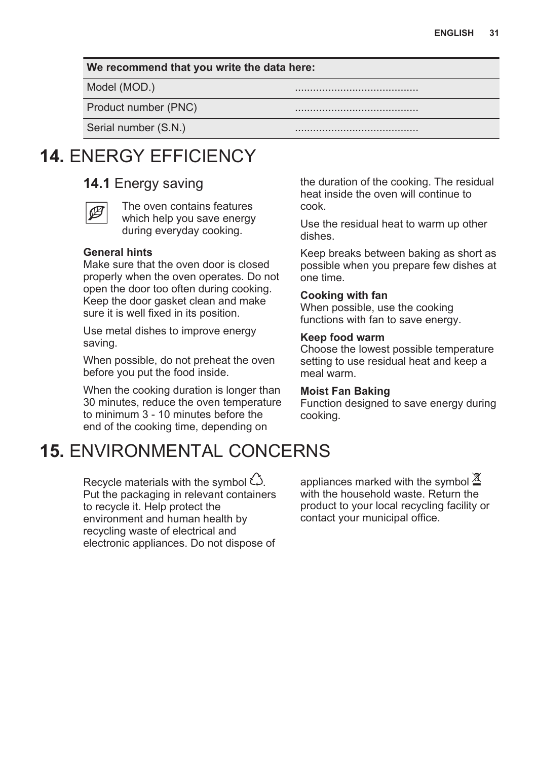| We recommend that you write the data here: | |
|---|---|
| Model (MOD.) | ......................................... |
| Product number (PNC) | ......................................... |
| Serial number (S.N.) | ......................................... |

# 14. ENERGY EFFICIENCY

## 14.1 Energy saving

The oven contains features which help you save energy during everyday cooking.

**General hints**
Make sure that the oven door is closed properly when the oven operates. Do not open the door too often during cooking. Keep the door gasket clean and make sure it is well fixed in its position.

Use metal dishes to improve energy saving.

When possible, do not preheat the oven before you put the food inside.

When the cooking duration is longer than 30 minutes, reduce the oven temperature to minimum 3 - 10 minutes before the end of the cooking time, depending on the duration of the cooking. The residual heat inside the oven will continue to cook.

Use the residual heat to warm up other dishes.

Keep breaks between baking as short as possible when you prepare few dishes at one time.

**Cooking with fan**
When possible, use the cooking functions with fan to save energy.

**Keep food warm**
Choose the lowest possible temperature setting to use residual heat and keep a meal warm.

**Moist Fan Baking**
Function designed to save energy during cooking.

# 15. ENVIRONMENTAL CONCERNS

Recycle materials with the symbol ♲. Put the packaging in relevant containers to recycle it. Help protect the environment and human health by recycling waste of electrical and electronic appliances. Do not dispose of appliances marked with the symbol with the household waste. Return the product to your local recycling facility or contact your municipal office.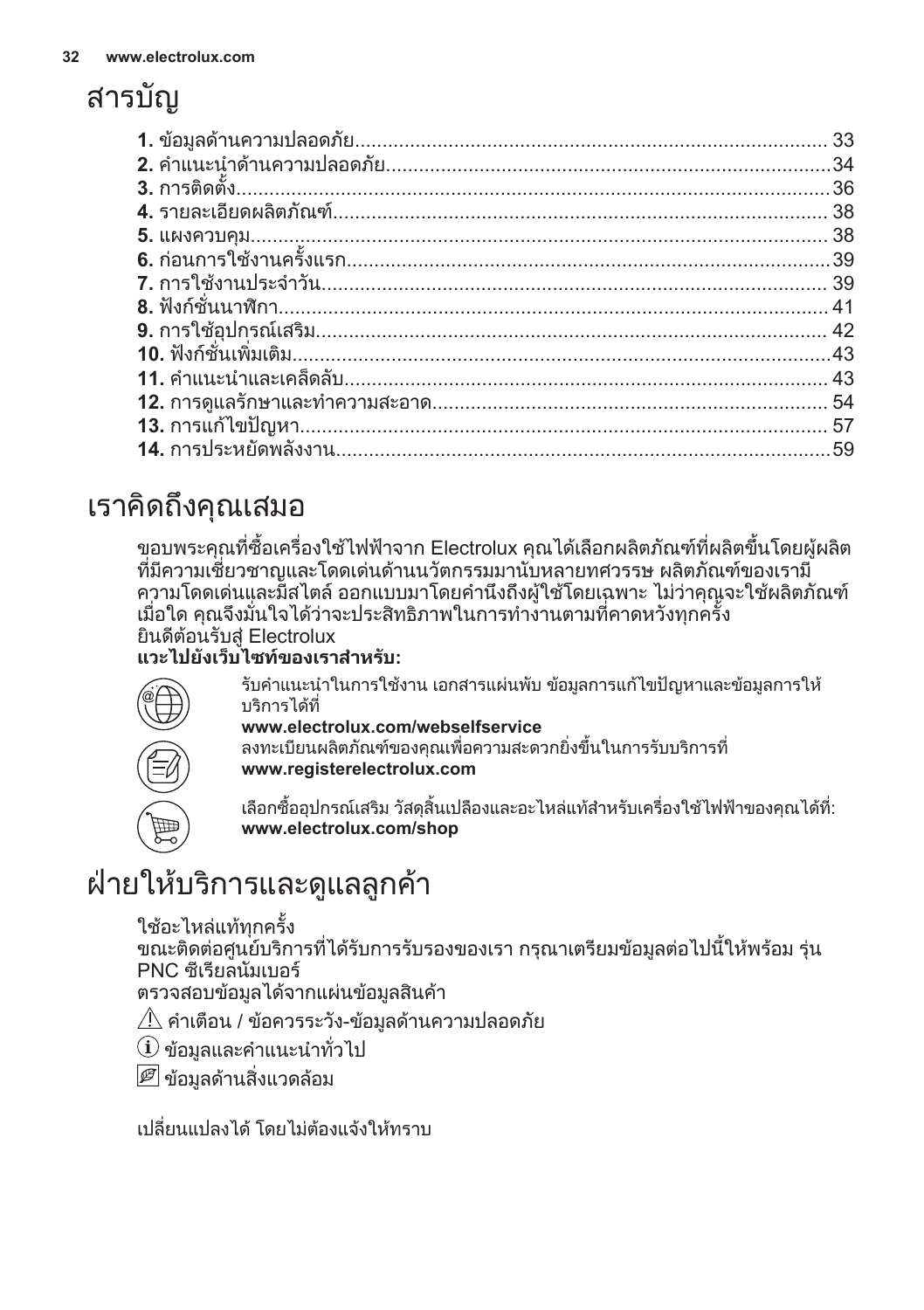# สารบัญ

**1.** ข้อมูลด้านความปลอดภัย...................................................................................... 33
**2.** คำแนะนำด้านความปลอดภัย.................................................................................34
**3.** การติดตั้ง..............................................................................................................36
**4.** รายละเอียดผลิตภัณฑ์.......................................................................................... 38
**5.** แผงควบคุม.......................................................................................................... 38
**6.** ก่อนการใช้งานครั้งแรก........................................................................................39
**7.** การใช้งานประจำวัน............................................................................................ 39
**8.** ฟังก์ชั่นนาฬิกา.................................................................................................... 41
**9.** การใช้อุปกรณ์เสริม............................................................................................. 42
**10.** ฟังก์ชั่นเพิ่มเติม..................................................................................................43
**11.** คำแนะนำและเคล็ดลับ....................................................................................... 43
**12.** การดูแลรักษาและทำความสะอาด....................................................................... 54
**13.** การแก้ไขปัญหา................................................................................................ 57
**14.** การประหยัดพลังงาน..........................................................................................59

# เราคิดถึงคุณเสมอ

ขอบพระคุณที่ซื้อเครื่องใช้ไฟฟ้าจาก Electrolux คุณได้เลือกผลิตภัณฑ์ที่ผลิตขึ้นโดยผู้ผลิตที่มีความเชี่ยวชาญและโดดเด่นด้านนวัตกรรมมานับหลายทศวรรษ ผลิตภัณฑ์ของเรามีความโดดเด่นและมีสไตล์ ออกแบบมาโดยคำนึงถึงผู้ใช้โดยเฉพาะ ไม่ว่าคุณจะใช้ผลิตภัณฑ์เมื่อใด คุณจึงมั่นใจได้ว่าจะประสิทธิภาพในการทำงานตามที่คาดหวังทุกครั้ง
ยินดีต้อนรับสู่ Electrolux

**แวะไปยังเว็บไซต์ของเราสำหรับ:**

รับคำแนะนำในการใช้งาน เอกสารแผ่นพับ ข้อมูลการแก้ไขปัญหาและข้อมูลการให้บริการได้ที่
**www.electrolux.com/webselfservice**

ลงทะเบียนผลิตภัณฑ์ของคุณเพื่อความสะดวกยิ่งขึ้นในการรับบริการที่
**www.registerelectrolux.com**

เลือกซื้ออุปกรณ์เสริม วัสดุสิ้นเปลืองและอะไหล่แท้สำหรับเครื่องใช้ไฟฟ้าของคุณได้ที่:
**www.electrolux.com/shop**

# ฝ่ายให้บริการและดูแลลูกค้า

ใช้อะไหล่แท้ทุกครั้ง
ขณะติดต่อศูนย์บริการที่ได้รับการรับรองของเรา กรุณาเตรียมข้อมูลต่อไปนี้ให้พร้อม รุ่น PNC ซีเรียลนัมเบอร์
ตรวจสอบข้อมูลได้จากแผ่นข้อมูลสินค้า

⚠ คำเตือน / ข้อควรระวัง-ข้อมูลด้านความปลอดภัย

ⓘ ข้อมูลและคำแนะนำทั่วไป

ข้อมูลด้านสิ่งแวดล้อม

เปลี่ยนแปลงได้ โดยไม่ต้องแจ้งให้ทราบ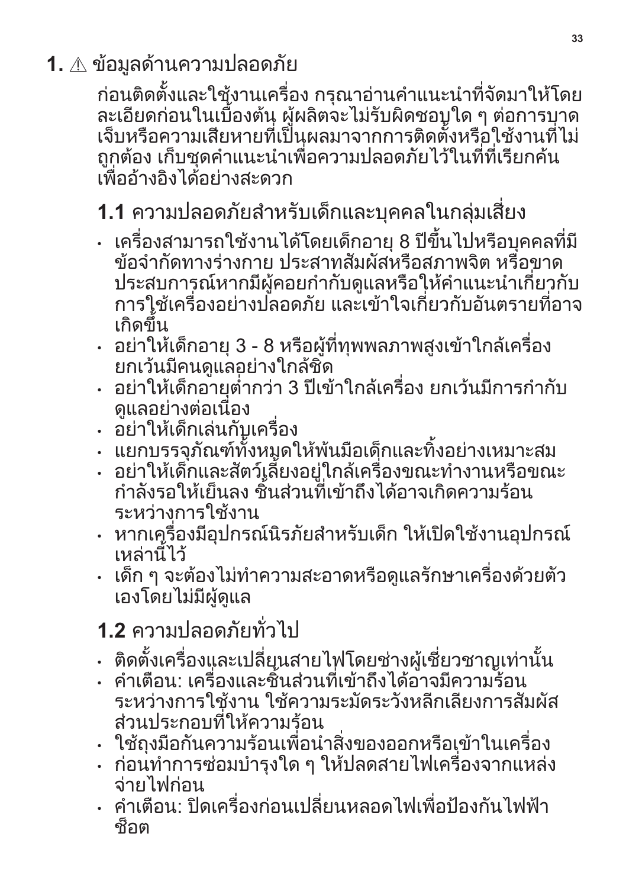# 1. ⚠ ข้อมูลด้านความปลอดภัย

ก่อนติดตั้งและใช้งานเครื่อง กรุณาอ่านคำแนะนำที่จัดมาให้โดยละเอียดก่อนในเบื้องต้น ผู้ผลิตจะไม่รับผิดชอบใด ๆ ต่อการบาดเจ็บหรือความเสียหายที่เป็นผลมาจากการติดตั้งหรือใช้งานที่ไม่ถูกต้อง เก็บชุดคำแนะนำเพื่อความปลอดภัยไว้ในที่ที่เรียกค้นเพื่ออ้างอิงได้อย่างสะดวก

## 1.1 ความปลอดภัยสำหรับเด็กและบุคคลในกลุ่มเสี่ยง

- เครื่องสามารถใช้งานได้โดยเด็กอายุ 8 ปีขึ้นไปหรือบุคคลที่มีข้อจำกัดทางร่างกาย ประสาทสัมผัสหรือสภาพจิต หรือขาดประสบการณ์หากมีผู้คอยกำกับดูแลหรือให้คำแนะนำเกี่ยวกับการใช้เครื่องอย่างปลอดภัย และเข้าใจเกี่ยวกับอันตรายที่อาจเกิดขึ้น
- อย่าให้เด็กอายุ 3 - 8 หรือผู้ที่ทุพพลภาพสูงเข้าใกล้เครื่อง ยกเว้นมีคนดูแลอย่างใกล้ชิด
- อย่าให้เด็กอายุต่ำกว่า 3 ปีเข้าใกล้เครื่อง ยกเว้นมีการกำกับดูแลอย่างต่อเนื่อง
- อย่าให้เด็กเล่นกับเครื่อง
- แยกบรรจุภัณฑ์ทั้งหมดให้พ้นมือเด็กและทิ้งอย่างเหมาะสม
- อย่าให้เด็กและสัตว์เลี้ยงอยู่ใกล้เครื่องขณะทำงานหรือขณะกำลังรอให้เย็นลง ชิ้นส่วนที่เข้าถึงได้อาจเกิดความร้อนระหว่างการใช้งาน
- หากเครื่องมีอุปกรณ์นิรภัยสำหรับเด็ก ให้เปิดใช้งานอุปกรณ์เหล่านี้ไว้
- เด็ก ๆ จะต้องไม่ทำความสะอาดหรือดูแลรักษาเครื่องด้วยตัวเองโดยไม่มีผู้ดูแล

## 1.2 ความปลอดภัยทั่วไป

- ติดตั้งเครื่องและเปลี่ยนสายไฟโดยช่างผู้เชี่ยวชาญเท่านั้น
- คำเตือน: เครื่องและชิ้นส่วนที่เข้าถึงได้อาจมีความร้อนระหว่างการใช้งาน ใช้ความระมัดระวังหลีกเลี่ยงการสัมผัสส่วนประกอบที่ให้ความร้อน
- ใช้ถุงมือกันความร้อนเพื่อนำสิ่งของออกหรือเข้าในเครื่อง
- ก่อนทำการซ่อมบำรุงใด ๆ ให้ปลดสายไฟเครื่องจากแหล่งจ่ายไฟก่อน
- คำเตือน: ปิดเครื่องก่อนเปลี่ยนหลอดไฟเพื่อป้องกันไฟฟ้าช็อต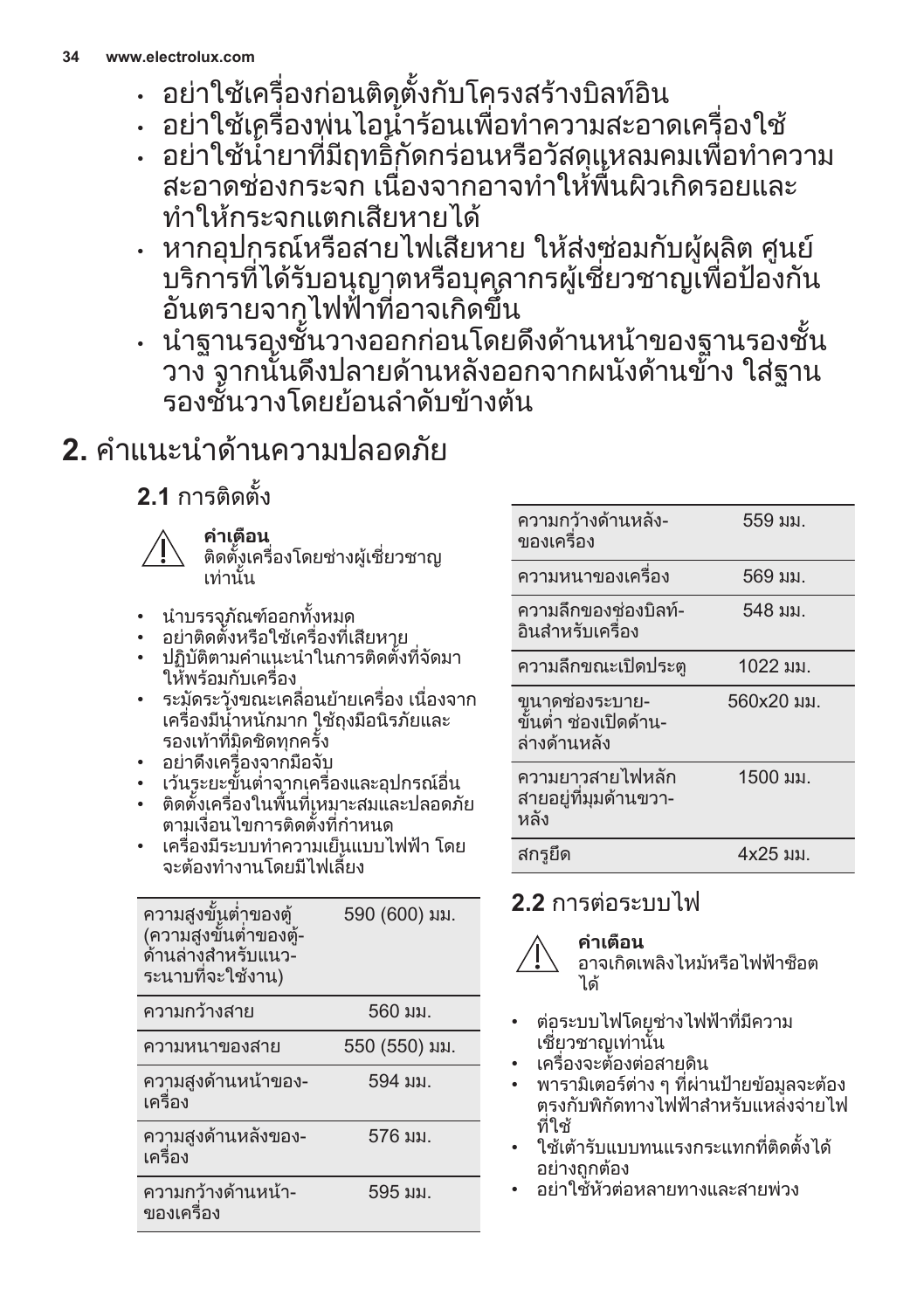- อย่าใช้เครื่องก่อนติดตั้งกับโครงสร้างบิลท์อิน
- อย่าใช้เครื่องพ่นไอน้ำร้อนเพื่อทำความสะอาดเครื่องใช้
- อย่าใช้น้ำยาที่มีฤทธิ์กัดกร่อนหรือวัสดุแหลมคมเพื่อทำความสะอาดช่องกระจก เนื่องจากอาจทำให้พื้นผิวเกิดรอยและทำให้กระจกแตกเสียหายได้
- หากอุปกรณ์หรือสายไฟเสียหาย ให้ส่งซ่อมกับผู้ผลิต ศูนย์บริการที่ได้รับอนุญาตหรือบุคลากรผู้เชี่ยวชาญเพื่อป้องกันอันตรายจากไฟฟ้าที่อาจเกิดขึ้น
- นำฐานรองชั้นวางออกก่อนโดยดึงด้านหน้าของฐานรองชั้นวาง จากนั้นดึงปลายด้านหลังออกจากผนังด้านข้าง ใส่ฐานรองชั้นวางโดยย้อนลำดับข้างต้น

# 2. คำแนะนำด้านความปลอดภัย

## 2.1 การติดตั้ง

**คำเตือน**
ติดตั้งเครื่องโดยช่างผู้เชี่ยวชาญเท่านั้น

- นำบรรจุภัณฑ์ออกทั้งหมด
- อย่าติดตั้งหรือใช้เครื่องที่เสียหาย
- ปฏิบัติตามคำแนะนำในการติดตั้งที่จัดมาให้พร้อมกับเครื่อง
- ระมัดระวังขณะเคลื่อนย้ายเครื่อง เนื่องจากเครื่องมีน้ำหนักมาก ใช้ถุงมือนิรภัยและรองเท้าที่มิดชิดทุกครั้ง
- อย่าดึงเครื่องจากมือจับ
- เว้นระยะขั้นต่ำจากเครื่องและอุปกรณ์อื่น
- ติดตั้งเครื่องในพื้นที่เหมาะสมและปลอดภัยตามเงื่อนไขการติดตั้งที่กำหนด
- เครื่องมีระบบทำความเย็นแบบไฟฟ้า โดยจะต้องทำงานโดยมีไฟเลี้ยง

| | |
|---|---|
| ความสูงขั้นต่ำของตู้ (ความสูงขั้นต่ำของตู้-ด้านล่างสำหรับแนว-ระนาบที่จะใช้งาน) | 590 (600) มม. |
| ความกว้างสาย | 560 มม. |
| ความหนาของสาย | 550 (550) มม. |
| ความสูงด้านหน้าของ-เครื่อง | 594 มม. |
| ความสูงด้านหลังของ-เครื่อง | 576 มม. |
| ความกว้างด้านหน้า-ของเครื่อง | 595 มม. |
| ความกว้างด้านหลัง-ของเครื่อง | 559 มม. |
| ความหนาของเครื่อง | 569 มม. |
| ความลึกของช่องบิลท์-อินสำหรับเครื่อง | 548 มม. |
| ความลึกขณะเปิดประตู | 1022 มม. |
| ขนาดช่องระบาย-ขั้นต่ำ ช่องเปิดด้าน-ล่างด้านหลัง | 560x20 มม. |
| ความยาวสายไฟหลัก สายอยู่ที่มุมด้านขวา-หลัง | 1500 มม. |
| สกรูยึด | 4x25 มม. |

## 2.2 การต่อระบบไฟ

**คำเตือน**
อาจเกิดเพลิงไหม้หรือไฟฟ้าช็อตได้

- ต่อระบบไฟโดยช่างไฟฟ้าที่มีความเชี่ยวชาญเท่านั้น
- เครื่องจะต้องต่อสายดิน
- พารามิเตอร์ต่าง ๆ ที่ผ่านป้ายข้อมูลจะต้องตรงกับพิกัดทางไฟฟ้าสำหรับแหล่งจ่ายไฟที่ใช้
- ใช้เต้ารับแบบทนแรงกระแทกที่ติดตั้งได้อย่างถูกต้อง
- อย่าใช้หัวต่อหลายทางและสายพ่วง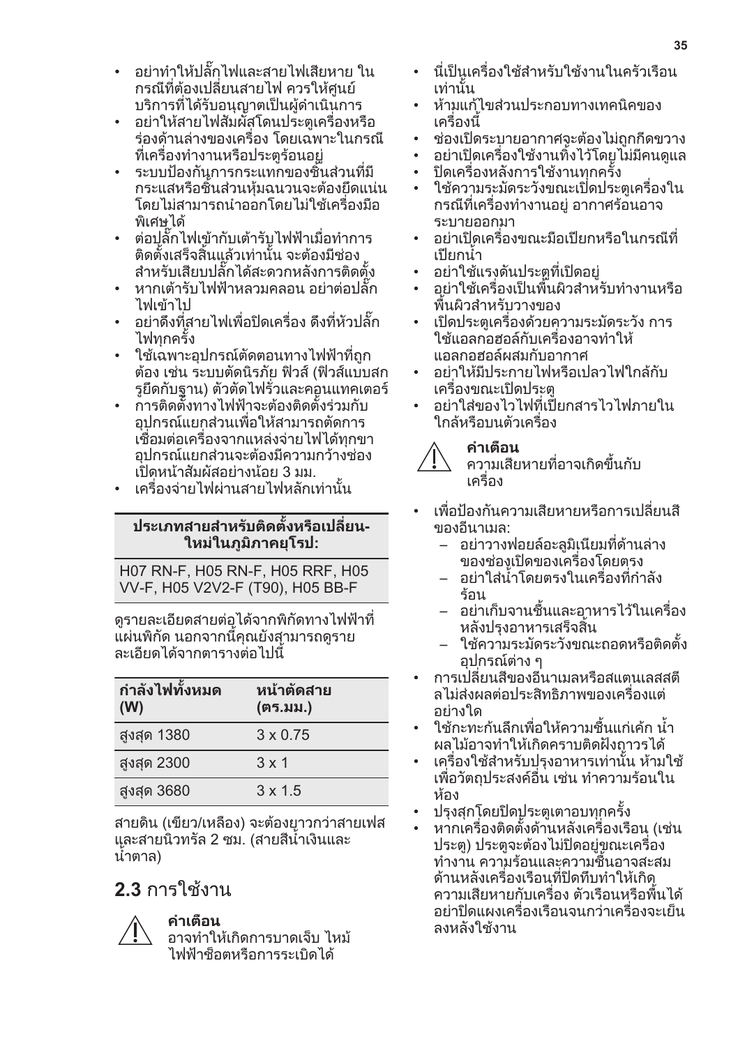- อย่าทำให้ปลั๊กไฟและสายไฟเสียหาย ในกรณีที่ต้องเปลี่ยนสายไฟ ควรให้ศูนย์บริการที่ได้รับอนุญาตเป็นผู้ดำเนินการ
- อย่าให้สายไฟสัมผัสโดนประตูเครื่องหรือร่องด้านล่างของเครื่อง โดยเฉพาะในกรณีที่เครื่องทำงานหรือประตูร้อนอยู่
- ระบบป้องกันการกระแทกของชิ้นส่วนที่มีกระแสหรือชิ้นส่วนหุ้มฉนวนจะต้องยึดแน่นโดยไม่สามารถนำออกโดยไม่ใช้เครื่องมือพิเศษได้
- ต่อปลั๊กไฟเข้ากับเต้ารับไฟฟ้าเมื่อทำการติดตั้งเสร็จสิ้นแล้วเท่านั้น จะต้องมีช่องสำหรับเสียบปลั๊กได้สะดวกหลังการติดตั้ง
- หากเต้ารับไฟฟ้าหลวมคลอน อย่าต่อปลั๊กไฟเข้าไป
- อย่าดึงที่สายไฟเพื่อปิดเครื่อง ดึงที่หัวปลั๊กไฟทุกครั้ง
- ใช้เฉพาะอุปกรณ์ตัดตอนทางไฟฟ้าที่ถูกต้อง เช่น ระบบตัดนิรภัย ฟิวส์ (ฟิวส์แบบสกรูยึดกับฐาน) ตัวตัดไฟรั่วและคอนแทคเตอร์
- การติดตั้งทางไฟฟ้าจะต้องติดตั้งร่วมกับอุปกรณ์แยกส่วนเพื่อให้สามารถตัดการเชื่อมต่อเครื่องจากแหล่งจ่ายไฟได้ทุกขา อุปกรณ์แยกส่วนจะต้องมีความกว้างช่องเปิดหน้าสัมผัสอย่างน้อย 3 มม.
- เครื่องจ่ายไฟผ่านสายไฟหลักเท่านั้น

| ประเภทสายสำหรับติดตั้งหรือเปลี่ยน­ใหม่ในภูมิภาคยุโรป: |
|---|
| H07 RN-F, H05 RN-F, H05 RRF, H05 VV-F, H05 V2V2-F (T90), H05 BB-F |

ดูรายละเอียดสายต่อได้จากพิกัดทางไฟฟ้าที่แผ่นพิกัด นอกจากนี้คุณยังสามารถดูรายละเอียดได้จากตารางต่อไปนี้

| กำลังไฟทั้งหมด (W) | หน้าตัดสาย (ตร.มม.) |
|---|---|
| สูงสุด 1380 | 3 x 0.75 |
| สูงสุด 2300 | 3 x 1 |
| สูงสุด 3680 | 3 x 1.5 |

สายดิน (เขียว/เหลือง) จะต้องยาวกว่าสายเฟสและสายนิวทรัล 2 ซม. (สายสีน้ำเงินและน้ำตาล)

## 2.3 การใช้งาน

**คำเตือน**
อาจทำให้เกิดการบาดเจ็บ ไหม้ ไฟฟ้าช็อตหรือการระเบิดได้

- นี่เป็นเครื่องใช้สำหรับใช้งานในครัวเรือนเท่านั้น
- ห้ามแก้ไขส่วนประกอบทางเทคนิคของเครื่องนี้
- ช่องเปิดระบายอากาศจะต้องไม่ถูกกีดขวาง
- อย่าเปิดเครื่องใช้งานทิ้งไว้โดยไม่มีคนดูแล
- ปิดเครื่องหลังการใช้งานทุกครั้ง
- ใช้ความระมัดระวังขณะเปิดประตูเครื่องในกรณีที่เครื่องทำงานอยู่ อากาศร้อนอาจระบายออกมา
- อย่าเปิดเครื่องขณะมือเปียกหรือในกรณีที่เปียกน้ำ
- อย่าใช้แรงดันประตูที่เปิดอยู่
- อย่าใช้เครื่องเป็นพื้นผิวสำหรับทำงานหรือพื้นผิวสำหรับวางของ
- เปิดประตูเครื่องด้วยความระมัดระวัง การใช้แอลกอฮอล์กับเครื่องอาจทำให้แอลกอฮอล์ผสมกับอากาศ
- อย่าให้มีประกายไฟหรือเปลวไฟใกล้กับเครื่องขณะเปิดประตู
- อย่าใส่ของไวไฟที่เปียกสารไวไฟภายในใกล้หรือบนตัวเครื่อง

**คำเตือน**
ความเสียหายที่อาจเกิดขึ้นกับเครื่อง

- เพื่อป้องกันความเสียหายหรือการเปลี่ยนสีของอีนาเมล:
  - อย่าวางฟอยล์อะลูมิเนียมที่ด้านล่างของช่องเปิดของเครื่องโดยตรง
  - อย่าใส่น้ำโดยตรงในเครื่องที่กำลังร้อน
  - อย่าเก็บจานชื้นและอาหารไว้ในเครื่องหลังปรุงอาหารเสร็จสิ้น
  - ใช้ความระมัดระวังขณะถอดหรือติดตั้งอุปกรณ์ต่าง ๆ
- การเปลี่ยนสีของอีนาเมลหรือสแตนเลสสตีลไม่ส่งผลต่อประสิทธิภาพของเครื่องแต่อย่างใด
- ใช้ถาดทะกันลึกเพื่อให้ความชื้นแก่เค้ก น้ำผลไม้อาจทำให้เกิดคราบติดฝังถาวรได้
- เครื่องใช้สำหรับปรุงอาหารเท่านั้น ห้ามใช้เพื่อวัตถุประสงค์อื่น เช่น ทำความร้อนในห้อง
- ปรุงสุกโดยปิดประตูเตาอบทุกครั้ง
- หากเครื่องติดตั้งด้านหลังเครื่องเรือน (เช่น ประตู) ประตูจะต้องไม่ปิดอยู่ขณะเครื่องทำงาน ความร้อนและความชื้นอาจสะสมด้านหลังเครื่องเรือนที่ปิดทึบทำให้เกิดความเสียหายกับเครื่อง ตัวเรือนหรือพื้นได้ อย่าปิดแผงเครื่องเรือนจนกว่าเครื่องจะเย็นลงหลังใช้งาน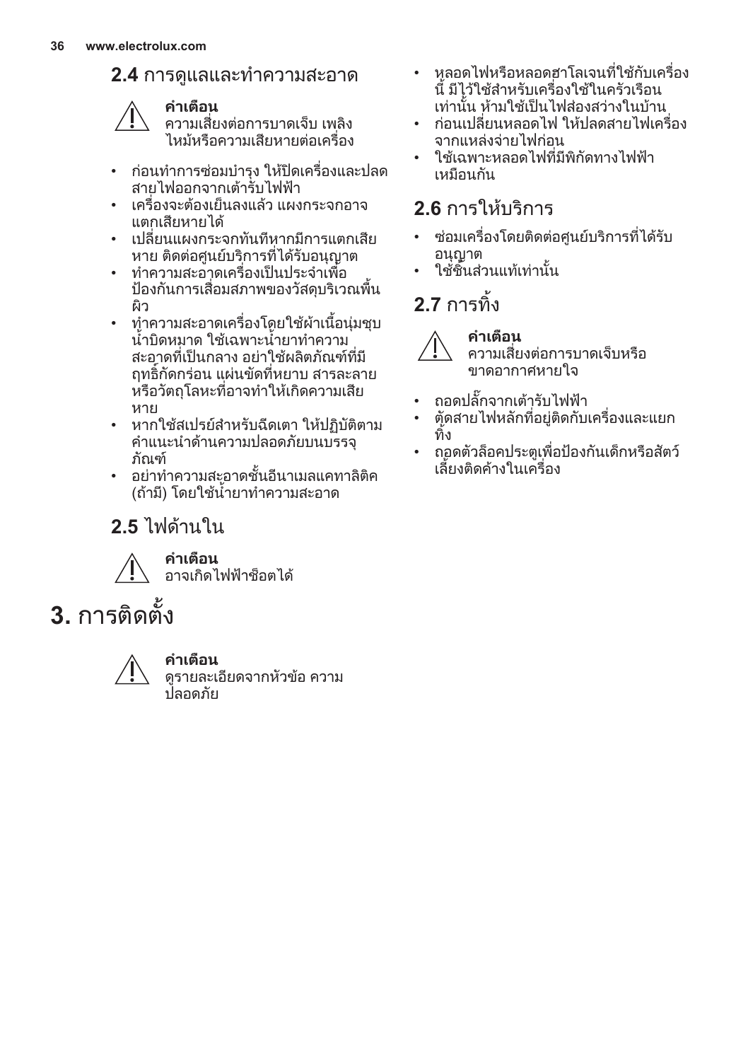## 2.4 การดูแลและทำความสะอาด

**คำเตือน**
ความเสี่ยงต่อการบาดเจ็บ เพลิงไหม้หรือความเสียหายต่อเครื่อง

- ก่อนทำการซ่อมบำรุง ให้ปิดเครื่องและปลดสายไฟออกจากเต้ารับไฟฟ้า
- เครื่องจะต้องเย็นลงแล้ว แผงกระจกอาจแตกเสียหายได้
- เปลี่ยนแผงกระจกทันทีหากมีการแตกเสียหาย ติดต่อศูนย์บริการที่ได้รับอนุญาต
- ทำความสะอาดเครื่องเป็นประจำเพื่อป้องกันการเสื่อมสภาพของวัสดุบริเวณพื้นผิว
- ทำความสะอาดเครื่องโดยใช้ผ้าเนื้อนุ่มชุบน้ำบิดหมาด ใช้เฉพาะน้ำยาทำความสะอาดที่เป็นกลาง อย่าใช้ผลิตภัณฑ์ที่มีฤทธิ์กัดกร่อน แผ่นขัดที่หยาบ สารละลาย หรือวัตถุโลหะที่อาจทำให้เกิดความเสียหาย
- หากใช้สเปรย์สำหรับฉีดเตา ให้ปฏิบัติตามคำแนะนำด้านความปลอดภัยบนบรรจุภัณฑ์
- อย่าทำความสะอาดชั้นอีนาเมลแคทาลิติค (ถ้ามี) โดยใช้น้ำยาทำความสะอาด

## 2.5 ไฟด้านใน

**คำเตือน**
อาจเกิดไฟฟ้าช็อตได้

- หลอดไฟหรือหลอดฮาโลเจนที่ใช้กับเครื่องนี้ มีไว้ใช้สำหรับเครื่องใช้ในครัวเรือนเท่านั้น ห้ามใช้เป็นไฟส่องสว่างในบ้าน
- ก่อนเปลี่ยนหลอดไฟ ให้ปลดสายไฟเครื่องจากแหล่งจ่ายไฟก่อน
- ใช้เฉพาะหลอดไฟที่มีพิกัดทางไฟฟ้าเหมือนกัน

## 2.6 การให้บริการ

- ซ่อมเครื่องโดยติดต่อศูนย์บริการที่ได้รับอนุญาต
- ใช้ชิ้นส่วนแท้เท่านั้น

## 2.7 การทิ้ง

**คำเตือน**
ความเสี่ยงต่อการบาดเจ็บหรือขาดอากาศหายใจ

- ถอดปลั๊กจากเต้ารับไฟฟ้า
- ตัดสายไฟหลักที่อยู่ติดกับเครื่องและแยกทิ้ง
- ถอดตัวล็อคประตูเพื่อป้องกันเด็กหรือสัตว์เลี้ยงติดค้างในเครื่อง

# 3. การติดตั้ง

**คำเตือน**
ดูรายละเอียดจากหัวข้อ ความปลอดภัย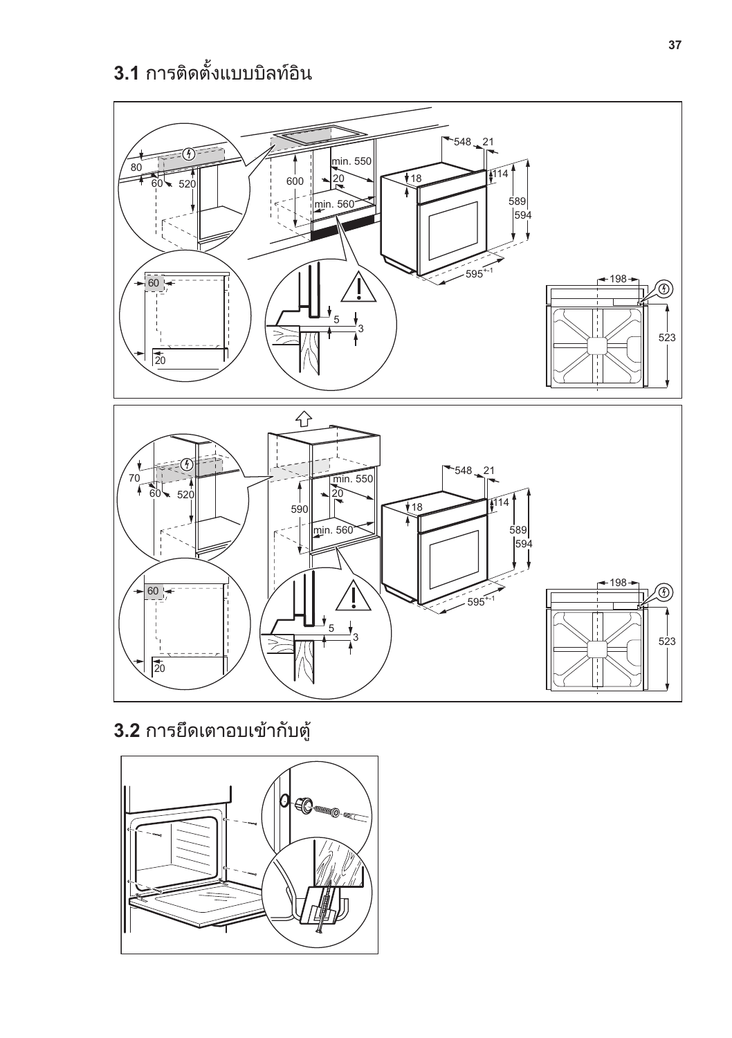## 3.1 การติดตั้งแบบบิลท์อิน

## 3.2 การยึดเตาอบเข้ากับตู้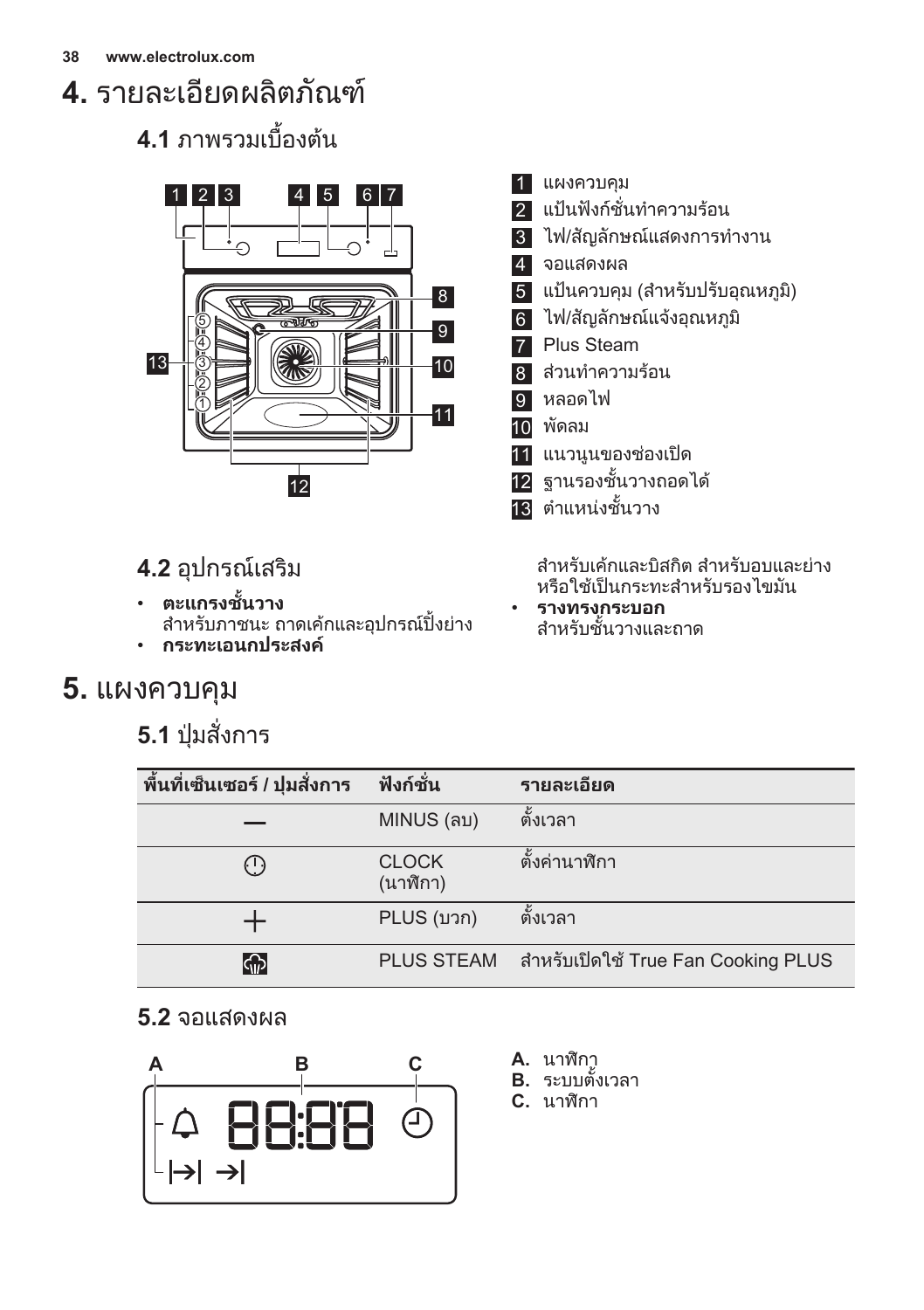# 4. รายละเอียดผลิตภัณฑ์

## 4.1 ภาพรวมเบื้องต้น

1. แผงควบคุม
2. แป้นฟังก์ชั่นทำความร้อน
3. ไฟ/สัญลักษณ์แสดงการทำงาน
4. จอแสดงผล
5. แป้นควบคุม (สำหรับปรับอุณหภูมิ)
6. ไฟ/สัญลักษณ์แจ้งอุณหภูมิ
7. Plus Steam
8. ส่วนทำความร้อน
9. หลอดไฟ
10. พัดลม
11. แนวนูนของช่องเปิด
12. ฐานรองชั้นวางถอดได้
13. ตำแหน่งชั้นวาง

## 4.2 อุปกรณ์เสริม

- **ตะแกรงชั้นวาง**
  สำหรับภาชนะ ถาดเค้กและอุปกรณ์ปิ้งย่าง
- **กระทะเอนกประสงค์**
  สำหรับเค้กและบิสกิต สำหรับอบและย่าง หรือใช้เป็นกระทะสำหรับรองไขมัน
- **รางทรงกระบอก**
  สำหรับชั้นวางและถาด

# 5. แผงควบคุม

## 5.1 ปุ่มสั่งการ

| พื้นที่เซ็นเซอร์ / ปุ่มสั่งการ | ฟังก์ชั่น | รายละเอียด |
|---|---|---|
| — | MINUS (ลบ) | ตั้งเวลา |
| ⏱ | CLOCK (นาฬิกา) | ตั้งค่านาฬิกา |
| + | PLUS (บวก) | ตั้งเวลา |
| ♨ | PLUS STEAM | สำหรับเปิดใช้ True Fan Cooking PLUS |

## 5.2 จอแสดงผล

A. นาฬิกา
B. ระบบตั้งเวลา
C. นาฬิกา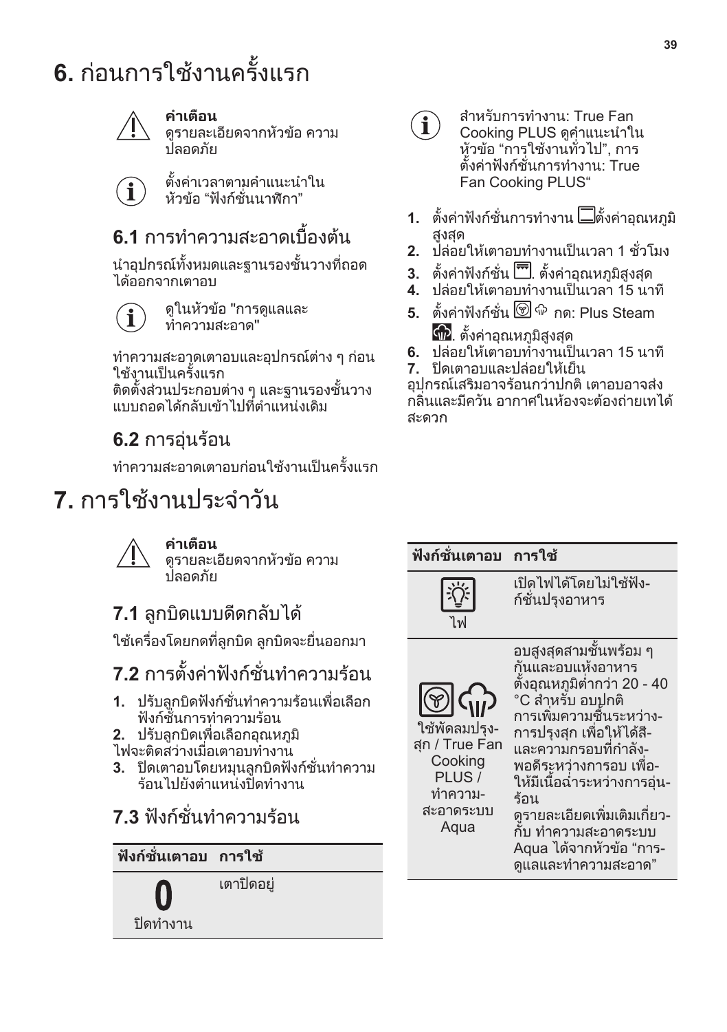# 6. ก่อนการใช้งานครั้งแรก

**คำเตือน**
ดูรายละเอียดจากหัวข้อ ความปลอดภัย

ตั้งค่าเวลาตามคำแนะนำในหัวข้อ “ฟังก์ชั่นนาฬิกา”

## 6.1 การทำความสะอาดเบื้องต้น

นำอุปกรณ์ทั้งหมดและฐานรองชั้นวางที่ถอดได้ออกจากเตาอบ

ดูในหัวข้อ "การดูแลและทำความสะอาด"

ทำความสะอาดเตาอบและอุปกรณ์ต่าง ๆ ก่อนใช้งานเป็นครั้งแรก
ติดตั้งส่วนประกอบต่าง ๆ และฐานรองชั้นวางแบบถอดได้กลับเข้าไปที่ตำแหน่งเดิม

## 6.2 การอุ่นร้อน

ทำความสะอาดเตาอบก่อนใช้งานเป็นครั้งแรก

สำหรับการทำงาน: True Fan Cooking PLUS ดูคำแนะนำในหัวข้อ “การใช้งานทั่วไป”, การตั้งค่าฟังก์ชั่นการทำงาน: True Fan Cooking PLUS“

1. ตั้งค่าฟังก์ชั่นการทำงาน ตั้งค่าอุณหภูมิสูงสุด
2. ปล่อยให้เตาอบทำงานเป็นเวลา 1 ชั่วโมง
3. ตั้งค่าฟังก์ชั่น . ตั้งค่าอุณหภูมิสูงสุด
4. ปล่อยให้เตาอบทำงานเป็นเวลา 15 นาที
5. ตั้งค่าฟังก์ชั่น กด: Plus Steam . ตั้งค่าอุณหภูมิสูงสุด
6. ปล่อยให้เตาอบทำงานเป็นเวลา 15 นาที
7. ปิดเตาอบและปล่อยให้เย็น

อุปกรณ์เสริมอาจร้อนกว่าปกติ เตาอบอาจส่งกลิ่นและมีควัน อากาศในห้องจะต้องถ่ายเทได้สะดวก

# 7. การใช้งานประจำวัน

**คำเตือน**
ดูรายละเอียดจากหัวข้อ ความปลอดภัย

## 7.1 ลูกบิดแบบดีดกลับได้

ใช้เครื่องโดยกดที่ลูกบิด ลูกบิดจะยื่นออกมา

## 7.2 การตั้งค่าฟังก์ชั่นทำความร้อน

1. ปรับลูกบิดฟังก์ชั่นทำความร้อนเพื่อเลือกฟังก์ชั่นการทำความร้อน
2. ปรับลูกบิดเพื่อเลือกอุณหภูมิ

ไฟจะติดสว่างเมื่อเตาอบทำงาน

3. ปิดเตาอบโดยหมุนลูกบิดฟังก์ชั่นทำความร้อนไปยังตำแหน่งปิดทำงาน

## 7.3 ฟังก์ชั่นทำความร้อน

| ฟังก์ชั่นเตาอบ | การใช้ |
|---|---|
| 0 ปิดทำงาน | เตาปิดอยู่ |
| ไฟ | เปิดไฟได้โดยไม่ใช้ฟังก์ชั่นปรุงอาหาร |
| ใช้พัดลมปรุงสุก / True Fan Cooking PLUS / ทำความสะอาดระบบ Aqua | อบสูงสุดสามชั้นพร้อม ๆ กันและอบแห้งอาหาร ตั้งอุณหภูมิต่ำกว่า 20 - 40 °C สำหรับ อบปกติ การเพิ่มความชื้นระหว่างการปรุงสุก เพื่อให้ได้สีและความกรอบที่กำลังพอดีระหว่างการอบ เพื่อให้มีเนื้อฉ่ำระหว่างการอุ่นร้อน ดูรายละเอียดเพิ่มเติมเกี่ยวกับ ทำความสะอาดระบบ Aqua ได้จากหัวข้อ “การดูแลและทำความสะอาด” |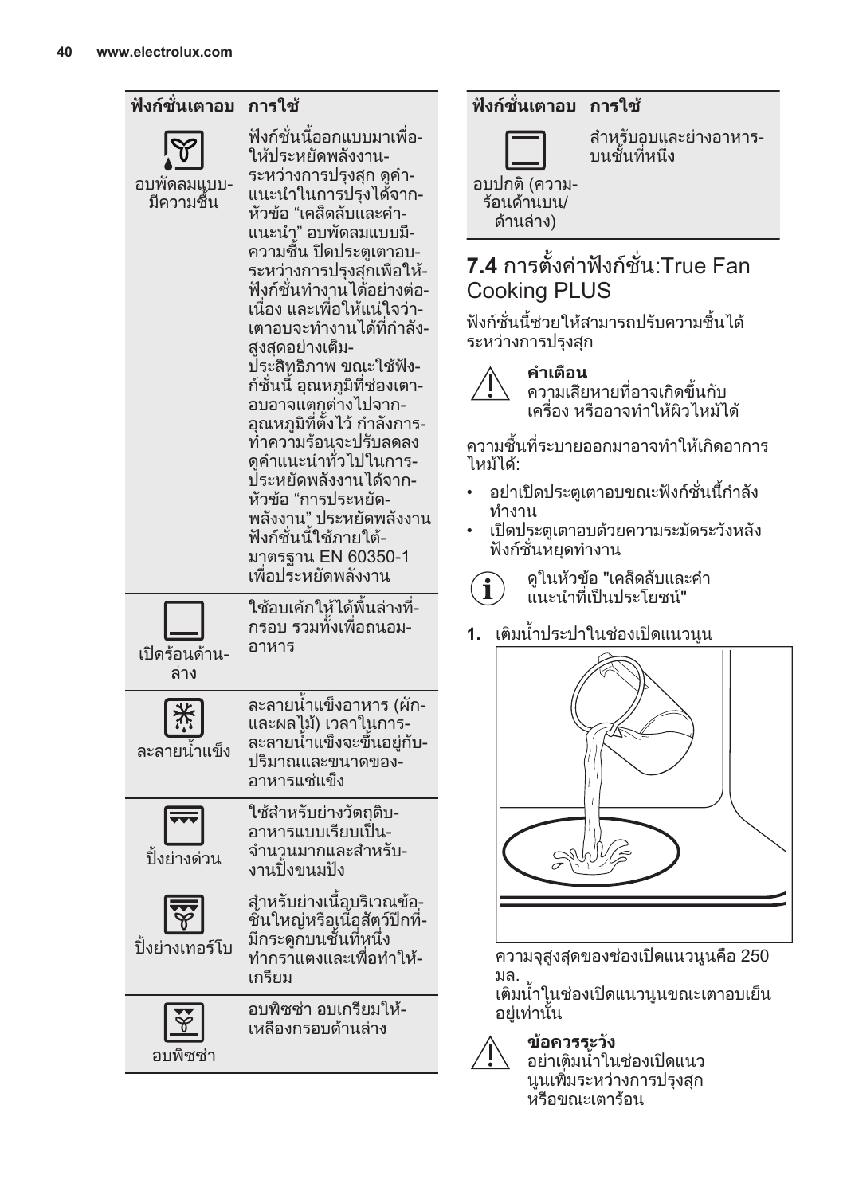| ฟังก์ชั่นเตาอบ | การใช้ |
|---|---|
| อบพัดลมแบบมีความชื้น | ฟังก์ชั่นนี้ออกแบบมาเพื่อให้ประหยัดพลังงานระหว่างการปรุงสุก ดูคำแนะนำในการปรุงได้จากหัวข้อ "เคล็ดลับและคำแนะนำ" อบพัดลมแบบมีความชื้น ปิดประตูเตาอบระหว่างการปรุงสุกเพื่อให้ฟังก์ชั่นทำงานได้อย่างต่อเนื่อง และเพื่อให้แน่ใจว่าเตาอบจะทำงานได้ที่กำลังสูงสุดอย่างเต็มประสิทธิภาพ ขณะใช้ฟังก์ชั่นนี้ อุณหภูมิที่ช่องเตาอบอาจแตกต่างไปจากอุณหภูมิที่ตั้งไว้ กำลังการทำความร้อนจะปรับลดลง ดูคำแนะนำทั่วไปในการประหยัดพลังงานได้จากหัวข้อ "การประหยัดพลังงาน" ประหยัดพลังงาน ฟังก์ชั่นนี้ใช้ภายใต้มาตรฐาน EN 60350-1 เพื่อประหยัดพลังงาน |
| เปิดร้อนด้านล่าง | ใช้อบเค้กให้ได้พื้นล่างที่กรอบ รวมทั้งเพื่อถนอมอาหาร |
| ละลายน้ำแข็ง | ละลายน้ำแข็งอาหาร (ผักและผลไม้) เวลาในการละลายน้ำแข็งจะขึ้นอยู่กับปริมาณและขนาดของอาหารแช่แข็ง |
| ปิ้งย่างด่วน | ใช้สำหรับย่างวัตถุดิบอาหารแบบเรียบเป็นจำนวนมากและสำหรับงานปิ้งขนมปัง |
| ปิ้งย่างเทอร์โบ | สำหรับย่างเนื้อบริเวณข้อชิ้นใหญ่หรือเนื้อสัตว์ปีกที่มีกระดูกบนชั้นที่หนึ่ง ทำกราแตงและเพื่อทำให้เกรียม |
| อบพิซซ่า | อบพิซซ่า อบเกรียมให้เหลืองกรอบด้านล่าง |
| อบปกติ (ความร้อนด้านบน/ด้านล่าง) | สำหรับอบและย่างอาหารบนชั้นที่หนึ่ง |

## 7.4 การตั้งค่าฟังก์ชั่น:True Fan Cooking PLUS

ฟังก์ชั่นนี้ช่วยให้สามารถปรับความชื้นได้ระหว่างการปรุงสุก

**คำเตือน**
ความเสียหายที่อาจเกิดขึ้นกับเครื่อง หรืออาจทำให้ผิวไหม้ได้

ความชื้นที่ระบายออกมาอาจทำให้เกิดอาการไหม้ได้:

- อย่าเปิดประตูเตาอบขณะฟังก์ชั่นนี้กำลังทำงาน
- เปิดประตูเตาอบด้วยความระมัดระวังหลังฟังก์ชั่นหยุดทำงาน

ดูในหัวข้อ "เคล็ดลับและคำแนะนำที่เป็นประโยชน์"

1. เติมน้ำประปาในช่องเปิดแนวนูน

ความจุสูงสุดของช่องเปิดแนวนูนคือ 250 มล.
เติมน้ำในช่องเปิดแนวนูนขณะเตาอบเย็นอยู่เท่านั้น

**ข้อควรระวัง**
อย่าเติมน้ำในช่องเปิดแนวนูนเพิ่มระหว่างการปรุงสุก หรือขณะเตาร้อน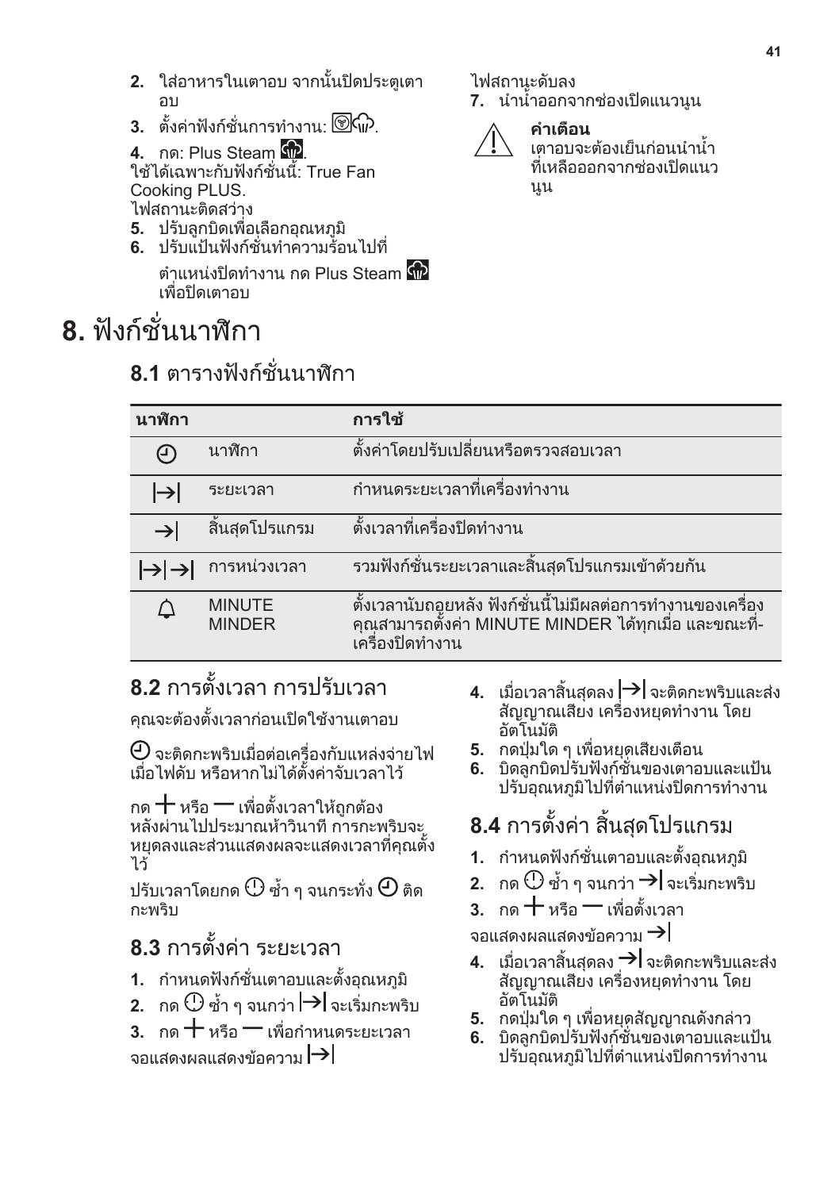2. ใส่อาหารในเตาอบ จากนั้นปิดประตูเตาอบ
3. ตั้งค่าฟังก์ชั่นการทำงาน: .
4. กด: Plus Steam .
ใช้ได้เฉพาะกับฟังก์ชั่นนี้: True Fan Cooking PLUS.
ไฟสถานะติดสว่าง
5. ปรับลูกบิดเพื่อเลือกอุณหภูมิ
6. ปรับแป้นฟังก์ชั่นทำความร้อนไปที่ตำแหน่งปิดทำงาน กด Plus Steam  เพื่อปิดเตาอบ
ไฟสถานะดับลง
7. นำน้ำออกจากช่องเปิดแนวนูน

**คำเตือน**
เตาอบจะต้องเย็นก่อนนำน้ำที่เหลือออกจากช่องเปิดแนวนูน

# 8. ฟังก์ชั่นนาฬิกา

## 8.1 ตารางฟังก์ชั่นนาฬิกา

| นาฬิกา | | การใช้ |
|---|---|---|
| ⊕ | นาฬิกา | ตั้งค่าโดยปรับเปลี่ยนหรือตรวจสอบเวลา |
| \|→\| | ระยะเวลา | กำหนดระยะเวลาที่เครื่องทำงาน |
| →\| | สิ้นสุดโปรแกรม | ตั้งเวลาที่เครื่องปิดทำงาน |
| \|→\| →\| | การหน่วงเวลา | รวมฟังก์ชั่นระยะเวลาและสิ้นสุดโปรแกรมเข้าด้วยกัน |
| △ | MINUTE MINDER | ตั้งเวลานับถอยหลัง ฟังก์ชั่นนี้ไม่มีผลต่อการทำงานของเครื่อง คุณสามารถตั้งค่า MINUTE MINDER ได้ทุกเมื่อ และขณะที่เครื่องปิดทำงาน |

## 8.2 การตั้งเวลา การปรับเวลา

คุณจะต้องตั้งเวลาก่อนเปิดใช้งานเตาอบ

⊕ จะติดกะพริบเมื่อต่อเครื่องกับแหล่งจ่ายไฟ เมื่อไฟดับ หรือหากไม่ได้ตั้งค่าจับเวลาไว้

กด + หรือ — เพื่อตั้งเวลาให้ถูกต้อง
หลังผ่านไปประมาณห้าวินาที การกะพริบจะหยุดลงและส่วนแสดงผลจะแสดงเวลาที่คุณตั้งไว้

ปรับเวลาโดยกด ⏻ ซ้ำ ๆ จนกระทั่ง ⊕ ติดกะพริบ

## 8.3 การตั้งค่า ระยะเวลา

1. กำหนดฟังก์ชั่นเตาอบและตั้งอุณหภูมิ
2. กด ⏻ ซ้ำ ๆ จนกว่า |→| จะเริ่มกะพริบ
3. กด + หรือ — เพื่อกำหนดระยะเวลา

จอแสดงผลแสดงข้อความ |→|

4. เมื่อเวลาสิ้นสุดลง |→| จะติดกะพริบและส่งสัญญาณเสียง เครื่องหยุดทำงาน โดยอัตโนมัติ
5. กดปุ่มใด ๆ เพื่อหยุดเสียงเตือน
6. บิดลูกบิดปรับฟังก์ชั่นของเตาอบและแป้นปรับอุณหภูมิไปที่ตำแหน่งปิดการทำงาน

## 8.4 การตั้งค่า สิ้นสุดโปรแกรม

1. กำหนดฟังก์ชั่นเตาอบและตั้งอุณหภูมิ
2. กด ⏻ ซ้ำ ๆ จนกว่า →| จะเริ่มกะพริบ
3. กด + หรือ — เพื่อตั้งเวลา

จอแสดงผลแสดงข้อความ →|

4. เมื่อเวลาสิ้นสุดลง →| จะติดกะพริบและส่งสัญญาณเสียง เครื่องหยุดทำงาน โดยอัตโนมัติ
5. กดปุ่มใด ๆ เพื่อหยุดสัญญาณดังกล่าว
6. บิดลูกบิดปรับฟังก์ชั่นของเตาอบและแป้นปรับอุณหภูมิไปที่ตำแหน่งปิดการทำงาน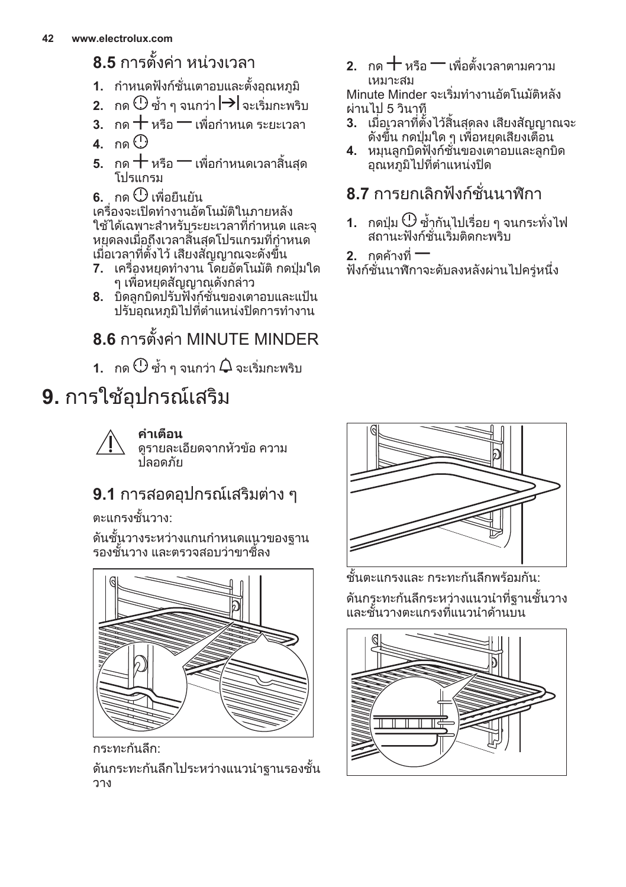## 8.5 การตั้งค่า หน่วงเวลา

1. กำหนดฟังก์ชั่นเตาอบและตั้งอุณหภูมิ
2. กด ⓘ ซ้ำ ๆ จนกว่า →| จะเริ่มกะพริบ
3. กด + หรือ — เพื่อกำหนด ระยะเวลา
4. กด ⓘ
5. กด + หรือ — เพื่อกำหนดเวลาสิ้นสุดโปรแกรม
6. กด ⓘ เพื่อยืนยัน

เครื่องจะเปิดทำงานอัตโนมัติในภายหลัง ใช้ได้เฉพาะสำหรับระยะเวลาที่กำหนด และจุหยุดลงเมื่อถึงเวลาสิ้นสุดโปรแกรมที่กำหนด เมื่อเวลาที่ตั้งไว้ เสียงสัญญาณจะดังขึ้น

7. เครื่องหยุดทำงาน โดยอัตโนมัติ กดปุ่มใด ๆ เพื่อหยุดสัญญาณดังกล่าว
8. บิดลูกบิดปรับฟังก์ชั่นของเตาอบและแป้นปรับอุณหภูมิไปที่ตำแหน่งปิดการทำงาน

## 8.6 การตั้งค่า MINUTE MINDER

1. กด ⓘ ซ้ำ ๆ จนกว่า 🔔 จะเริ่มกะพริบ
2. กด + หรือ — เพื่อตั้งเวลาตามความเหมาะสม

Minute Minder จะเริ่มทำงานอัตโนมัติหลังผ่านไป 5 วินาที

3. เมื่อเวลาที่ตั้งไว้สิ้นสุดลง เสียงสัญญาณจะดังขึ้น กดปุ่มใด ๆ เพื่อหยุดเสียงเตือน
4. หมุนลูกบิดฟังก์ชั่นของเตาอบและลูกบิดอุณหภูมิไปที่ตำแหน่งปิด

## 8.7 การยกเลิกฟังก์ชั่นนาฬิกา

1. กดปุ่ม ⓘ ซ้ำกันไปเรื่อย ๆ จนกระทั่งไฟสถานะฟังก์ชั่นเริ่มติดกะพริบ
2. กดค้างที่ —

ฟังก์ชั่นนาฬิกาจะดับลงหลังผ่านไปครู่หนึ่ง

# 9. การใช้อุปกรณ์เสริม

**คำเตือน**
ดูรายละเอียดจากหัวข้อ ความปลอดภัย

## 9.1 การสอดอุปกรณ์เสริมต่าง ๆ

ตะแกรงชั้นวาง:

ดันชั้นวางระหว่างแกนกำหนดแนวของฐานรองชั้นวาง และตรวจสอบว่าขาชี้ลง

กระทะก้นลึก:

ดันกระทะก้นลึกไประหว่างแนวนำฐานรองชั้นวาง

ชั้นตะแกรงและ กระทะก้นลึกพร้อมกัน:

ดันกระทะก้นลึกระหว่างแนวนำที่ฐานชั้นวางและชั้นวางตะแกรงที่แนวนำด้านบน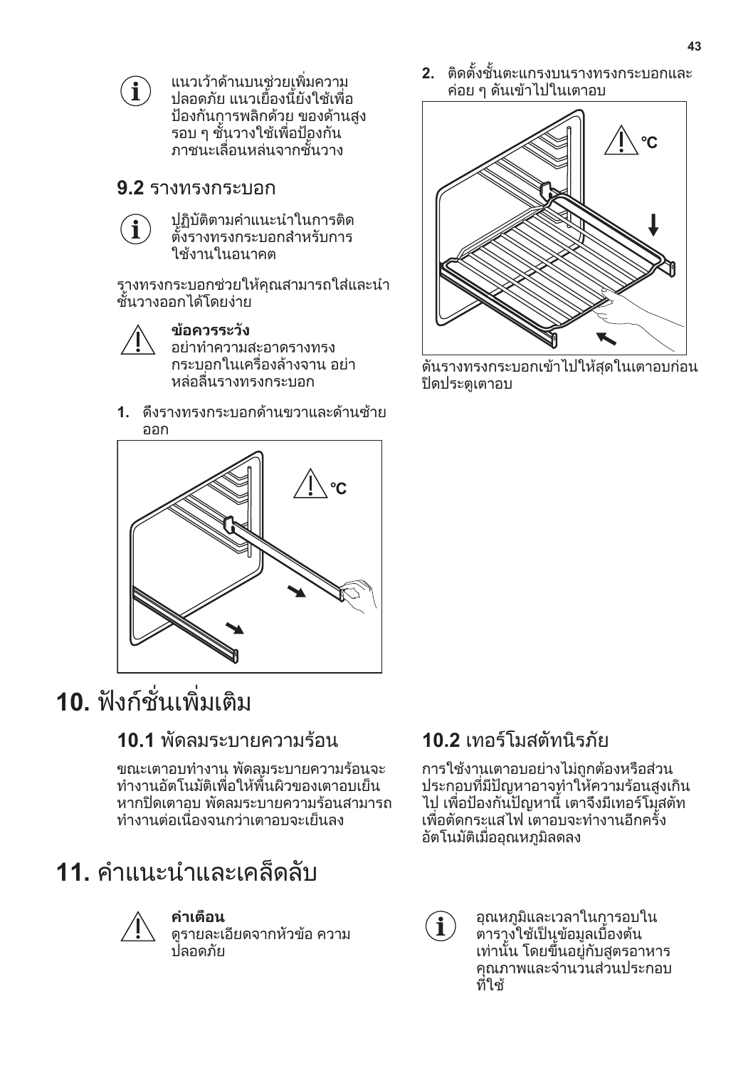แนวเว้าด้านบนช่วยเพิ่มความปลอดภัย แนวเยื้องนี้ยังใช้เพื่อป้องกันการพลิกด้วย ของด้านสูงรอบ ๆ ชั้นวางใช้เพื่อป้องกันภาชนะเลื่อนหล่นจากชั้นวาง

## 9.2 รางทรงกระบอก

ปฏิบัติตามคำแนะนำในการติดตั้งรางทรงกระบอกสำหรับการใช้งานในอนาคต

รางทรงกระบอกช่วยให้คุณสามารถใส่และนำชั้นวางออกได้โดยง่าย

**ข้อควรระวัง**
อย่าทำความสะอาดรางทรงกระบอกในเครื่องล้างจาน อย่าหล่อลื่นรางทรงกระบอก

1. ดึงรางทรงกระบอกด้านขวาและด้านซ้ายออก

2. ติดตั้งชั้นตะแกรงบนรางทรงกระบอกและค่อย ๆ ดันเข้าไปในเตาอบ

ดันรางทรงกระบอกเข้าไปให้สุดในเตาอบก่อนปิดประตูเตาอบ

# 10. ฟังก์ชั่นเพิ่มเติม

## 10.1 พัดลมระบายความร้อน

ขณะเตาอบทำงาน พัดลมระบายความร้อนจะทำงานอัตโนมัติเพื่อให้พื้นผิวของเตาอบเย็น หากปิดเตาอบ พัดลมระบายความร้อนสามารถทำงานต่อเนื่องจนกว่าเตาอบจะเย็นลง

## 10.2 เทอร์โมสตัทนิรภัย

การใช้งานเตาอบอย่างไม่ถูกต้องหรือส่วนประกอบที่มีปัญหาอาจทำให้ความร้อนสูงเกินไป เพื่อป้องกันปัญหานี้ เตาจึงมีเทอร์โมสตัทเพื่อตัดกระแสไฟ เตาอบจะทำงานอีกครั้งอัตโนมัติเมื่ออุณหภูมิลดลง

# 11. คำแนะนำและเคล็ดลับ

**คำเตือน**
ดูรายละเอียดจากหัวข้อ ความปลอดภัย

อุณหภูมิและเวลาในการอบในตารางใช้เป็นข้อมูลเบื้องต้นเท่านั้น โดยขึ้นอยู่กับสูตรอาหาร คุณภาพและจำนวนส่วนประกอบที่ใช้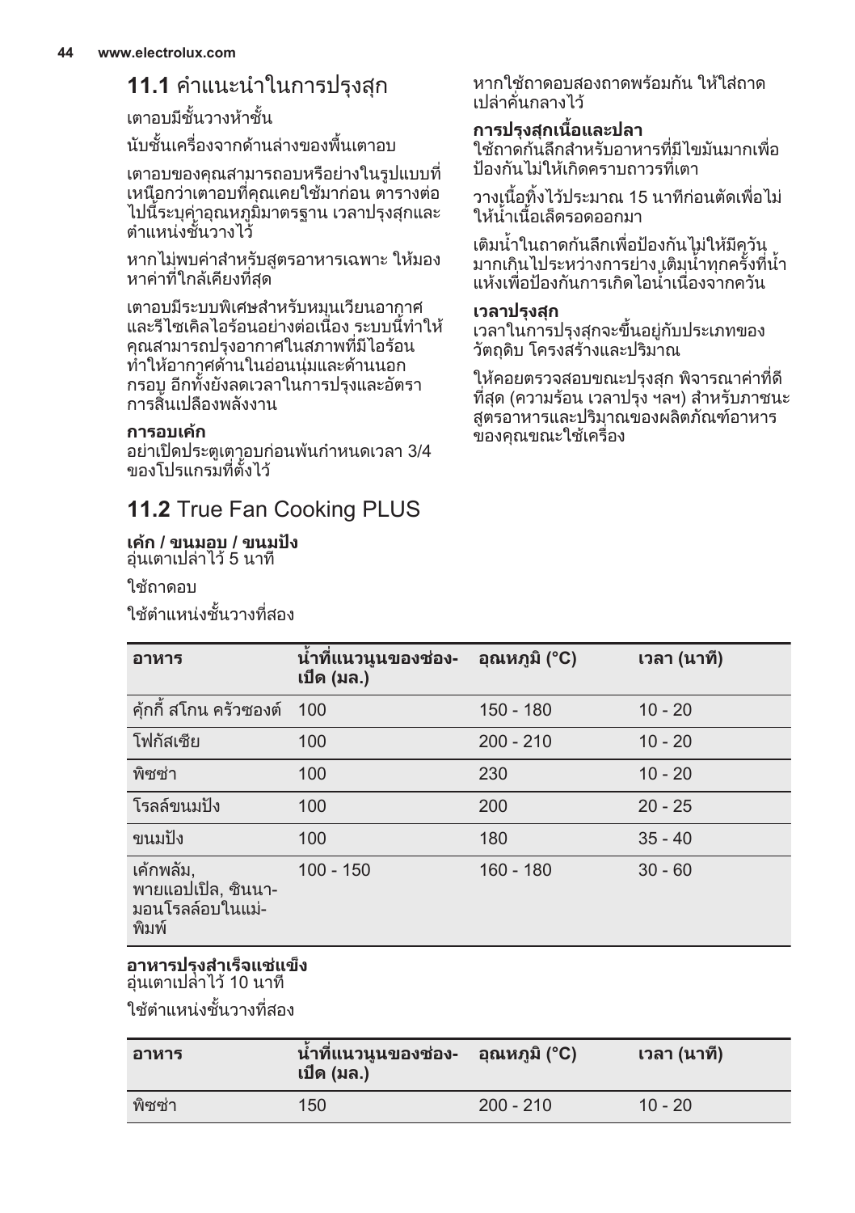## 11.1 คำแนะนำในการปรุงสุก

เตาอบมีชั้นวางห้าชั้น

นับชั้นเครื่องจากด้านล่างของพื้นเตาอบ

เตาอบของคุณสามารถอบหรือย่างในรูปแบบที่เหนือกว่าเตาอบที่คุณเคยใช้มาก่อน ตารางต่อไปนี้ระบุค่าอุณหภูมิมาตรฐาน เวลาปรุงสุกและตำแหน่งชั้นวางไว้

หากไม่พบค่าสำหรับสูตรอาหารเฉพาะ ให้มองหาค่าที่ใกล้เคียงที่สุด

เตาอบมีระบบพิเศษสำหรับหมุนเวียนอากาศและรีไซเคิลไอร้อนอย่างต่อเนื่อง ระบบนี้ทำให้คุณสามารถปรุงอาหารในสภาพที่มีไอร้อน ทำให้อาหารด้านในอ่อนนุ่มและด้านนอกกรอบ อีกทั้งยังลดเวลาในการปรุงและอัตราการสิ้นเปลืองพลังงาน

**การอบเค้ก**
อย่าเปิดประตูเตาอบก่อนพ้นกำหนดเวลา 3/4 ของโปรแกรมที่ตั้งไว้

หากใช้ถาดอบสองถาดพร้อมกัน ให้ใส่ถาดเปล่าคั่นกลางไว้

**การปรุงสุกเนื้อและปลา**
ใช้ถาดก้นลึกสำหรับอาหารที่มีไขมันมากเพื่อป้องกันไม่ให้เกิดคราบถาวรที่เตา

วางเนื้อทิ้งไว้ประมาณ 15 นาทีก่อนตัดเพื่อไม่ให้น้ำเนื้อเล็ดรอดออกมา

เติมน้ำในถาดก้นลึกเพื่อป้องกันไม่ให้มีควันมากเกินไประหว่างการย่าง เติมน้ำทุกครั้งที่น้ำแห้งเพื่อป้องกันการเกิดไอน้ำเนื่องจากควัน

**เวลาปรุงสุก**
เวลาในการปรุงสุกจะขึ้นอยู่กับประเภทของวัตถุดิบ โครงสร้างและปริมาณ

ให้คอยตรวจสอบขณะปรุงสุก พิจารณาค่าที่ดีที่สุด (ความร้อน เวลาปรุง ฯลฯ) สำหรับภาชนะ สูตรอาหารและปริมาณของผลิตภัณฑ์อาหารของคุณขณะใช้เครื่อง

## 11.2 True Fan Cooking PLUS

**เค้ก / ขนมอบ / ขนมปัง**
อุ่นเตาเปล่าไว้ 5 นาที

ใช้ถาดอบ

ใช้ตำแหน่งชั้นวางที่สอง

| อาหาร | น้ำที่แนวนูนของช่อง-เปิด (มล.) | อุณหภูมิ (°C) | เวลา (นาที) |
|---|---|---|---|
| คุ้กกี้ สโกน ครัวซองต์ | 100 | 150 - 180 | 10 - 20 |
| โฟกัสเซีย | 100 | 200 - 210 | 10 - 20 |
| พิซซ่า | 100 | 230 | 10 - 20 |
| โรลล์ขนมปัง | 100 | 200 | 20 - 25 |
| ขนมปัง | 100 | 180 | 35 - 40 |
| เค้กพลัม, พายแอปเปิล, ซินนา-มอนโรลล์อบในแม่-พิมพ์ | 100 - 150 | 160 - 180 | 30 - 60 |

**อาหารปรุงสำเร็จแช่แข็ง**
อุ่นเตาเปล่าไว้ 10 นาที

ใช้ตำแหน่งชั้นวางที่สอง

| อาหาร | น้ำที่แนวนูนของช่อง-เปิด (มล.) | อุณหภูมิ (°C) | เวลา (นาที) |
|---|---|---|---|
| พิซซ่า | 150 | 200 - 210 | 10 - 20 |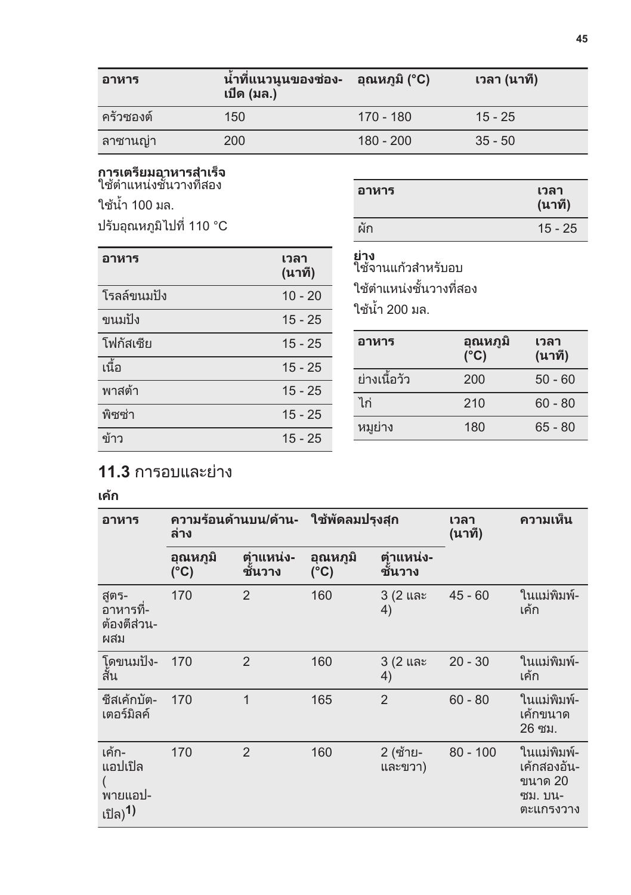| อาหาร | น้ำที่แนวนูนของช่อง-เปิด (มล.) | อุณหภูมิ (°C) | เวลา (นาที) |
|---|---|---|---|
| ครัวซองต์ | 150 | 170 - 180 | 15 - 25 |
| ลาซานญ่า | 200 | 180 - 200 | 35 - 50 |

**การเตรียมอาหารสำเร็จ**
ใช้ตำแหน่งชั้นวางที่สอง

ใช้น้ำ 100 มล.

ปรับอุณหภูมิไปที่ 110 °C

| อาหาร | เวลา (นาที) |
|---|---|
| โรลล์ขนมปัง | 10 - 20 |
| ขนมปัง | 15 - 25 |
| โฟกัสเซีย | 15 - 25 |
| เนื้อ | 15 - 25 |
| พาสต้า | 15 - 25 |
| พิซซ่า | 15 - 25 |
| ข้าว | 15 - 25 |
| ผัก | 15 - 25 |

**ย่าง**
ใช้จานแก้วสำหรับอบ

ใช้ตำแหน่งชั้นวางที่สอง

ใช้น้ำ 200 มล.

| อาหาร | อุณหภูมิ (°C) | เวลา (นาที) |
|---|---|---|
| ย่างเนื้อวัว | 200 | 50 - 60 |
| ไก่ | 210 | 60 - 80 |
| หมูย่าง | 180 | 65 - 80 |

## 11.3 การอบและย่าง

**เค้ก**

| อาหาร | ความร้อนด้านบน/ด้าน-ล่าง | | ใช้พัดลมปรุงสุก | | เวลา (นาที) | ความเห็น |
|---|---|---|---|---|---|---|
| | อุณหภูมิ (°C) | ตำแหน่ง-ชั้นวาง | อุณหภูมิ (°C) | ตำแหน่ง-ชั้นวาง | | |
| สูตร-อาหารที่-ต้องตีส่วน-ผสม | 170 | 2 | 160 | 3 (2 และ 4) | 45 - 60 | ในแม่พิมพ์-เค้ก |
| โดขนมปัง-สั้น | 170 | 2 | 160 | 3 (2 และ 4) | 20 - 30 | ในแม่พิมพ์-เค้ก |
| ชีสเค้กบัต-เตอร์มิลค์ | 170 | 1 | 165 | 2 | 60 - 80 | ในแม่พิมพ์-เค้กขนาด 26 ซม. |
| เค้ก-แอปเปิล (พายแอป-เปิล)**1)** | 170 | 2 | 160 | 2 (ซ้าย-และขวา) | 80 - 100 | ในแม่พิมพ์-เค้กสองอัน-ขนาด 20 ซม. บน-ตะแกรงวาง |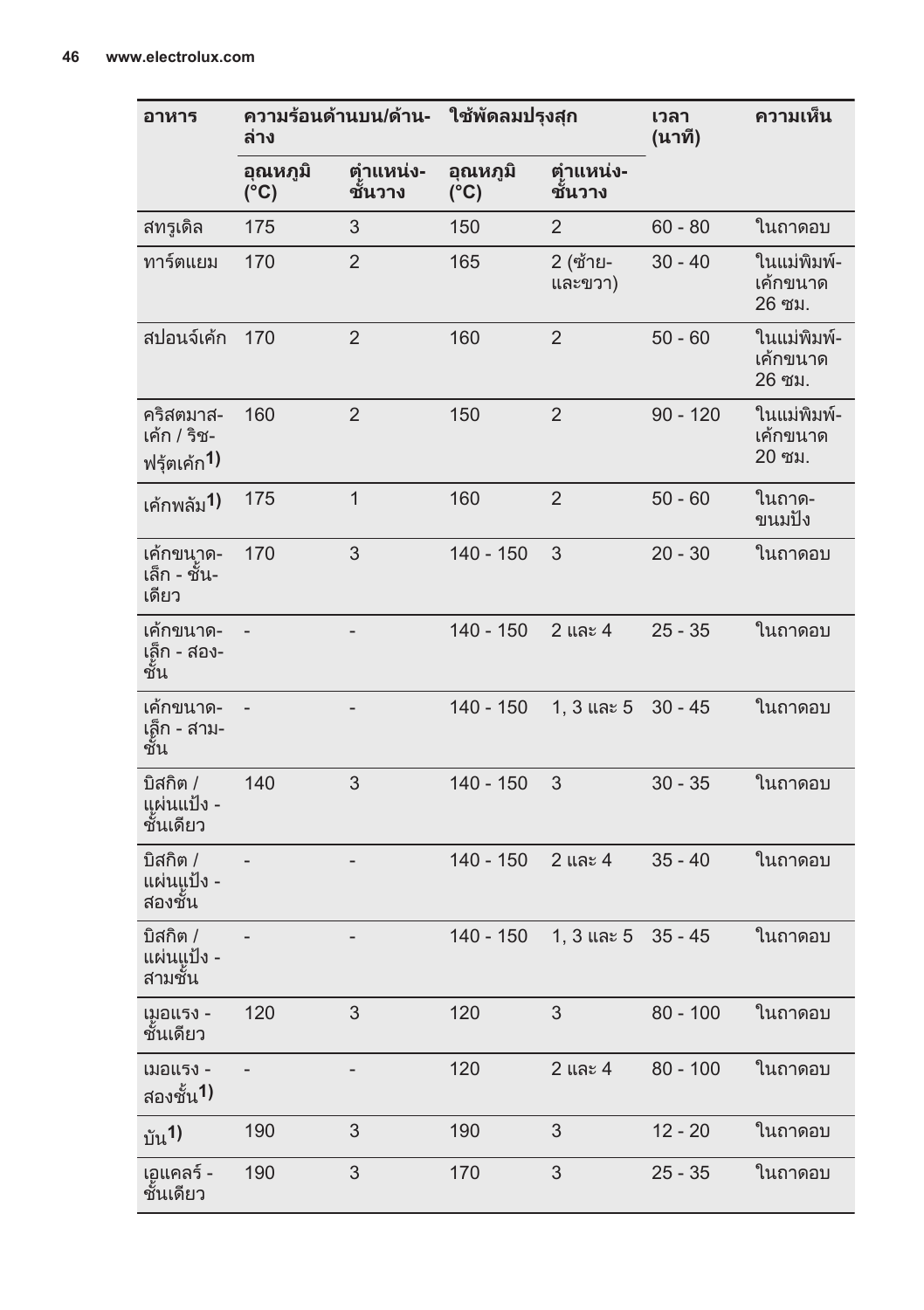| อาหาร | ความร้อนด้านบน/ด้านล่าง | | ใช้พัดลมปรุงสุก | | เวลา (นาที) | ความเห็น |
|---|---|---|---|---|---|---|
| | อุณหภูมิ (°C) | ตำแหน่งชั้นวาง | อุณหภูมิ (°C) | ตำแหน่งชั้นวาง | | |
| สทรูเดิล | 175 | 3 | 150 | 2 | 60 - 80 | ในถาดอบ |
| ทาร์ตแยม | 170 | 2 | 165 | 2 (ซ้ายและขวา) | 30 - 40 | ในแม่พิมพ์เค้กขนาด 26 ซม. |
| สปอนจ์เค้ก | 170 | 2 | 160 | 2 | 50 - 60 | ในแม่พิมพ์เค้กขนาด 26 ซม. |
| คริสตมาสเค้ก / ริชฟรุ๊ตเค้ก[1] | 160 | 2 | 150 | 2 | 90 - 120 | ในแม่พิมพ์เค้กขนาด 20 ซม. |
| เค้กพลัม[1] | 175 | 1 | 160 | 2 | 50 - 60 | ในถาดขนมปัง |
| เค้กขนาดเล็ก - ชั้นเดียว | 170 | 3 | 140 - 150 | 3 | 20 - 30 | ในถาดอบ |
| เค้กขนาดเล็ก - สองชั้น | - | - | 140 - 150 | 2 และ 4 | 25 - 35 | ในถาดอบ |
| เค้กขนาดเล็ก - สามชั้น | - | - | 140 - 150 | 1, 3 และ 5 | 30 - 45 | ในถาดอบ |
| บิสกิต / แผ่นแป้ง - ชั้นเดียว | 140 | 3 | 140 - 150 | 3 | 30 - 35 | ในถาดอบ |
| บิสกิต / แผ่นแป้ง - สองชั้น | - | - | 140 - 150 | 2 และ 4 | 35 - 40 | ในถาดอบ |
| บิสกิต / แผ่นแป้ง - สามชั้น | - | - | 140 - 150 | 1, 3 และ 5 | 35 - 45 | ในถาดอบ |
| เมอแรง - ชั้นเดียว | 120 | 3 | 120 | 3 | 80 - 100 | ในถาดอบ |
| เมอแรง - สองชั้น[1] | - | - | 120 | 2 และ 4 | 80 - 100 | ในถาดอบ |
| บัน[1] | 190 | 3 | 190 | 3 | 12 - 20 | ในถาดอบ |
| เอแคลร์ - ชั้นเดียว | 190 | 3 | 170 | 3 | 25 - 35 | ในถาดอบ |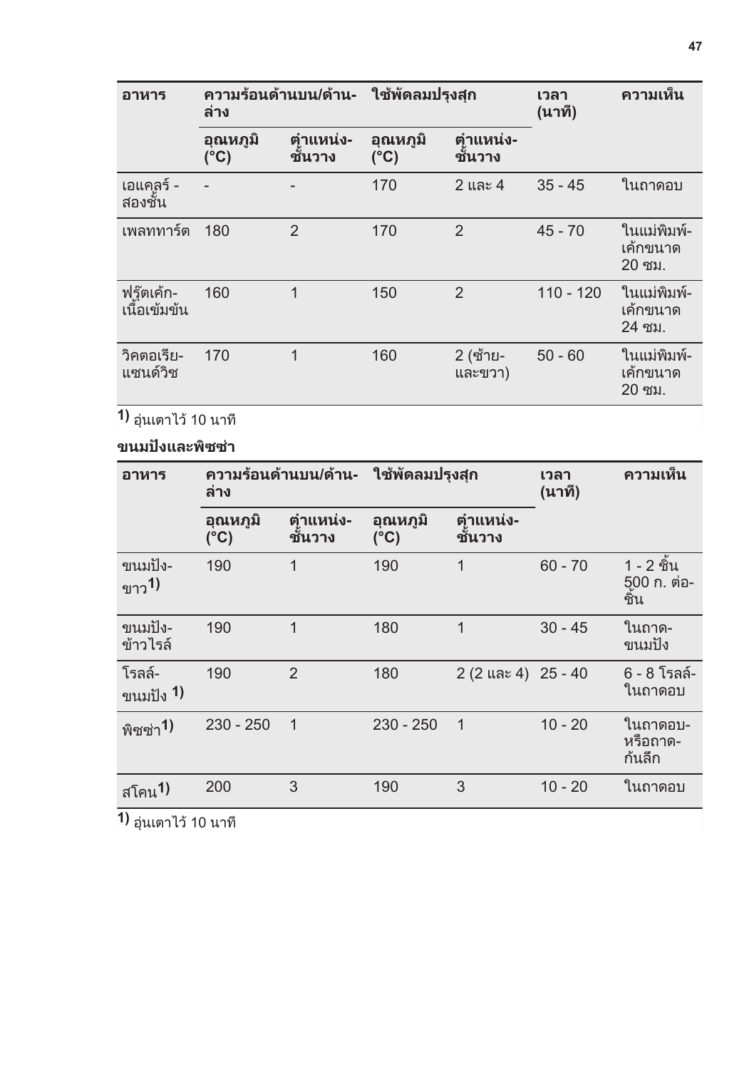| อาหาร | ความร้อนด้านบน/ด้าน-ล่าง | | ใช้พัดลมปรุงสุก | | เวลา (นาที) | ความเห็น |
|---|---|---|---|---|---|---|
| | อุณหภูมิ (°C) | ตำแหน่ง-ชั้นวาง | อุณหภูมิ (°C) | ตำแหน่ง-ชั้นวาง | | |
| เอแคลร์ - สองชั้น | - | - | 170 | 2 และ 4 | 35 - 45 | ในถาดอบ |
| เพลททาร์ต | 180 | 2 | 170 | 2 | 45 - 70 | ในแม่พิมพ์-เค้กขนาด 20 ซม. |
| ฟรุ๊ตเค้ก-เนื้อเข้มข้น | 160 | 1 | 150 | 2 | 110 - 120 | ในแม่พิมพ์-เค้กขนาด 24 ซม. |
| วิคตอเรีย-แซนด์วิช | 170 | 1 | 160 | 2 (ซ้าย-และขวา) | 50 - 60 | ในแม่พิมพ์-เค้กขนาด 20 ซม. |

1) อุ่นเตาไว้ 10 นาที

**ขนมปังและพิซซ่า**

| อาหาร | ความร้อนด้านบน/ด้าน-ล่าง | | ใช้พัดลมปรุงสุก | | เวลา (นาที) | ความเห็น |
|---|---|---|---|---|---|---|
| | อุณหภูมิ (°C) | ตำแหน่ง-ชั้นวาง | อุณหภูมิ (°C) | ตำแหน่ง-ชั้นวาง | | |
| ขนมปัง-ขาว 1) | 190 | 1 | 190 | 1 | 60 - 70 | 1 - 2 ชิ้น 500 ก. ต่อ-ชิ้น |
| ขนมปัง-ข้าวไรล์ | 190 | 1 | 180 | 1 | 30 - 45 | ในถาด-ขนมปัง |
| โรลล์-ขนมปัง 1) | 190 | 2 | 180 | 2 (2 และ 4) | 25 - 40 | 6 - 8 โรลล์-ในถาดอบ |
| พิซซ่า 1) | 230 - 250 | 1 | 230 - 250 | 1 | 10 - 20 | ในถาดอบ-หรือถาด-ก้นลึก |
| สโคน 1) | 200 | 3 | 190 | 3 | 10 - 20 | ในถาดอบ |

1) อุ่นเตาไว้ 10 นาที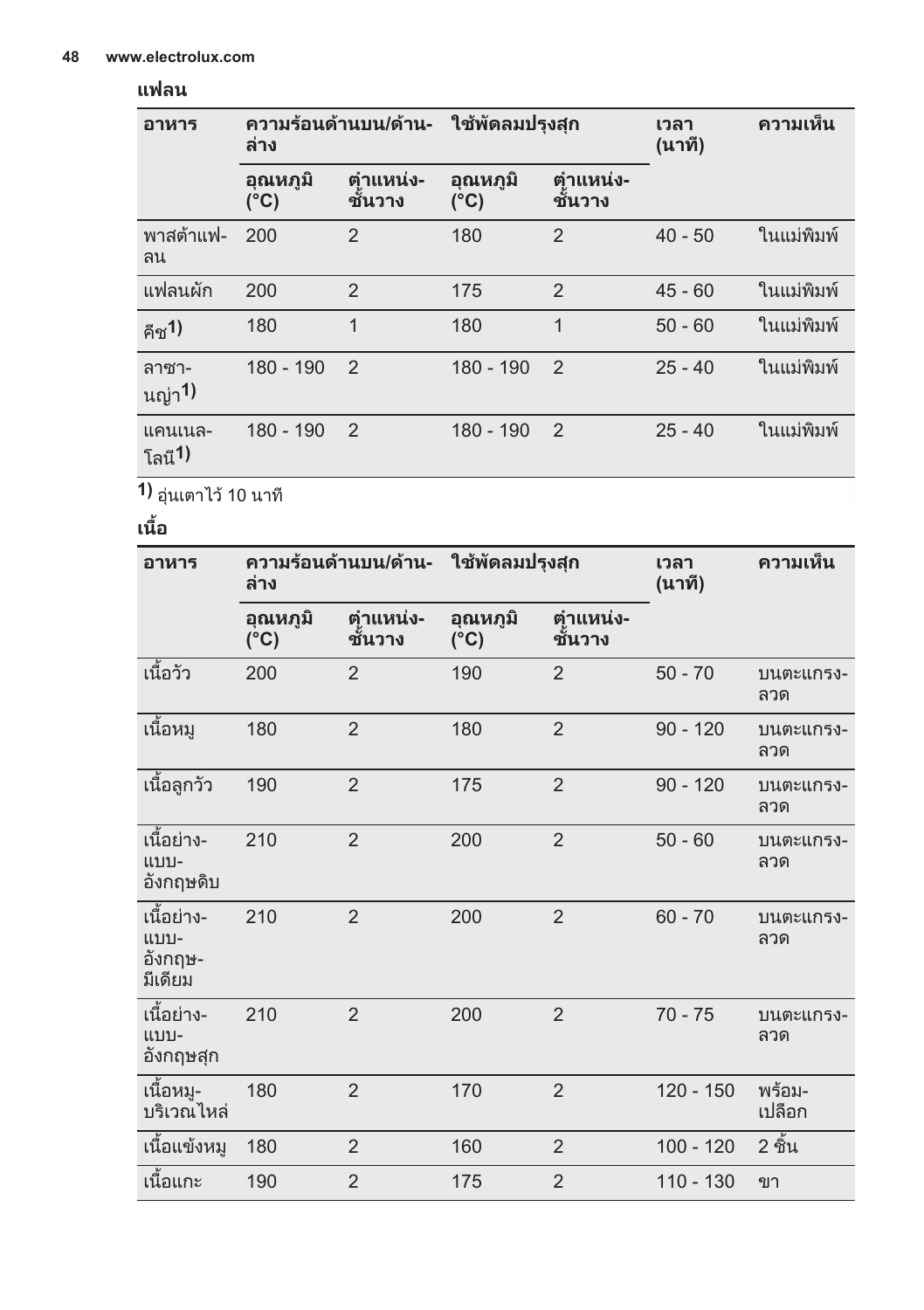### แฟลน

| อาหาร | ความร้อนด้านบน/ด้านล่าง | | ใช้พัดลมปรุงสุก | | เวลา (นาที) | ความเห็น |
|---|---|---|---|---|---|---|
| | อุณหภูมิ (°C) | ตำแหน่งชั้นวาง | อุณหภูมิ (°C) | ตำแหน่งชั้นวาง | | |
| พาสต้าแฟลน | 200 | 2 | 180 | 2 | 40 - 50 | ในแม่พิมพ์ |
| แฟลนผัก | 200 | 2 | 175 | 2 | 45 - 60 | ในแม่พิมพ์ |
| คีช **1)** | 180 | 1 | 180 | 1 | 50 - 60 | ในแม่พิมพ์ |
| ลาซานญ่า **1)** | 180 - 190 | 2 | 180 - 190 | 2 | 25 - 40 | ในแม่พิมพ์ |
| แคนเนลโลนี **1)** | 180 - 190 | 2 | 180 - 190 | 2 | 25 - 40 | ในแม่พิมพ์ |

**1)** อุ่นเตาไว้ 10 นาที

### เนื้อ

| อาหาร | ความร้อนด้านบน/ด้านล่าง | | ใช้พัดลมปรุงสุก | | เวลา (นาที) | ความเห็น |
|---|---|---|---|---|---|---|
| | อุณหภูมิ (°C) | ตำแหน่งชั้นวาง | อุณหภูมิ (°C) | ตำแหน่งชั้นวาง | | |
| เนื้อวัว | 200 | 2 | 190 | 2 | 50 - 70 | บนตะแกรงลวด |
| เนื้อหมู | 180 | 2 | 180 | 2 | 90 - 120 | บนตะแกรงลวด |
| เนื้อลูกวัว | 190 | 2 | 175 | 2 | 90 - 120 | บนตะแกรงลวด |
| เนื้อย่างแบบอังกฤษดิบ | 210 | 2 | 200 | 2 | 50 - 60 | บนตะแกรงลวด |
| เนื้อย่างแบบอังกฤษมีเดียม | 210 | 2 | 200 | 2 | 60 - 70 | บนตะแกรงลวด |
| เนื้อย่างแบบอังกฤษสุก | 210 | 2 | 200 | 2 | 70 - 75 | บนตะแกรงลวด |
| เนื้อหมูบริเวณไหล่ | 180 | 2 | 170 | 2 | 120 - 150 | พร้อมเปลือก |
| เนื้อแข้งหมู | 180 | 2 | 160 | 2 | 100 - 120 | 2 ชิ้น |
| เนื้อแกะ | 190 | 2 | 175 | 2 | 110 - 130 | ขา |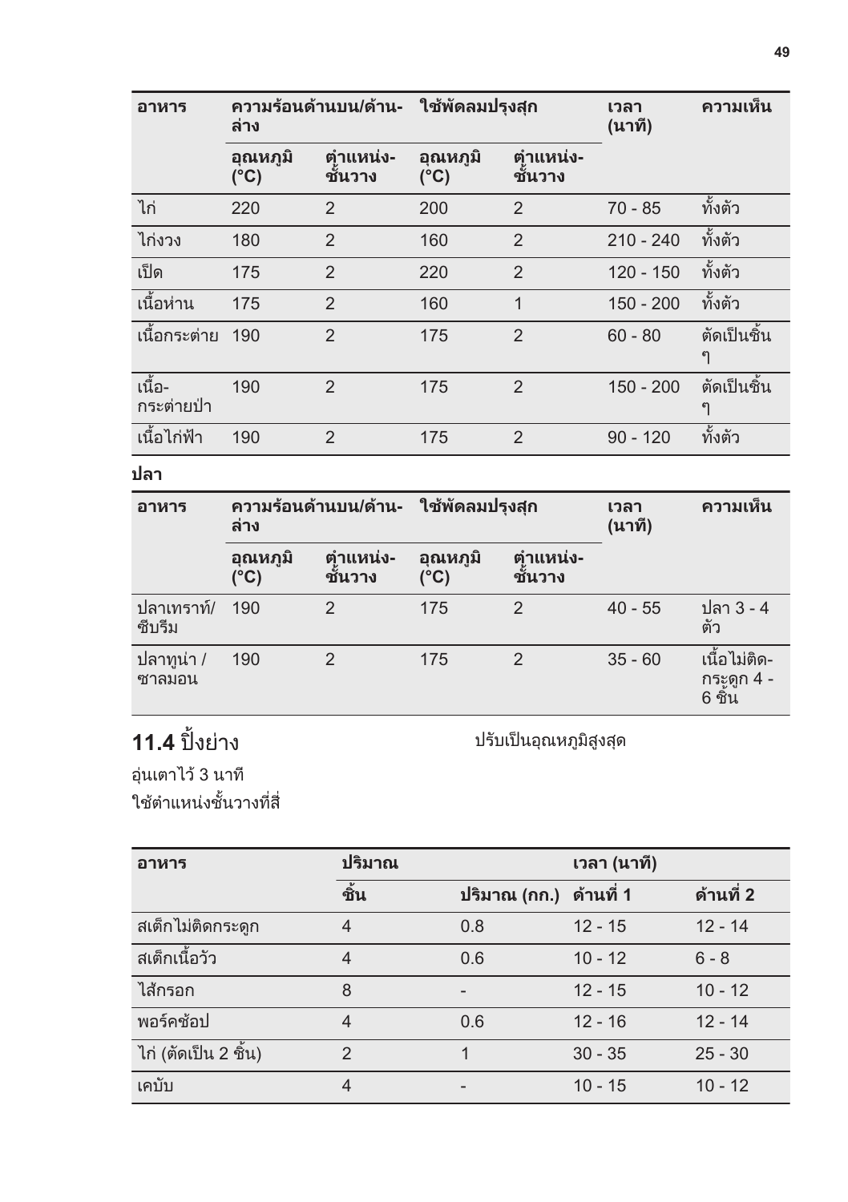| อาหาร | ความร้อนด้านบน/ด้าน-ล่าง | | ใช้พัดลมปรุงสุก | | เวลา (นาที) | ความเห็น |
|---|---|---|---|---|---|---|
| | อุณหภูมิ (°C) | ตำแหน่ง-ชั้นวาง | อุณหภูมิ (°C) | ตำแหน่ง-ชั้นวาง | | |
| ไก่ | 220 | 2 | 200 | 2 | 70 - 85 | ทั้งตัว |
| ไก่งวง | 180 | 2 | 160 | 2 | 210 - 240 | ทั้งตัว |
| เป็ด | 175 | 2 | 220 | 2 | 120 - 150 | ทั้งตัว |
| เนื้อห่าน | 175 | 2 | 160 | 1 | 150 - 200 | ทั้งตัว |
| เนื้อกระต่าย | 190 | 2 | 175 | 2 | 60 - 80 | ตัดเป็นชิ้น ๆ |
| เนื้อ-กระต่ายป่า | 190 | 2 | 175 | 2 | 150 - 200 | ตัดเป็นชิ้น ๆ |
| เนื้อไก่ฟ้า | 190 | 2 | 175 | 2 | 90 - 120 | ทั้งตัว |

**ปลา**

| อาหาร | ความร้อนด้านบน/ด้าน-ล่าง | | ใช้พัดลมปรุงสุก | | เวลา (นาที) | ความเห็น |
|---|---|---|---|---|---|---|
| | อุณหภูมิ (°C) | ตำแหน่ง-ชั้นวาง | อุณหภูมิ (°C) | ตำแหน่ง-ชั้นวาง | | |
| ปลาเทราท์/ซีบรีม | 190 | 2 | 175 | 2 | 40 - 55 | ปลา 3 - 4 ตัว |
| ปลาทูน่า / ซาลมอน | 190 | 2 | 175 | 2 | 35 - 60 | เนื้อไม่ติด-กระดูก 4 - 6 ชิ้น |

## 11.4 ปิ้งย่าง

อุ่นเตาไว้ 3 นาที

ใช้ตำแหน่งชั้นวางที่สี่

ปรับเป็นอุณหภูมิสูงสุด

| อาหาร | ปริมาณ | | เวลา (นาที) | |
|---|---|---|---|---|
| | ชิ้น | ปริมาณ (กก.) | ด้านที่ 1 | ด้านที่ 2 |
| สเต็กไม่ติดกระดูก | 4 | 0.8 | 12 - 15 | 12 - 14 |
| สเต็กเนื้อวัว | 4 | 0.6 | 10 - 12 | 6 - 8 |
| ไส้กรอก | 8 | - | 12 - 15 | 10 - 12 |
| พอร์คช้อป | 4 | 0.6 | 12 - 16 | 12 - 14 |
| ไก่ (ตัดเป็น 2 ชิ้น) | 2 | 1 | 30 - 35 | 25 - 30 |
| เคบับ | 4 | - | 10 - 15 | 10 - 12 |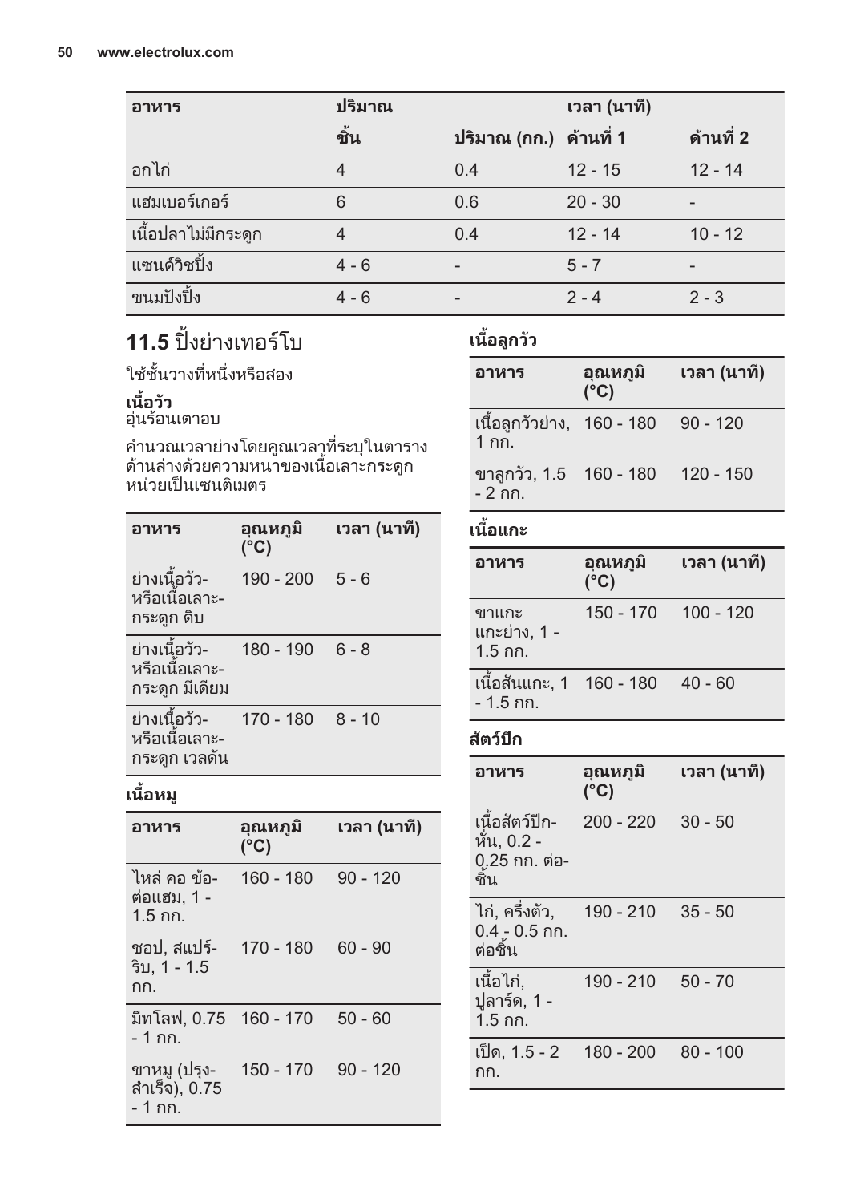| อาหาร | ปริมาณ | | เวลา (นาที) | |
|---|---|---|---|---|
| | ชิ้น | ปริมาณ (กก.) | ด้านที่ 1 | ด้านที่ 2 |
| อกไก่ | 4 | 0.4 | 12 - 15 | 12 - 14 |
| แฮมเบอร์เกอร์ | 6 | 0.6 | 20 - 30 | - |
| เนื้อปลาไม่มีกระดูก | 4 | 0.4 | 12 - 14 | 10 - 12 |
| แซนด์วิชปิ้ง | 4 - 6 | - | 5 - 7 | - |
| ขนมปังปิ้ง | 4 - 6 | - | 2 - 4 | 2 - 3 |

## 11.5 ปิ้งย่างเทอร์โบ

ใช้ชั้นวางที่หนึ่งหรือสอง

**เนื้อวัว**
อุ่นร้อนเตาอบ

คำนวณเวลาย่างโดยคูณเวลาที่ระบุในตารางด้านล่างด้วยความหนาของเนื้อเลาะกระดูกหน่วยเป็นเซนติเมตร

| อาหาร | อุณหภูมิ (°C) | เวลา (นาที) |
|---|---|---|
| ย่างเนื้อวัวหรือเนื้อเลาะกระดูก ดิบ | 190 - 200 | 5 - 6 |
| ย่างเนื้อวัวหรือเนื้อเลาะกระดูก มีเดียม | 180 - 190 | 6 - 8 |
| ย่างเนื้อวัวหรือเนื้อเลาะกระดูก เวลดัน | 170 - 180 | 8 - 10 |

**เนื้อหมู**

| อาหาร | อุณหภูมิ (°C) | เวลา (นาที) |
|---|---|---|
| ไหล่ คอ ข้อต่อแฮม, 1 - 1.5 กก. | 160 - 180 | 90 - 120 |
| ชอป, สแปร์ริบ, 1 - 1.5 กก. | 170 - 180 | 60 - 90 |
| มีทโลฟ, 0.75 - 1 กก. | 160 - 170 | 50 - 60 |
| ขาหมู (ปรุงสำเร็จ), 0.75 - 1 กก. | 150 - 170 | 90 - 120 |

**เนื้อลูกวัว**

| อาหาร | อุณหภูมิ (°C) | เวลา (นาที) |
|---|---|---|
| เนื้อลูกวัวย่าง, 1 กก. | 160 - 180 | 90 - 120 |
| ขาลูกวัว, 1.5 - 2 กก. | 160 - 180 | 120 - 150 |

**เนื้อแกะ**

| อาหาร | อุณหภูมิ (°C) | เวลา (นาที) |
|---|---|---|
| ขาแกะ แกะย่าง, 1 - 1.5 กก. | 150 - 170 | 100 - 120 |
| เนื้อสันแกะ, 1 - 1.5 กก. | 160 - 180 | 40 - 60 |

**สัตว์ปีก**

| อาหาร | อุณหภูมิ (°C) | เวลา (นาที) |
|---|---|---|
| เนื้อสัตว์ปีกหั่น, 0.2 - 0.25 กก. ต่อชิ้น | 200 - 220 | 30 - 50 |
| ไก่, ครึ่งตัว, 0.4 - 0.5 กก. ต่อชิ้น | 190 - 210 | 35 - 50 |
| เนื้อไก่, ปูลาร์ด, 1 - 1.5 กก. | 190 - 210 | 50 - 70 |
| เป็ด, 1.5 - 2 กก. | 180 - 200 | 80 - 100 |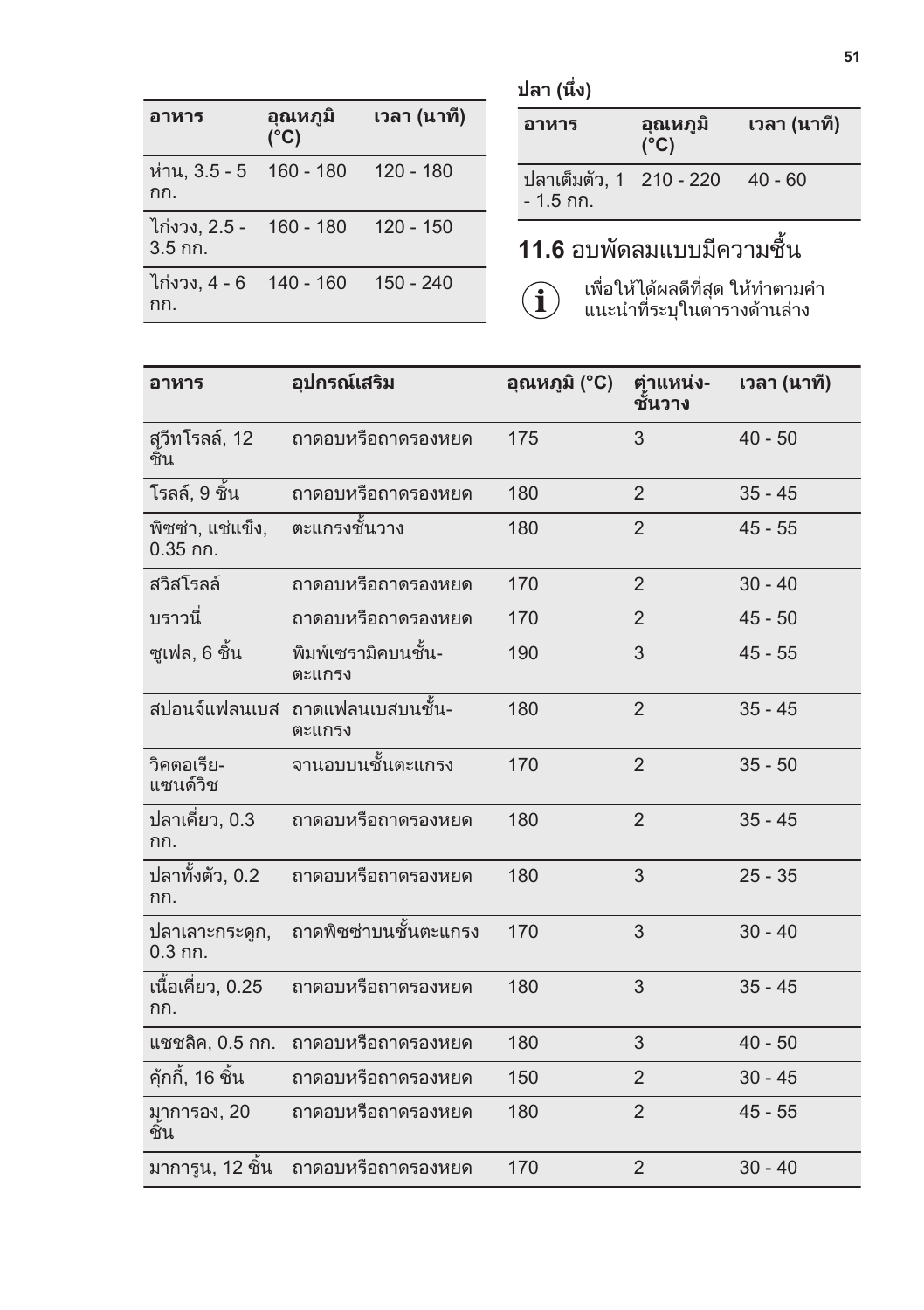| อาหาร | อุณหภูมิ (°C) | เวลา (นาที) |
|---|---|---|
| ห่าน, 3.5 - 5 กก. | 160 - 180 | 120 - 180 |
| ไก่งวง, 2.5 - 3.5 กก. | 160 - 180 | 120 - 150 |
| ไก่งวง, 4 - 6 กก. | 140 - 160 | 150 - 240 |

**ปลา (นึ่ง)**

| อาหาร | อุณหภูมิ (°C) | เวลา (นาที) |
|---|---|---|
| ปลาเต็มตัว, 1 - 1.5 กก. | 210 - 220 | 40 - 60 |

## 11.6 อบพัดลมแบบมีความชื้น

เพื่อให้ได้ผลดีที่สุด ให้ทำตามคำแนะนำที่ระบุในตารางด้านล่าง

| อาหาร | อุปกรณ์เสริม | อุณหภูมิ (°C) | ตำแหน่ง-ชั้นวาง | เวลา (นาที) |
|---|---|---|---|---|
| สวีทโรลล์, 12 ชิ้น | ถาดอบหรือถาดรองหยด | 175 | 3 | 40 - 50 |
| โรลล์, 9 ชิ้น | ถาดอบหรือถาดรองหยด | 180 | 2 | 35 - 45 |
| พิซซ่า, แช่แข็ง, 0.35 กก. | ตะแกรงชั้นวาง | 180 | 2 | 45 - 55 |
| สวิสโรลล์ | ถาดอบหรือถาดรองหยด | 170 | 2 | 30 - 40 |
| บราวนี่ | ถาดอบหรือถาดรองหยด | 170 | 2 | 45 - 50 |
| ซูเฟล, 6 ชิ้น | พิมพ์เซรามิคบนชั้น-ตะแกรง | 190 | 3 | 45 - 55 |
| สปอนจ์แฟลนเบส | ถาดแฟลนเบสบนชั้น-ตะแกรง | 180 | 2 | 35 - 45 |
| วิคตอเรีย-แซนด์วิช | จานอบบนชั้นตะแกรง | 170 | 2 | 35 - 50 |
| ปลาเคี่ยว, 0.3 กก. | ถาดอบหรือถาดรองหยด | 180 | 2 | 35 - 45 |
| ปลาทั้งตัว, 0.2 กก. | ถาดอบหรือถาดรองหยด | 180 | 3 | 25 - 35 |
| ปลาเลาะกระดูก, 0.3 กก. | ถาดพิซซ่าบนชั้นตะแกรง | 170 | 3 | 30 - 40 |
| เนื้อเคี่ยว, 0.25 กก. | ถาดอบหรือถาดรองหยด | 180 | 3 | 35 - 45 |
| แชชลิค, 0.5 กก. | ถาดอบหรือถาดรองหยด | 180 | 3 | 40 - 50 |
| คุ้กกี้, 16 ชิ้น | ถาดอบหรือถาดรองหยด | 150 | 2 | 30 - 45 |
| มาการอง, 20 ชิ้น | ถาดอบหรือถาดรองหยด | 180 | 2 | 45 - 55 |
| มาการูน, 12 ชิ้น | ถาดอบหรือถาดรองหยด | 170 | 2 | 30 - 40 |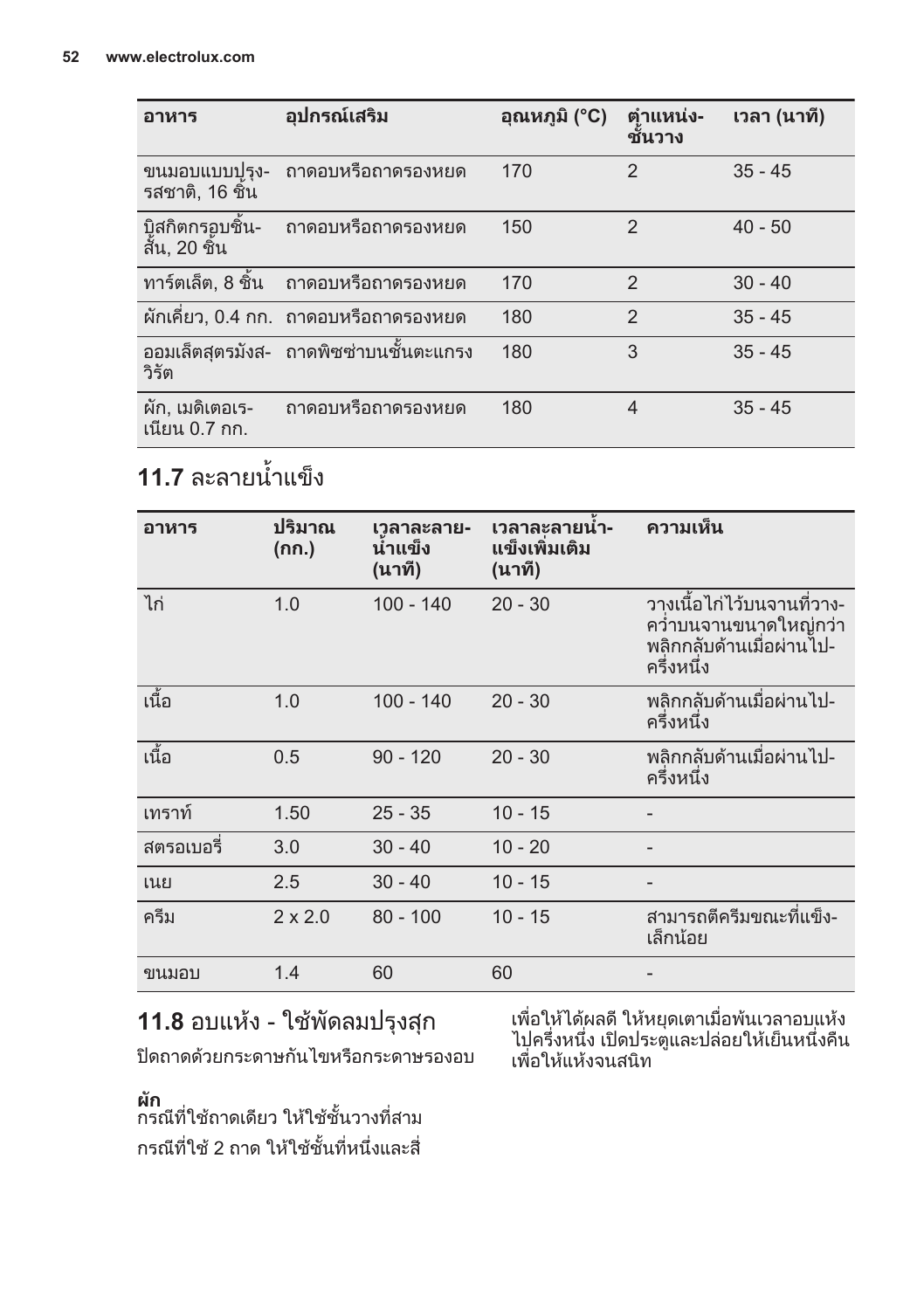| อาหาร | อุปกรณ์เสริม | อุณหภูมิ (°C) | ตำแหน่ง-ชั้นวาง | เวลา (นาที) |
| --- | --- | --- | --- | --- |
| ขนมอบแบบปรุง-รสชาติ, 16 ชิ้น | ถาดอบหรือถาดรองหยด | 170 | 2 | 35 - 45 |
| บิสกิตกรอบชิ้น-สั้น, 20 ชิ้น | ถาดอบหรือถาดรองหยด | 150 | 2 | 40 - 50 |
| ทาร์ตเล็ต, 8 ชิ้น | ถาดอบหรือถาดรองหยด | 170 | 2 | 30 - 40 |
| ผักเคี่ยว, 0.4 กก. | ถาดอบหรือถาดรองหยด | 180 | 2 | 35 - 45 |
| ออมเล็ตสูตรมังส-วิรัต | ถาดพิซซ่าบนชั้นตะแกรง | 180 | 3 | 35 - 45 |
| ผัก, เมดิเตอเร-เนียน 0.7 กก. | ถาดอบหรือถาดรองหยด | 180 | 4 | 35 - 45 |

## 11.7 ละลายน้ำแข็ง

| อาหาร | ปริมาณ (กก.) | เวลาละลาย-น้ำแข็ง (นาที) | เวลาละลายน้ำ-แข็งเพิ่มเติม (นาที) | ความเห็น |
| --- | --- | --- | --- | --- |
| ไก่ | 1.0 | 100 - 140 | 20 - 30 | วางเนื้อไก่ไว้บนจานที่วาง-คว่ำบนจานขนาดใหญ่กว่า พลิกกลับด้านเมื่อผ่านไป-ครึ่งหนึ่ง |
| เนื้อ | 1.0 | 100 - 140 | 20 - 30 | พลิกกลับด้านเมื่อผ่านไป-ครึ่งหนึ่ง |
| เนื้อ | 0.5 | 90 - 120 | 20 - 30 | พลิกกลับด้านเมื่อผ่านไป-ครึ่งหนึ่ง |
| เทราท์ | 1.50 | 25 - 35 | 10 - 15 | - |
| สตรอเบอรี่ | 3.0 | 30 - 40 | 10 - 20 | - |
| เนย | 2.5 | 30 - 40 | 10 - 15 | - |
| ครีม | 2 x 2.0 | 80 - 100 | 10 - 15 | สามารถตีครีมขณะที่แข็ง-เล็กน้อย |
| ขนมอบ | 1.4 | 60 | 60 | - |

## 11.8 อบแห้ง - ใช้พัดลมปรุงสุก

ปิดถาดด้วยกระดาษกันไขหรือกระดาษรองอบ

**ผัก**

กรณีที่ใช้ถาดเดียว ให้ใช้ชั้นวางที่สาม

กรณีที่ใช้ 2 ถาด ให้ใช้ชั้นที่หนึ่งและสี่

เพื่อให้ได้ผลดี ให้หยุดเตาเมื่อพ้นเวลาอบแห้งไปครึ่งหนึ่ง เปิดประตูและปล่อยให้เย็นหนึ่งคืนเพื่อให้แห้งจนสนิท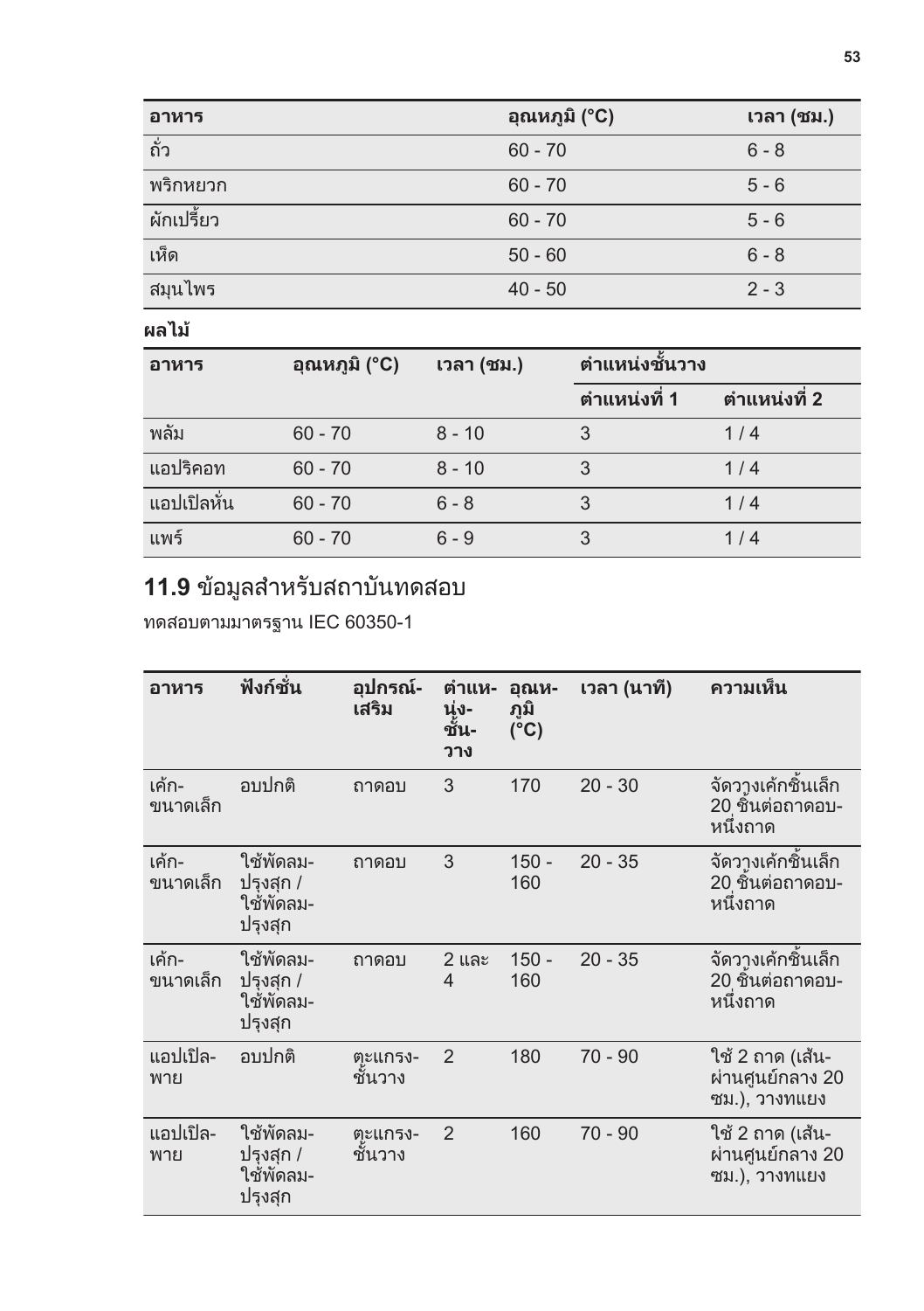| อาหาร | อุณหภูมิ (°C) | เวลา (ชม.) |
| --- | --- | --- |
| ถั่ว | 60 - 70 | 6 - 8 |
| พริกหยวก | 60 - 70 | 5 - 6 |
| ผักเปรี้ยว | 60 - 70 | 5 - 6 |
| เห็ด | 50 - 60 | 6 - 8 |
| สมุนไพร | 40 - 50 | 2 - 3 |

**ผลไม้**

| อาหาร | อุณหภูมิ (°C) | เวลา (ชม.) | ตำแหน่งชั้นวาง | |
| --- | --- | --- | --- | --- |
| | | | ตำแหน่งที่ 1 | ตำแหน่งที่ 2 |
| พลัม | 60 - 70 | 8 - 10 | 3 | 1 / 4 |
| แอปริคอท | 60 - 70 | 8 - 10 | 3 | 1 / 4 |
| แอปเปิลหั่น | 60 - 70 | 6 - 8 | 3 | 1 / 4 |
| แพร์ | 60 - 70 | 6 - 9 | 3 | 1 / 4 |

## 11.9 ข้อมูลสำหรับสถาบันทดสอบ

ทดสอบตามมาตรฐาน IEC 60350-1

| อาหาร | ฟังก์ชั่น | อุปกรณ์เสริม | ตำแหน่งชั้นวาง | อุณหภูมิ (°C) | เวลา (นาที) | ความเห็น |
| --- | --- | --- | --- | --- | --- | --- |
| เค้กขนาดเล็ก | อบปกติ | ถาดอบ | 3 | 170 | 20 - 30 | จัดวางเค้กชิ้นเล็ก 20 ชิ้นต่อถาดอบหนึ่งถาด |
| เค้กขนาดเล็ก | ใช้พัดลมปรุงสุก / ใช้พัดลมปรุงสุก | ถาดอบ | 3 | 150 - 160 | 20 - 35 | จัดวางเค้กชิ้นเล็ก 20 ชิ้นต่อถาดอบหนึ่งถาด |
| เค้กขนาดเล็ก | ใช้พัดลมปรุงสุก / ใช้พัดลมปรุงสุก | ถาดอบ | 2 และ 4 | 150 - 160 | 20 - 35 | จัดวางเค้กชิ้นเล็ก 20 ชิ้นต่อถาดอบหนึ่งถาด |
| แอปเปิลพาย | อบปกติ | ตะแกรงชั้นวาง | 2 | 180 | 70 - 90 | ใช้ 2 ถาด (เส้นผ่านศูนย์กลาง 20 ซม.), วางทแยง |
| แอปเปิลพาย | ใช้พัดลมปรุงสุก / ใช้พัดลมปรุงสุก | ตะแกรงชั้นวาง | 2 | 160 | 70 - 90 | ใช้ 2 ถาด (เส้นผ่านศูนย์กลาง 20 ซม.), วางทแยง |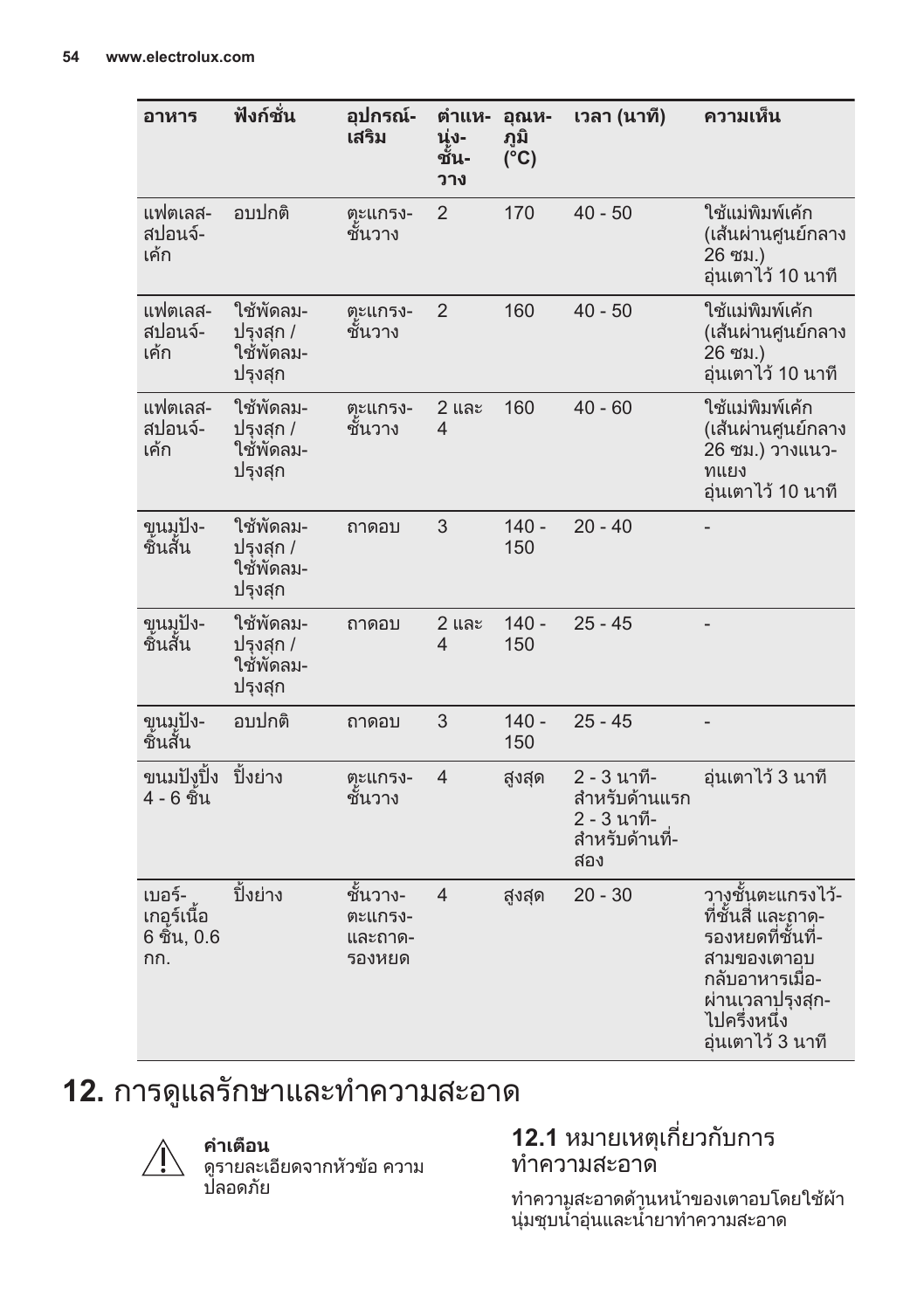| อาหาร | ฟังก์ชั่น | อุปกรณ์เสริม | ตำแหน่งชั้นวาง | อุณหภูมิ (°C) | เวลา (นาที) | ความเห็น |
| --- | --- | --- | --- | --- | --- | --- |
| แฟตเลสสปอนจ์เค้ก | อบปกติ | ตะแกรงชั้นวาง | 2 | 170 | 40 - 50 | ใช้แม่พิมพ์เค้ก (เส้นผ่านศูนย์กลาง 26 ซม.) อุ่นเตาไว้ 10 นาที |
| แฟตเลสสปอนจ์เค้ก | ใช้พัดลมปรุงสุก / ใช้พัดลมปรุงสุก | ตะแกรงชั้นวาง | 2 | 160 | 40 - 50 | ใช้แม่พิมพ์เค้ก (เส้นผ่านศูนย์กลาง 26 ซม.) อุ่นเตาไว้ 10 นาที |
| แฟตเลสสปอนจ์เค้ก | ใช้พัดลมปรุงสุก / ใช้พัดลมปรุงสุก | ตะแกรงชั้นวาง | 2 และ 4 | 160 | 40 - 60 | ใช้แม่พิมพ์เค้ก (เส้นผ่านศูนย์กลาง 26 ซม.) วางแนวทแยง อุ่นเตาไว้ 10 นาที |
| ขนมปังชิ้นสั้น | ใช้พัดลมปรุงสุก / ใช้พัดลมปรุงสุก | ถาดอบ | 3 | 140 - 150 | 20 - 40 | - |
| ขนมปังชิ้นสั้น | ใช้พัดลมปรุงสุก / ใช้พัดลมปรุงสุก | ถาดอบ | 2 และ 4 | 140 - 150 | 25 - 45 | - |
| ขนมปังชิ้นสั้น | อบปกติ | ถาดอบ | 3 | 140 - 150 | 25 - 45 | - |
| ขนมปังปิ้ง 4 - 6 ชิ้น | ปิ้งย่าง | ตะแกรงชั้นวาง | 4 | สูงสุด | 2 - 3 นาทีสำหรับด้านแรก 2 - 3 นาทีสำหรับด้านที่สอง | อุ่นเตาไว้ 3 นาที |
| เบอร์เกอร์เนื้อ 6 ชิ้น, 0.6 กก. | ปิ้งย่าง | ชั้นวางตะแกรงและถาดรองหยด | 4 | สูงสุด | 20 - 30 | วางชั้นตะแกรงไว้ที่ชั้นสี่ และถาดรองหยดที่ชั้นที่สามของเตาอบ กลับอาหารเมื่อผ่านเวลาปรุงสุกไปครึ่งหนึ่ง อุ่นเตาไว้ 3 นาที |

# 12. การดูแลรักษาและทำความสะอาด

**คำเตือน**
ดูรายละเอียดจากหัวข้อ ความปลอดภัย

## 12.1 หมายเหตุเกี่ยวกับการทำความสะอาด

ทำความสะอาดด้านหน้าของเตาอบโดยใช้ผ้านุ่มชุบน้ำอุ่นและน้ำยาทำความสะอาด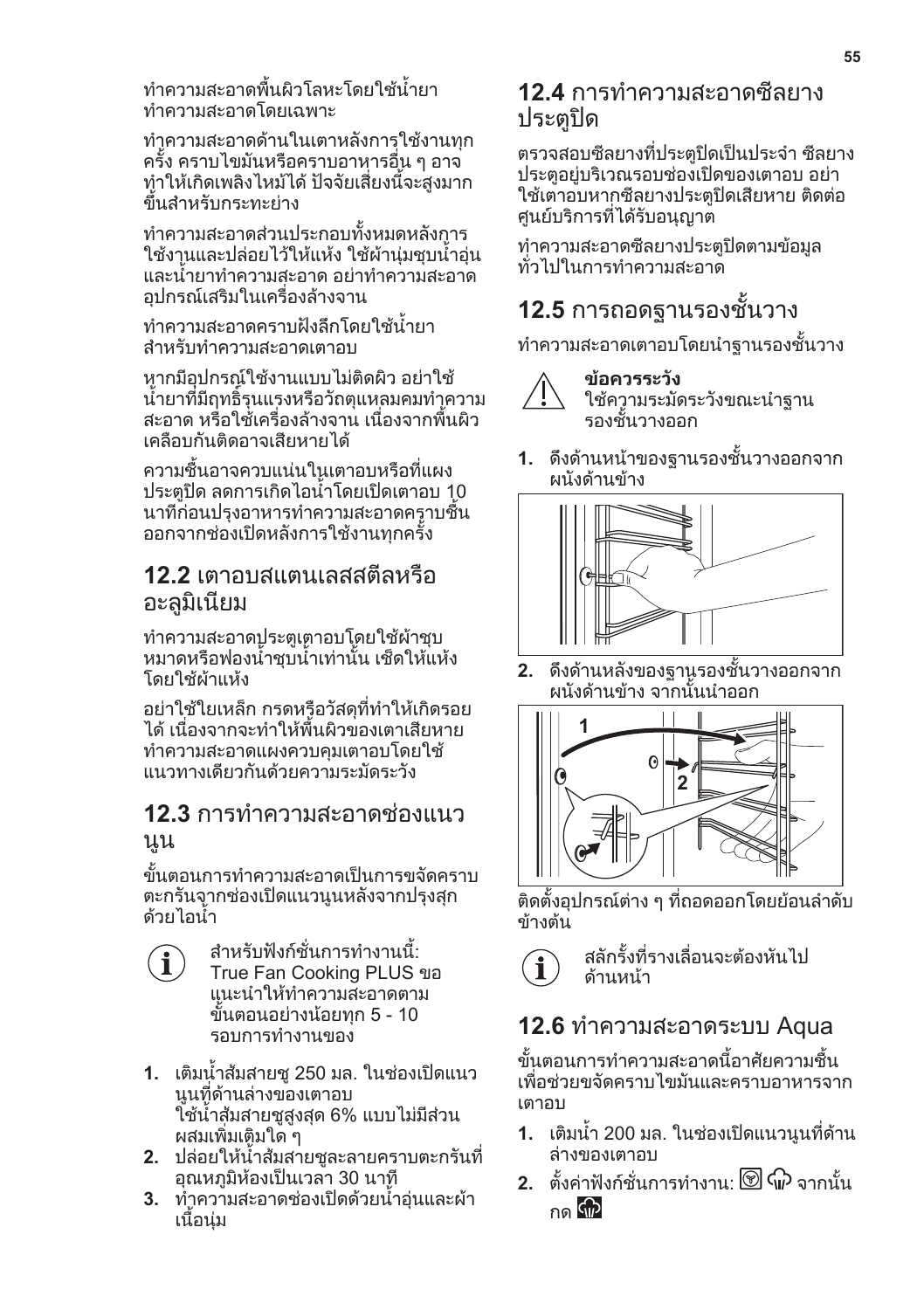ทำความสะอาดพื้นผิวโลหะโดยใช้น้ำยาทำความสะอาดโดยเฉพาะ

ทำความสะอาดด้านในเตาหลังการใช้งานทุกครั้ง คราบไขมันหรือคราบอาหารอื่น ๆ อาจทำให้เกิดเพลิงไหม้ได้ ปัจจัยเสี่ยงนี้จะสูงมากขึ้นสำหรับกระทะย่าง

ทำความสะอาดส่วนประกอบทั้งหมดหลังการใช้งานและปล่อยไว้ให้แห้ง ใช้ผ้านุ่มชุบน้ำอุ่นและน้ำยาทำความสะอาด อย่าทำความสะอาดอุปกรณ์เสริมในเครื่องล้างจาน

ทำความสะอาดคราบฝังลึกโดยใช้น้ำยาสำหรับทำความสะอาดเตาอบ

หากมีอุปกรณ์ใช้งานแบบไม่ติดผิว อย่าใช้น้ำยาที่มีฤทธิ์รุนแรงหรือวัตถุแหลมคมทำความสะอาด หรือใช้เครื่องล้างจาน เนื่องจากพื้นผิวเคลือบกันติดอาจเสียหายได้

ความชื้นอาจควบแน่นในเตาอบหรือที่แผงประตูปิด ลดการเกิดไอน้ำโดยเปิดเตาอบ 10 นาทีก่อนปรุงอาหารทำความสะอาดคราบชื้นออกจากช่องเปิดหลังการใช้งานทุกครั้ง

## 12.2 เตาอบสแตนเลสสตีลหรืออะลูมิเนียม

ทำความสะอาดประตูเตาอบโดยใช้ผ้าชุบหมาดหรือฟองน้ำชุบน้ำเท่านั้น เช็ดให้แห้งโดยใช้ผ้าแห้ง

อย่าใช้ใยเหล็ก กรดหรือวัสดุที่ทำให้เกิดรอยได้ เนื่องจากจะทำให้พื้นผิวของเตาเสียหาย ทำความสะอาดแผงควบคุมเตาอบโดยใช้แนวทางเดียวกันด้วยความระมัดระวัง

## 12.3 การทำความสะอาดช่องแนวนูน

ขั้นตอนการทำความสะอาดเป็นการขจัดคราบตะกรันจากช่องเปิดแนวนูนหลังจากปรุงสุกด้วยไอน้ำ

> สำหรับฟังก์ชั่นการทำงานนี้: True Fan Cooking PLUS ขอแนะนำให้ทำความสะอาดตามขั้นตอนอย่างน้อยทุก 5 - 10 รอบการทำงานของ

1. เติมน้ำส้มสายชู 250 มล. ในช่องเปิดแนวนูนที่ด้านล่างของเตาอบ
   ใช้น้ำส้มสายชูสูงสุด 6% แบบไม่มีส่วนผสมเพิ่มเติมใด ๆ
2. ปล่อยให้น้ำส้มสายชูละลายคราบตะกรันที่อุณหภูมิห้องเป็นเวลา 30 นาที
3. ทำความสะอาดช่องเปิดด้วยน้ำอุ่นและผ้าเนื้อนุ่ม

## 12.4 การทำความสะอาดซีลยางประตูปิด

ตรวจสอบซีลยางที่ประตูปิดเป็นประจำ ซีลยางประตูอยู่บริเวณรอบช่องเปิดของเตาอบ อย่าใช้เตาอบหากซีลยางประตูปิดเสียหาย ติดต่อศูนย์บริการที่ได้รับอนุญาต

ทำความสะอาดซีลยางประตูปิดตามข้อมูลทั่วไปในการทำความสะอาด

## 12.5 การถอดฐานรองชั้นวาง

ทำความสะอาดเตาอบโดยนำฐานรองชั้นวาง

> **ข้อควรระวัง**
> ใช้ความระมัดระวังขณะนำฐานรองชั้นวางออก

1. ดึงด้านหน้าของฐานรองชั้นวางออกจากผนังด้านข้าง
2. ดึงด้านหลังของฐานรองชั้นวางออกจากผนังด้านข้าง จากนั้นนำออก

ติดตั้งอุปกรณ์ต่าง ๆ ที่ถอดออกโดยย้อนลำดับข้างต้น

> สลักรั้งที่รางเลื่อนจะต้องหันไปด้านหน้า

## 12.6 ทำความสะอาดระบบ Aqua

ขั้นตอนการทำความสะอาดนี้อาศัยความชื้นเพื่อช่วยขจัดคราบไขมันและคราบอาหารจากเตาอบ

1. เติมน้ำ 200 มล. ในช่องเปิดแนวนูนที่ด้านล่างของเตาอบ
2. ตั้งค่าฟังก์ชั่นการทำงาน: จากนั้นกด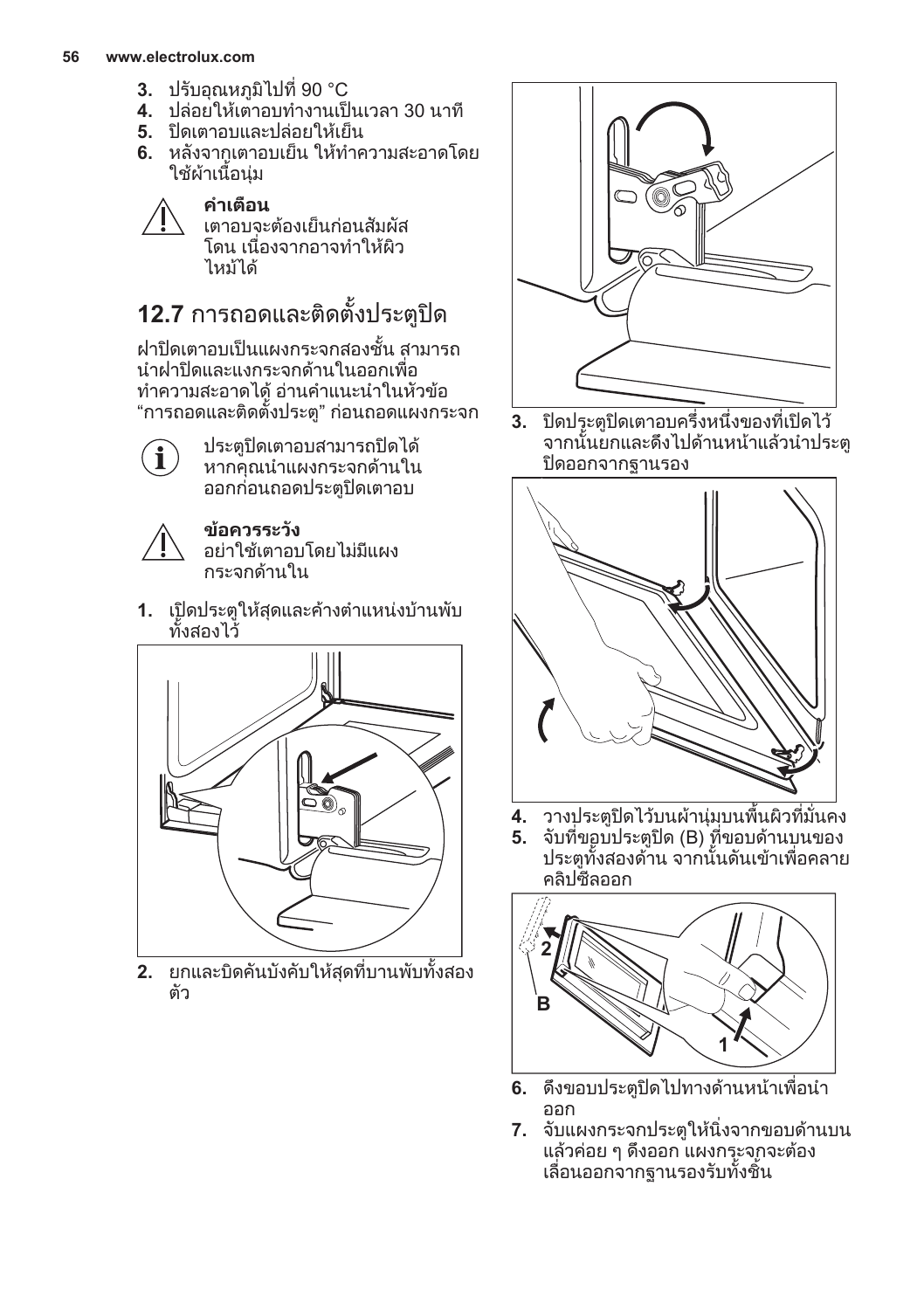3. ปรับอุณหภูมิไปที่ 90 °C
4. ปล่อยให้เตาอบทำงานเป็นเวลา 30 นาที
5. ปิดเตาอบและปล่อยให้เย็น
6. หลังจากเตาอบเย็น ให้ทำความสะอาดโดยใช้ผ้าเนื้อนุ่ม

**คำเตือน**
เตาอบจะต้องเย็นก่อนสัมผัสโดน เนื่องจากอาจทำให้ผิวไหม้ได้

## 12.7 การถอดและติดตั้งประตูปิด

ฝาปิดเตาอบเป็นแผงกระจกสองชั้น สามารถนำฝาปิดและแงกระจกด้านในออกเพื่อทำความสะอาดได้ อ่านคำแนะนำในหัวข้อ "การถอดและติดตั้งประตู" ก่อนถอดแผงกระจก

ประตูปิดเตาอบสามารถปิดได้หากคุณนำแผงกระจกด้านในออกก่อนถอดประตูปิดเตาอบ

**ข้อควรระวัง**
อย่าใช้เตาอบโดยไม่มีแผงกระจกด้านใน

1. เปิดประตูให้สุดและค้างตำแหน่งบ้านพับทั้งสองไว้

2. ยกและบิดคันบังคับให้สุดที่บานพับทั้งสองตัว

3. ปิดประตูปิดเตาอบครึ่งหนึ่งของที่เปิดไว้ จากนั้นยกและดึงไปด้านหน้าแล้วนำประตูปิดออกจากฐานรอง

4. วางประตูปิดไว้บนผ้านุ่มบนพื้นผิวที่มั่นคง
5. จับที่ขอบประตูปิด (B) ที่ขอบด้านบนของประตูทั้งสองด้าน จากนั้นดันเข้าเพื่อคลายคลิปซีลออก

6. ดึงขอบประตูปิดไปทางด้านหน้าเพื่อนำออก
7. จับแผงกระจกประตูให้นิ่งจากขอบด้านบนแล้วค่อย ๆ ดึงออก แผงกระจกจะต้องเลื่อนออกจากฐานรองรับทั้งชิ้น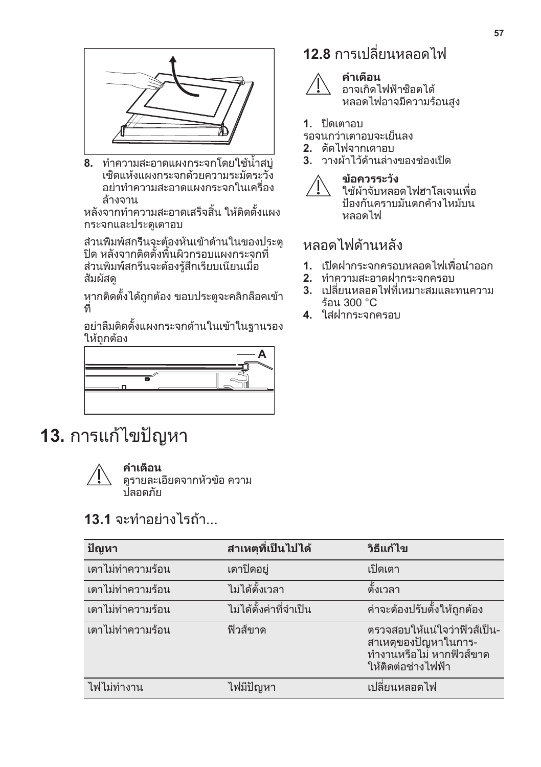8. ทำความสะอาดแผงกระจกโดยใช้น้ำสบู่ เช็ดแห้งแผงกระจกด้วยความระมัดระวัง อย่าทำความสะอาดแผงกระจกในเครื่องล้างจาน

หลังจากทำความสะอาดเสร็จสิ้น ให้ติดตั้งแผงกระจกและประตูเตาอบ

ส่วนพิมพ์สกรีนจะต้องหันเข้าด้านในของประตูปิด หลังจากติดตั้งพื้นผิวกรอบแผงกระจกที่ส่วนพิมพ์สกรีนจะต้องรู้สึกเรียบเนียนเมื่อสัมผัสดู

หากติดตั้งได้ถูกต้อง ขอบประตูจะคลิกล็อคเข้าที่

อย่าลืมติดตั้งแผงกระจกด้านในเข้าในฐานรองให้ถูกต้อง

A

## 12.8 การเปลี่ยนหลอดไฟ

**คำเตือน**
อาจเกิดไฟฟ้าช็อตได้
หลอดไฟอาจมีความร้อนสูง

1. ปิดเตาอบ

รอจนกว่าเตาอบจะเย็นลง

2. ตัดไฟจากเตาอบ
3. วางผ้าไว้ด้านล่างของช่องเปิด

**ข้อควรระวัง**
ใช้ผ้าจับหลอดไฟฮาโลเจนเพื่อป้องกันคราบมันตกค้างไหม้บนหลอดไฟ

### หลอดไฟด้านหลัง

1. เปิดฝากระจกครอบหลอดไฟเพื่อนำออก
2. ทำความสะอาดฝากระจกครอบ
3. เปลี่ยนหลอดไฟที่เหมาะสมและทนความร้อน 300 °C
4. ใส่ฝากระจกครอบ

# 13. การแก้ไขปัญหา

**คำเตือน**
ดูรายละเอียดจากหัวข้อ ความปลอดภัย

## 13.1 จะทำอย่างไรถ้า...

| ปัญหา | สาเหตุที่เป็นไปได้ | วิธีแก้ไข |
| --- | --- | --- |
| เตาไม่ทำความร้อน | เตาปิดอยู่ | เปิดเตา |
| เตาไม่ทำความร้อน | ไม่ได้ตั้งเวลา | ตั้งเวลา |
| เตาไม่ทำความร้อน | ไม่ได้ตั้งค่าที่จำเป็น | ค่าจะต้องปรับตั้งให้ถูกต้อง |
| เตาไม่ทำความร้อน | ฟิวส์ขาด | ตรวจสอบให้แน่ใจว่าฟิวส์เป็นสาเหตุของปัญหาในการทำงานหรือไม่ หากฟิวส์ขาดให้ติดต่อช่างไฟฟ้า |
| ไฟไม่ทำงาน | ไฟมีปัญหา | เปลี่ยนหลอดไฟ |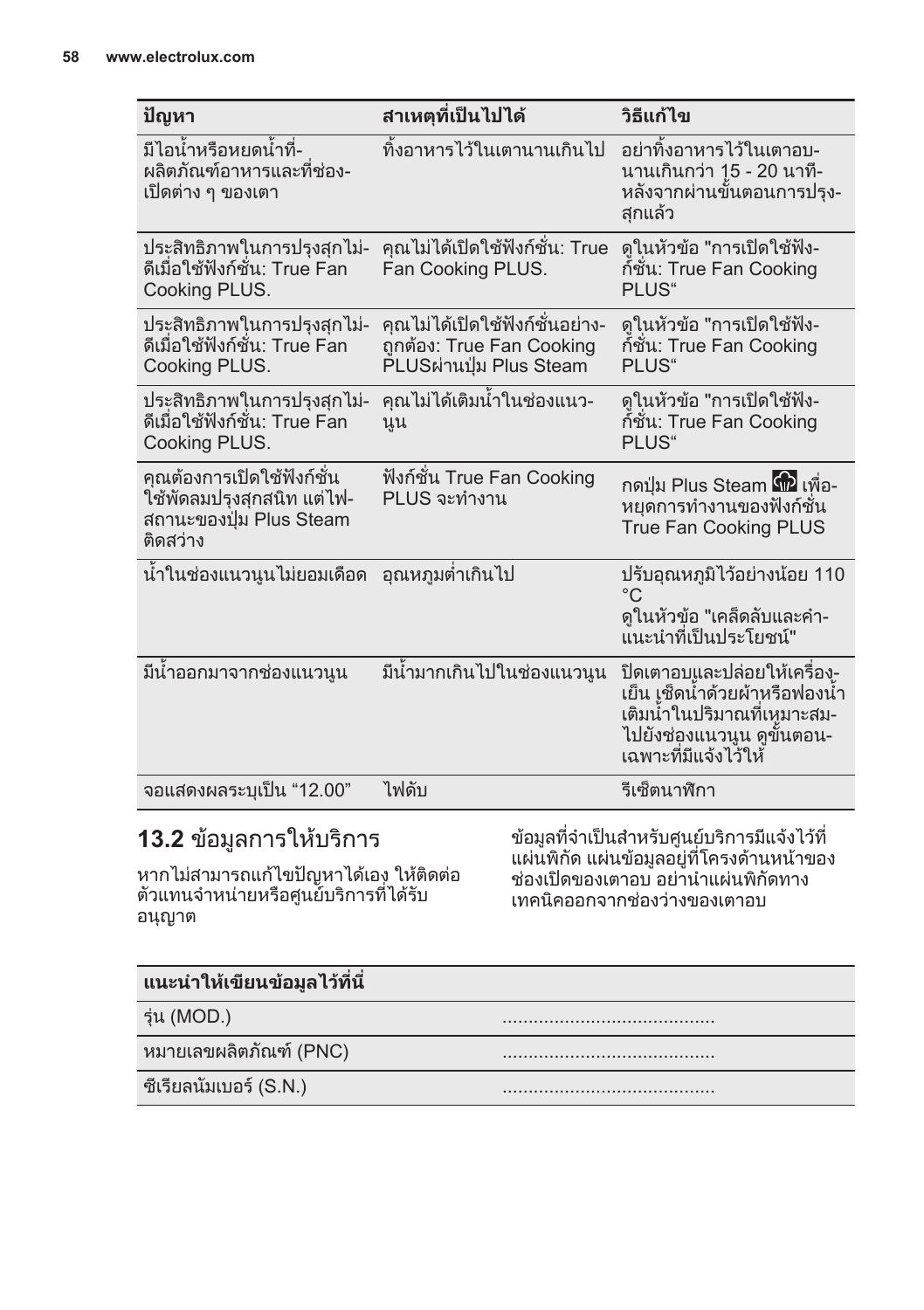| ปัญหา | สาเหตุที่เป็นไปได้ | วิธีแก้ไข |
|---|---|---|
| มีไอน้ำหรือหยดน้ำที่ผลิตภัณฑ์อาหารและที่ช่องเปิดต่าง ๆ ของเตา | ทิ้งอาหารไว้ในเตานานเกินไป | อย่าทิ้งอาหารไว้ในเตาอบนานเกินกว่า 15 - 20 นาทีหลังจากผ่านขั้นตอนการปรุงสุกแล้ว |
| ประสิทธิภาพในการปรุงสุกไม่ดีเมื่อใช้ฟังก์ชั่น: True Fan Cooking PLUS. | คุณไม่ได้เปิดใช้ฟังก์ชั่น: True Fan Cooking PLUS. | ดูในหัวข้อ "การเปิดใช้ฟังก์ชั่น: True Fan Cooking PLUS“ |
| ประสิทธิภาพในการปรุงสุกไม่ดีเมื่อใช้ฟังก์ชั่น: True Fan Cooking PLUS. | คุณไม่ได้เปิดใช้ฟังก์ชั่นอย่างถูกต้อง: True Fan Cooking PLUSผ่านปุ่ม Plus Steam | ดูในหัวข้อ "การเปิดใช้ฟังก์ชั่น: True Fan Cooking PLUS“ |
| ประสิทธิภาพในการปรุงสุกไม่ดีเมื่อใช้ฟังก์ชั่น: True Fan Cooking PLUS. | คุณไม่ได้เติมน้ำในช่องแนวนูน | ดูในหัวข้อ "การเปิดใช้ฟังก์ชั่น: True Fan Cooking PLUS“ |
| คุณต้องการเปิดใช้ฟังก์ชั่นใช้พัดลมปรุงสุกสนิท แต่ไฟสถานะของปุ่ม Plus Steam ติดสว่าง | ฟังก์ชั่น True Fan Cooking PLUS จะทำงาน | กดปุ่ม Plus Steam เพื่อหยุดการทำงานของฟังก์ชั่น True Fan Cooking PLUS |
| น้ำในช่องแนวนูนไม่ยอมเดือด | อุณหภูมต่ำเกินไป | ปรับอุณหภูมิไว้อย่างน้อย 110 °C<br>ดูในหัวข้อ "เคล็ดลับและคำแนะนำที่เป็นประโยชน์" |
| มีน้ำออกมาจากช่องแนวนูน | มีน้ำมากเกินไปในช่องแนวนูน | ปิดเตาอบและปล่อยให้เครื่องเย็น เช็ดน้ำด้วยผ้าหรือฟองน้ำ เติมน้ำในปริมาณที่เหมาะสมไปยังช่องแนวนูน ดูขั้นตอนเฉพาะที่มีแจ้งไว้ให้ |
| จอแสดงผลระบุเป็น “12.00” | ไฟดับ | รีเซ็ตนาฬิกา |

## 13.2 ข้อมูลการให้บริการ

หากไม่สามารถแก้ไขปัญหาได้เอง ให้ติดต่อตัวแทนจำหน่ายหรือศูนย์บริการที่ได้รับอนุญาต

ข้อมูลที่จำเป็นสำหรับศูนย์บริการมีแจ้งไว้ที่แผ่นพิกัด แผ่นข้อมูลอยู่ที่โครงด้านหน้าของช่องเปิดของเตาอบ อย่านำแผ่นพิกัดทางเทคนิคออกจากช่องว่างของเตาอบ

| แนะนำให้เขียนข้อมูลไว้ที่นี่ | |
|---|---|
| รุ่น (MOD.) | ......................................... |
| หมายเลขผลิตภัณฑ์ (PNC) | ......................................... |
| ซีเรียลนัมเบอร์ (S.N.) | ......................................... |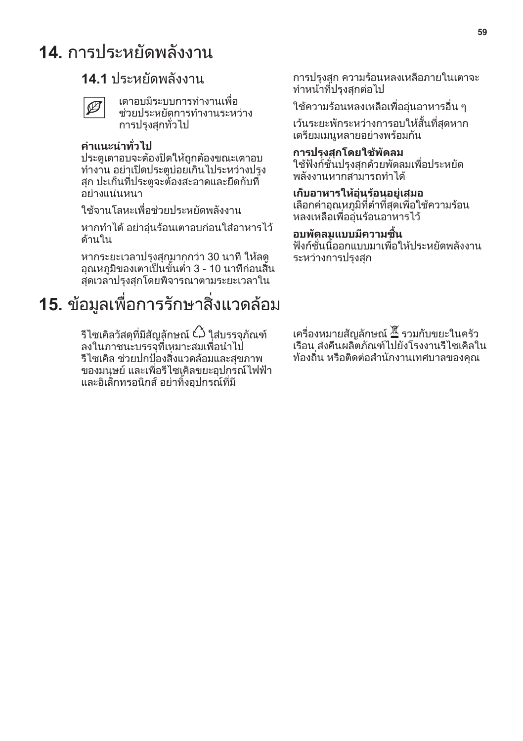# 14. การประหยัดพลังงาน

## 14.1 ประหยัดพลังงาน

เตาอบมีระบบการทำงานเพื่อช่วยประหยัดการทำงานระหว่างการปรุงสุกทั่วไป

**คำแนะนำทั่วไป**
ประตูเตาอบจะต้องปิดให้ถูกต้องขณะเตาอบทำงาน อย่าเปิดประตูบ่อยเกินไประหว่างปรุงสุก ปะเก็นที่ประตูจะต้องสะอาดและยึดกับที่อย่างแน่นหนา

ใช้จานโลหะเพื่อช่วยประหยัดพลังงาน

หากทำได้ อย่าอุ่นร้อนเตาอบก่อนใส่อาหารไว้ด้านใน

หากระยะเวลาปรุงสุกมากกว่า 30 นาที ให้ลดอุณหภูมิของเตาเป็นขั้นต่ำ 3 - 10 นาทีก่อนสิ้นสุดเวลาปรุงสุกโดยพิจารณาตามระยะเวลาในการปรุงสุก ความร้อนหลงเหลือภายในเตาจะทำหน้าที่ปรุงสุกต่อไป

ใช้ความร้อนหลงเหลือเพื่ออุ่นอาหารอื่น ๆ

เว้นระยะพักระหว่างการอบให้สั้นที่สุดหากเตรียมเมนูหลายอย่างพร้อมกัน

**การปรุงสุกโดยใช้พัดลม**
ใช้ฟังก์ชั่นปรุงสุกด้วยพัดลมเพื่อประหยัดพลังงานหากสามารถทำได้

**เก็บอาหารให้อุ่นร้อนอยู่เสมอ**
เลือกค่าอุณหภูมิที่ต่ำที่สุดเพื่อใช้ความร้อนหลงเหลือเพื่ออุ่นร้อนอาหารไว้

**อบพัดลมแบบมีความชื้น**
ฟังก์ชั่นนี้ออกแบบมาเพื่อให้ประหยัดพลังงานระหว่างการปรุงสุก

# 15. ข้อมูลเพื่อการรักษาสิ่งแวดล้อม

รีไซเคิลวัสดุที่มีสัญลักษณ์ ♲ ใส่บรรจุภัณฑ์ลงในภาชนะบรรจุที่เหมาะสมเพื่อนำไปรีไซเคิล ช่วยปกป้องสิ่งแวดล้อมและสุขภาพของมนุษย์ และเพื่อรีไซเคิลขยะอุปกรณ์ไฟฟ้าและอิเล็กทรอนิกส์ อย่าทิ้งอุปกรณ์ที่มีเครื่องหมายสัญลักษณ์ ☒ รวมกับขยะในครัวเรือน ส่งคืนผลิตภัณฑ์ไปยังโรงงานรีไซเคิลในท้องถิ่น หรือติดต่อสำนักงานเทศบาลของคุณ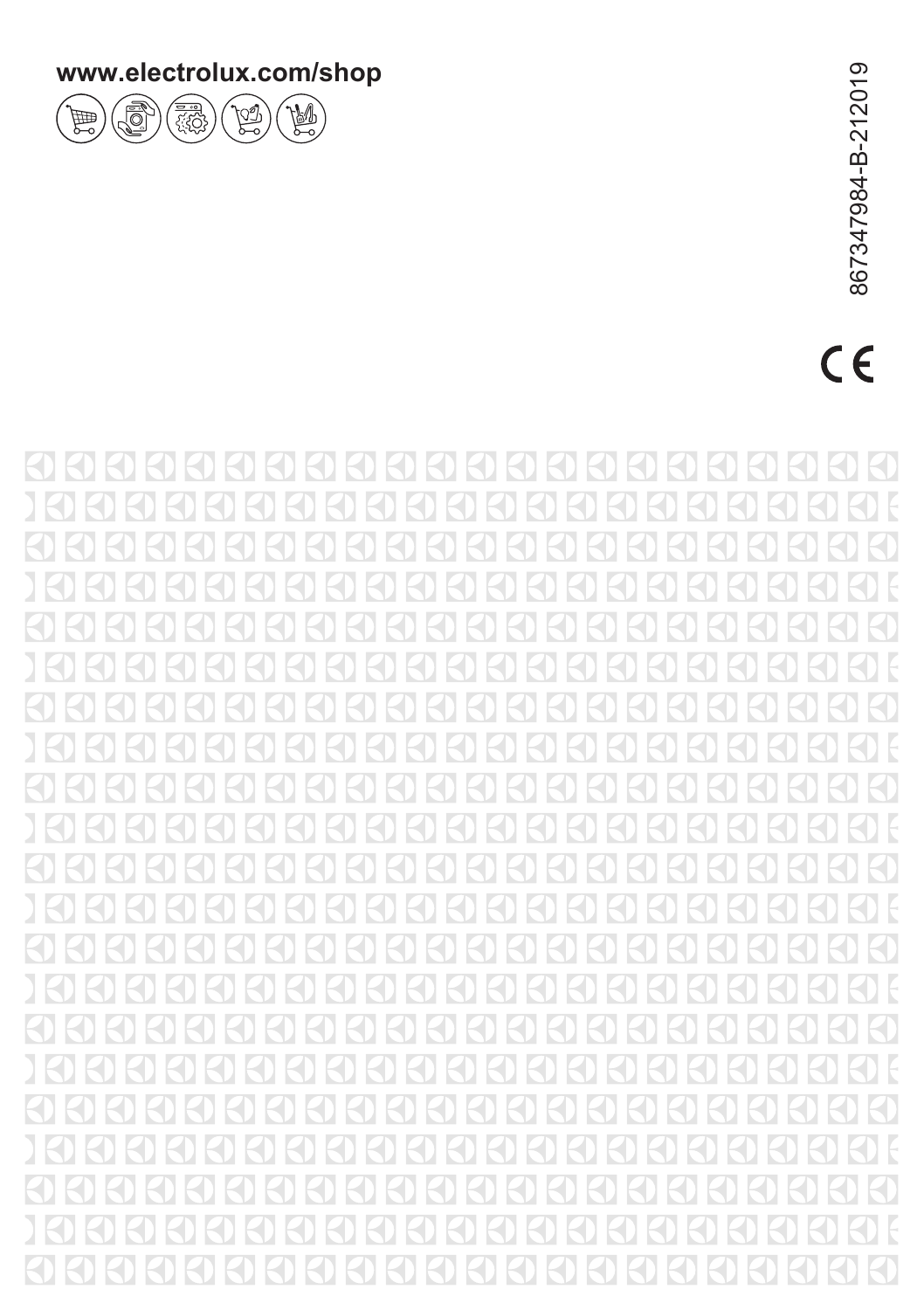www.electrolux.com/shop

867347984-B-212019

CE